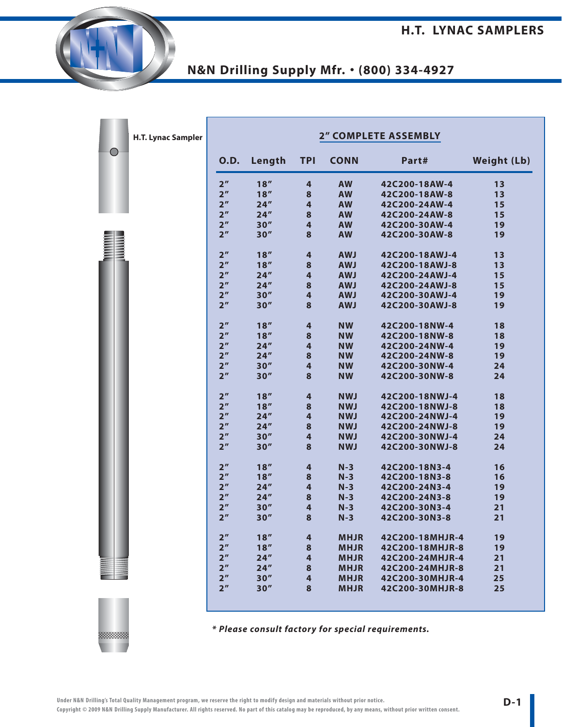# H.T. LYNAC SAMPLERS

## N&N Drilling Supply Mfr. • (800) 334-4927

H.T. Lynac Sampler

### 2" COMPLETE ASSEMBLY

| O.D. | Length | TPI | CONN | Part# | Weight (Lb) |
|---|---|---|---|---|---|
| 2" | 18" | 4 | AW | 42C200-18AW-4 | 13 |
| 2" | 18" | 8 | AW | 42C200-18AW-8 | 13 |
| 2" | 24" | 4 | AW | 42C200-24AW-4 | 15 |
| 2" | 24" | 8 | AW | 42C200-24AW-8 | 15 |
| 2" | 30" | 4 | AW | 42C200-30AW-4 | 19 |
| 2" | 30" | 8 | AW | 42C200-30AW-8 | 19 |
| 2" | 18" | 4 | AWJ | 42C200-18AWJ-4 | 13 |
| 2" | 18" | 8 | AWJ | 42C200-18AWJ-8 | 13 |
| 2" | 24" | 4 | AWJ | 42C200-24AWJ-4 | 15 |
| 2" | 24" | 8 | AWJ | 42C200-24AWJ-8 | 15 |
| 2" | 30" | 4 | AWJ | 42C200-30AWJ-4 | 19 |
| 2" | 30" | 8 | AWJ | 42C200-30AWJ-8 | 19 |
| 2" | 18" | 4 | NW | 42C200-18NW-4 | 18 |
| 2" | 18" | 8 | NW | 42C200-18NW-8 | 18 |
| 2" | 24" | 4 | NW | 42C200-24NW-4 | 19 |
| 2" | 24" | 8 | NW | 42C200-24NW-8 | 19 |
| 2" | 30" | 4 | NW | 42C200-30NW-4 | 24 |
| 2" | 30" | 8 | NW | 42C200-30NW-8 | 24 |
| 2" | 18" | 4 | NWJ | 42C200-18NWJ-4 | 18 |
| 2" | 18" | 8 | NWJ | 42C200-18NWJ-8 | 18 |
| 2" | 24" | 4 | NWJ | 42C200-24NWJ-4 | 19 |
| 2" | 24" | 8 | NWJ | 42C200-24NWJ-8 | 19 |
| 2" | 30" | 4 | NWJ | 42C200-30NWJ-4 | 24 |
| 2" | 30" | 8 | NWJ | 42C200-30NWJ-8 | 24 |
| 2" | 18" | 4 | N-3 | 42C200-18N3-4 | 16 |
| 2" | 18" | 8 | N-3 | 42C200-18N3-8 | 16 |
| 2" | 24" | 4 | N-3 | 42C200-24N3-4 | 19 |
| 2" | 24" | 8 | N-3 | 42C200-24N3-8 | 19 |
| 2" | 30" | 4 | N-3 | 42C200-30N3-4 | 21 |
| 2" | 30" | 8 | N-3 | 42C200-30N3-8 | 21 |
| 2" | 18" | 4 | MHJR | 42C200-18MHJR-4 | 19 |
| 2" | 18" | 8 | MHJR | 42C200-18MHJR-8 | 19 |
| 2" | 24" | 4 | MHJR | 42C200-24MHJR-4 | 21 |
| 2" | 24" | 8 | MHJR | 42C200-24MHJR-8 | 21 |
| 2" | 30" | 4 | MHJR | 42C200-30MHJR-4 | 25 |
| 2" | 30" | 8 | MHJR | 42C200-30MHJR-8 | 25 |

*** Please consult factory for special requirements.***

Under N&N Drilling's Total Quality Management program, we reserve the right to modify design and materials without prior notice.
Copyright © 2009 N&N Drilling Supply Manufacturer. All rights reserved. No part of this catalog may be reproduced, by any means, without prior written consent.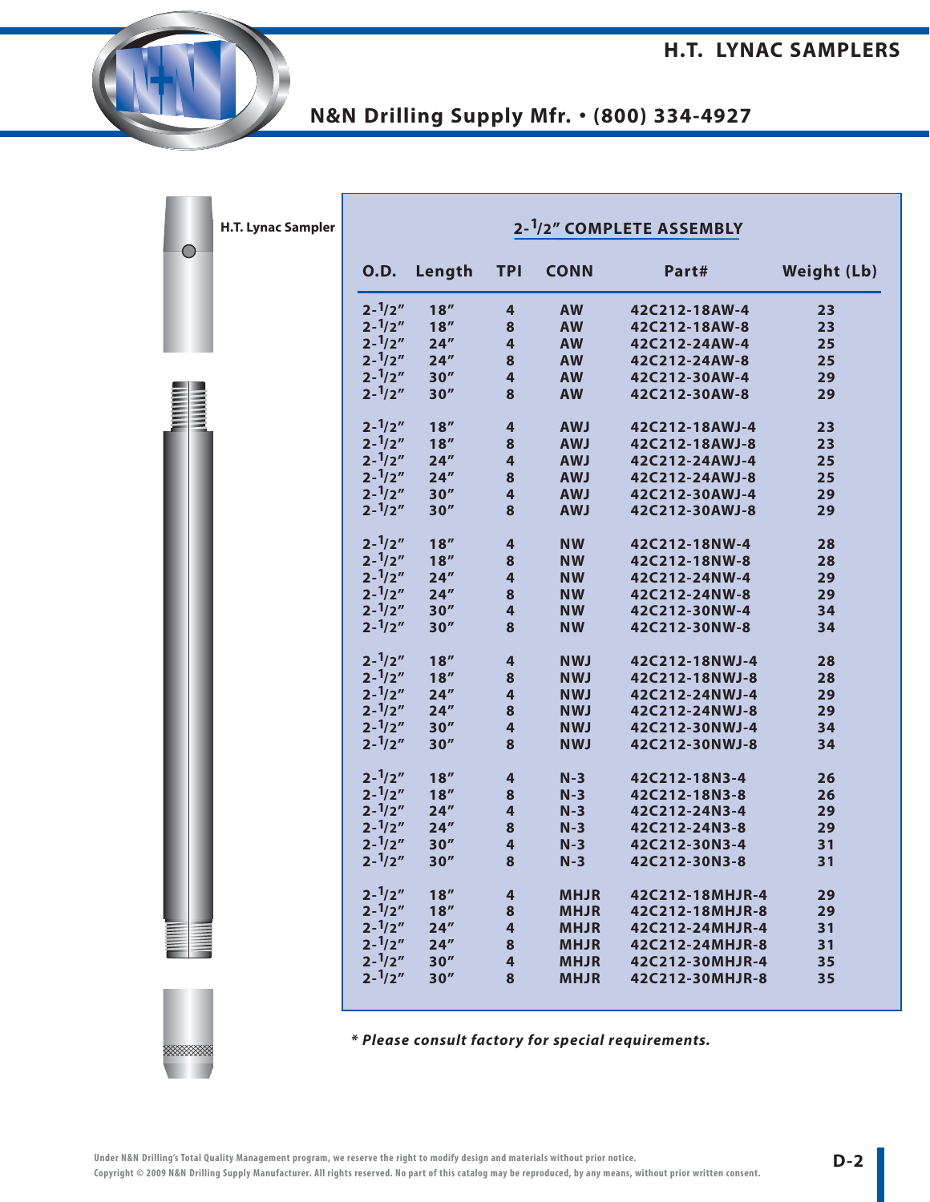# H.T. LYNAC SAMPLERS

## N&N Drilling Supply Mfr. • (800) 334-4927

H.T. Lynac Sampler

### 2-1/2" COMPLETE ASSEMBLY

| O.D. | Length | TPI | CONN | Part# | Weight (Lb) |
|---|---|---|---|---|---|
| 2-1/2" | 18" | 4 | AW | 42C212-18AW-4 | 23 |
| 2-1/2" | 18" | 8 | AW | 42C212-18AW-8 | 23 |
| 2-1/2" | 24" | 4 | AW | 42C212-24AW-4 | 25 |
| 2-1/2" | 24" | 8 | AW | 42C212-24AW-8 | 25 |
| 2-1/2" | 30" | 4 | AW | 42C212-30AW-4 | 29 |
| 2-1/2" | 30" | 8 | AW | 42C212-30AW-8 | 29 |
| 2-1/2" | 18" | 4 | AWJ | 42C212-18AWJ-4 | 23 |
| 2-1/2" | 18" | 8 | AWJ | 42C212-18AWJ-8 | 23 |
| 2-1/2" | 24" | 4 | AWJ | 42C212-24AWJ-4 | 25 |
| 2-1/2" | 24" | 8 | AWJ | 42C212-24AWJ-8 | 25 |
| 2-1/2" | 30" | 4 | AWJ | 42C212-30AWJ-4 | 29 |
| 2-1/2" | 30" | 8 | AWJ | 42C212-30AWJ-8 | 29 |
| 2-1/2" | 18" | 4 | NW | 42C212-18NW-4 | 28 |
| 2-1/2" | 18" | 8 | NW | 42C212-18NW-8 | 28 |
| 2-1/2" | 24" | 4 | NW | 42C212-24NW-4 | 29 |
| 2-1/2" | 24" | 8 | NW | 42C212-24NW-8 | 29 |
| 2-1/2" | 30" | 4 | NW | 42C212-30NW-4 | 34 |
| 2-1/2" | 30" | 8 | NW | 42C212-30NW-8 | 34 |
| 2-1/2" | 18" | 4 | NWJ | 42C212-18NWJ-4 | 28 |
| 2-1/2" | 18" | 8 | NWJ | 42C212-18NWJ-8 | 28 |
| 2-1/2" | 24" | 4 | NWJ | 42C212-24NWJ-4 | 29 |
| 2-1/2" | 24" | 8 | NWJ | 42C212-24NWJ-8 | 29 |
| 2-1/2" | 30" | 4 | NWJ | 42C212-30NWJ-4 | 34 |
| 2-1/2" | 30" | 8 | NWJ | 42C212-30NWJ-8 | 34 |
| 2-1/2" | 18" | 4 | N-3 | 42C212-18N3-4 | 26 |
| 2-1/2" | 18" | 8 | N-3 | 42C212-18N3-8 | 26 |
| 2-1/2" | 24" | 4 | N-3 | 42C212-24N3-4 | 29 |
| 2-1/2" | 24" | 8 | N-3 | 42C212-24N3-8 | 29 |
| 2-1/2" | 30" | 4 | N-3 | 42C212-30N3-4 | 31 |
| 2-1/2" | 30" | 8 | N-3 | 42C212-30N3-8 | 31 |
| 2-1/2" | 18" | 4 | MHJR | 42C212-18MHJR-4 | 29 |
| 2-1/2" | 18" | 8 | MHJR | 42C212-18MHJR-8 | 29 |
| 2-1/2" | 24" | 4 | MHJR | 42C212-24MHJR-4 | 31 |
| 2-1/2" | 24" | 8 | MHJR | 42C212-24MHJR-8 | 31 |
| 2-1/2" | 30" | 4 | MHJR | 42C212-30MHJR-4 | 35 |
| 2-1/2" | 30" | 8 | MHJR | 42C212-30MHJR-8 | 35 |

*** Please consult factory for special requirements.***

Under N&N Drilling's Total Quality Management program, we reserve the right to modify design and materials without prior notice.
Copyright © 2009 N&N Drilling Supply Manufacturer. All rights reserved. No part of this catalog may be reproduced, by any means, without prior written consent.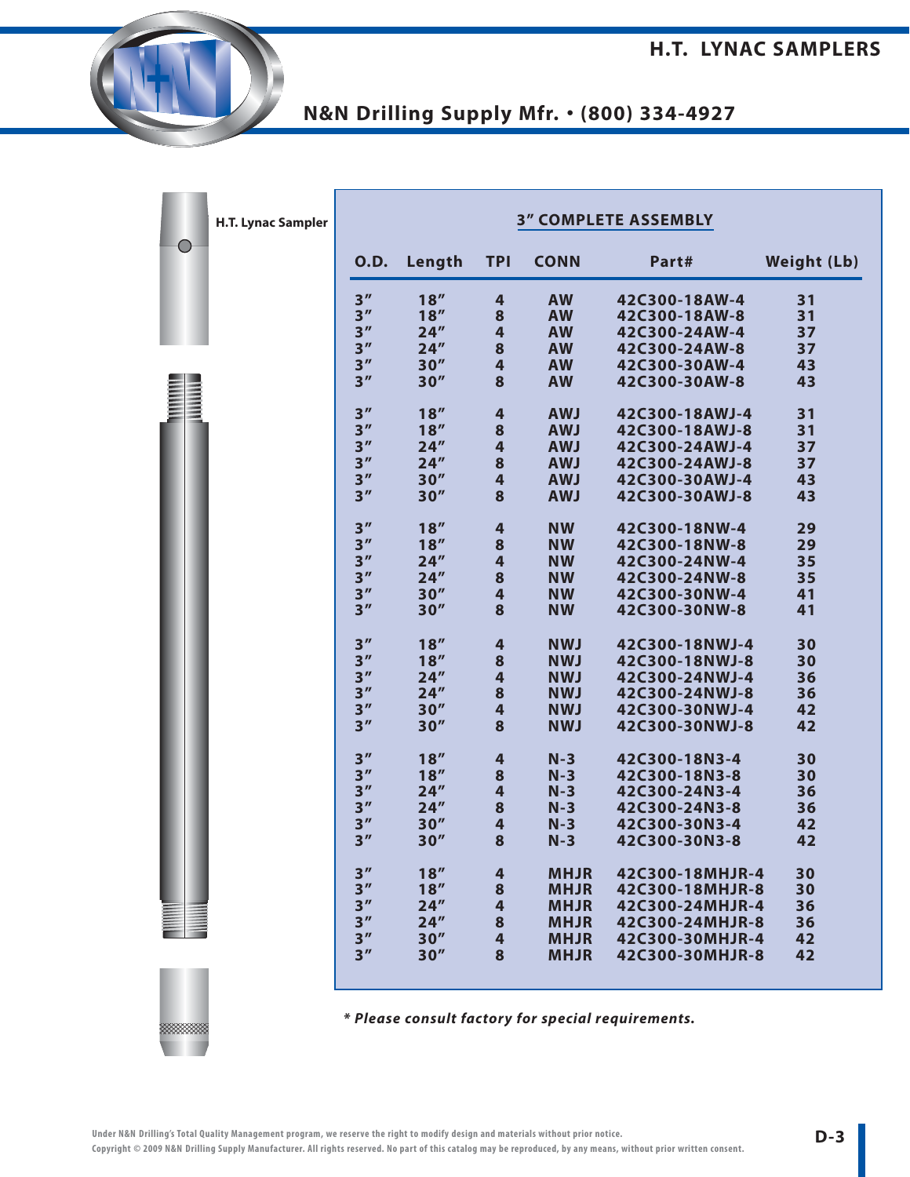# H.T. LYNAC SAMPLERS

## N&N Drilling Supply Mfr. • (800) 334-4927

H.T. Lynac Sampler

### 3″ COMPLETE ASSEMBLY

| O.D. | Length | TPI | CONN | Part# | Weight (Lb) |
|---|---|---|---|---|---|
| 3″ | 18″ | 4 | AW | 42C300-18AW-4 | 31 |
| 3″ | 18″ | 8 | AW | 42C300-18AW-8 | 31 |
| 3″ | 24″ | 4 | AW | 42C300-24AW-4 | 37 |
| 3″ | 24″ | 8 | AW | 42C300-24AW-8 | 37 |
| 3″ | 30″ | 4 | AW | 42C300-30AW-4 | 43 |
| 3″ | 30″ | 8 | AW | 42C300-30AW-8 | 43 |
| 3″ | 18″ | 4 | AWJ | 42C300-18AWJ-4 | 31 |
| 3″ | 18″ | 8 | AWJ | 42C300-18AWJ-8 | 31 |
| 3″ | 24″ | 4 | AWJ | 42C300-24AWJ-4 | 37 |
| 3″ | 24″ | 8 | AWJ | 42C300-24AWJ-8 | 37 |
| 3″ | 30″ | 4 | AWJ | 42C300-30AWJ-4 | 43 |
| 3″ | 30″ | 8 | AWJ | 42C300-30AWJ-8 | 43 |
| 3″ | 18″ | 4 | NW | 42C300-18NW-4 | 29 |
| 3″ | 18″ | 8 | NW | 42C300-18NW-8 | 29 |
| 3″ | 24″ | 4 | NW | 42C300-24NW-4 | 35 |
| 3″ | 24″ | 8 | NW | 42C300-24NW-8 | 35 |
| 3″ | 30″ | 4 | NW | 42C300-30NW-4 | 41 |
| 3″ | 30″ | 8 | NW | 42C300-30NW-8 | 41 |
| 3″ | 18″ | 4 | NWJ | 42C300-18NWJ-4 | 30 |
| 3″ | 18″ | 8 | NWJ | 42C300-18NWJ-8 | 30 |
| 3″ | 24″ | 4 | NWJ | 42C300-24NWJ-4 | 36 |
| 3″ | 24″ | 8 | NWJ | 42C300-24NWJ-8 | 36 |
| 3″ | 30″ | 4 | NWJ | 42C300-30NWJ-4 | 42 |
| 3″ | 30″ | 8 | NWJ | 42C300-30NWJ-8 | 42 |
| 3″ | 18″ | 4 | N-3 | 42C300-18N3-4 | 30 |
| 3″ | 18″ | 8 | N-3 | 42C300-18N3-8 | 30 |
| 3″ | 24″ | 4 | N-3 | 42C300-24N3-4 | 36 |
| 3″ | 24″ | 8 | N-3 | 42C300-24N3-8 | 36 |
| 3″ | 30″ | 4 | N-3 | 42C300-30N3-4 | 42 |
| 3″ | 30″ | 8 | N-3 | 42C300-30N3-8 | 42 |
| 3″ | 18″ | 4 | MHJR | 42C300-18MHJR-4 | 30 |
| 3″ | 18″ | 8 | MHJR | 42C300-18MHJR-8 | 30 |
| 3″ | 24″ | 4 | MHJR | 42C300-24MHJR-4 | 36 |
| 3″ | 24″ | 8 | MHJR | 42C300-24MHJR-8 | 36 |
| 3″ | 30″ | 4 | MHJR | 42C300-30MHJR-4 | 42 |
| 3″ | 30″ | 8 | MHJR | 42C300-30MHJR-8 | 42 |

*\* Please consult factory for special requirements.*

Under N&N Drilling's Total Quality Management program, we reserve the right to modify design and materials without prior notice.
Copyright © 2009 N&N Drilling Supply Manufacturer. All rights reserved. No part of this catalog may be reproduced, by any means, without prior written consent.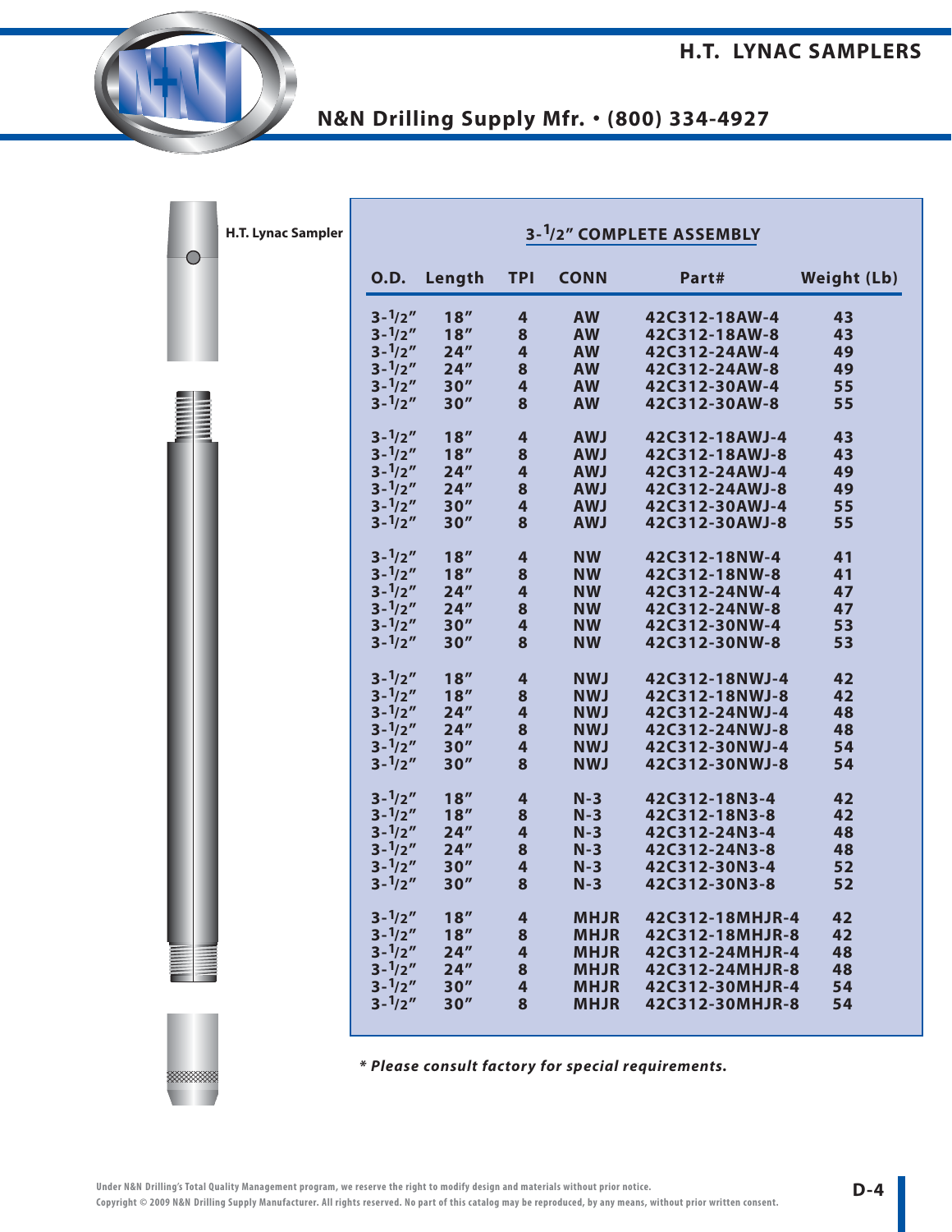H.T. Lynac Sampler

## 3-1/2" COMPLETE ASSEMBLY

| O.D. | Length | TPI | CONN | Part# | Weight (Lb) |
|---|---|---|---|---|---|
| 3-1/2" | 18" | 4 | AW | 42C312-18AW-4 | 43 |
| 3-1/2" | 18" | 8 | AW | 42C312-18AW-8 | 43 |
| 3-1/2" | 24" | 4 | AW | 42C312-24AW-4 | 49 |
| 3-1/2" | 24" | 8 | AW | 42C312-24AW-8 | 49 |
| 3-1/2" | 30" | 4 | AW | 42C312-30AW-4 | 55 |
| 3-1/2" | 30" | 8 | AW | 42C312-30AW-8 | 55 |
| 3-1/2" | 18" | 4 | AWJ | 42C312-18AWJ-4 | 43 |
| 3-1/2" | 18" | 8 | AWJ | 42C312-18AWJ-8 | 43 |
| 3-1/2" | 24" | 4 | AWJ | 42C312-24AWJ-4 | 49 |
| 3-1/2" | 24" | 8 | AWJ | 42C312-24AWJ-8 | 49 |
| 3-1/2" | 30" | 4 | AWJ | 42C312-30AWJ-4 | 55 |
| 3-1/2" | 30" | 8 | AWJ | 42C312-30AWJ-8 | 55 |
| 3-1/2" | 18" | 4 | NW | 42C312-18NW-4 | 41 |
| 3-1/2" | 18" | 8 | NW | 42C312-18NW-8 | 41 |
| 3-1/2" | 24" | 4 | NW | 42C312-24NW-4 | 47 |
| 3-1/2" | 24" | 8 | NW | 42C312-24NW-8 | 47 |
| 3-1/2" | 30" | 4 | NW | 42C312-30NW-4 | 53 |
| 3-1/2" | 30" | 8 | NW | 42C312-30NW-8 | 53 |
| 3-1/2" | 18" | 4 | NWJ | 42C312-18NWJ-4 | 42 |
| 3-1/2" | 18" | 8 | NWJ | 42C312-18NWJ-8 | 42 |
| 3-1/2" | 24" | 4 | NWJ | 42C312-24NWJ-4 | 48 |
| 3-1/2" | 24" | 8 | NWJ | 42C312-24NWJ-8 | 48 |
| 3-1/2" | 30" | 4 | NWJ | 42C312-30NWJ-4 | 54 |
| 3-1/2" | 30" | 8 | NWJ | 42C312-30NWJ-8 | 54 |
| 3-1/2" | 18" | 4 | N-3 | 42C312-18N3-4 | 42 |
| 3-1/2" | 18" | 8 | N-3 | 42C312-18N3-8 | 42 |
| 3-1/2" | 24" | 4 | N-3 | 42C312-24N3-4 | 48 |
| 3-1/2" | 24" | 8 | N-3 | 42C312-24N3-8 | 48 |
| 3-1/2" | 30" | 4 | N-3 | 42C312-30N3-4 | 52 |
| 3-1/2" | 30" | 8 | N-3 | 42C312-30N3-8 | 52 |
| 3-1/2" | 18" | 4 | MHJR | 42C312-18MHJR-4 | 42 |
| 3-1/2" | 18" | 8 | MHJR | 42C312-18MHJR-8 | 42 |
| 3-1/2" | 24" | 4 | MHJR | 42C312-24MHJR-4 | 48 |
| 3-1/2" | 24" | 8 | MHJR | 42C312-24MHJR-8 | 48 |
| 3-1/2" | 30" | 4 | MHJR | 42C312-30MHJR-4 | 54 |
| 3-1/2" | 30" | 8 | MHJR | 42C312-30MHJR-8 | 54 |

***\* Please consult factory for special requirements.***

Under N&N Drilling's Total Quality Management program, we reserve the right to modify design and materials without prior notice.
Copyright © 2009 N&N Drilling Supply Manufacturer. All rights reserved. No part of this catalog may be reproduced, by any means, without prior written consent.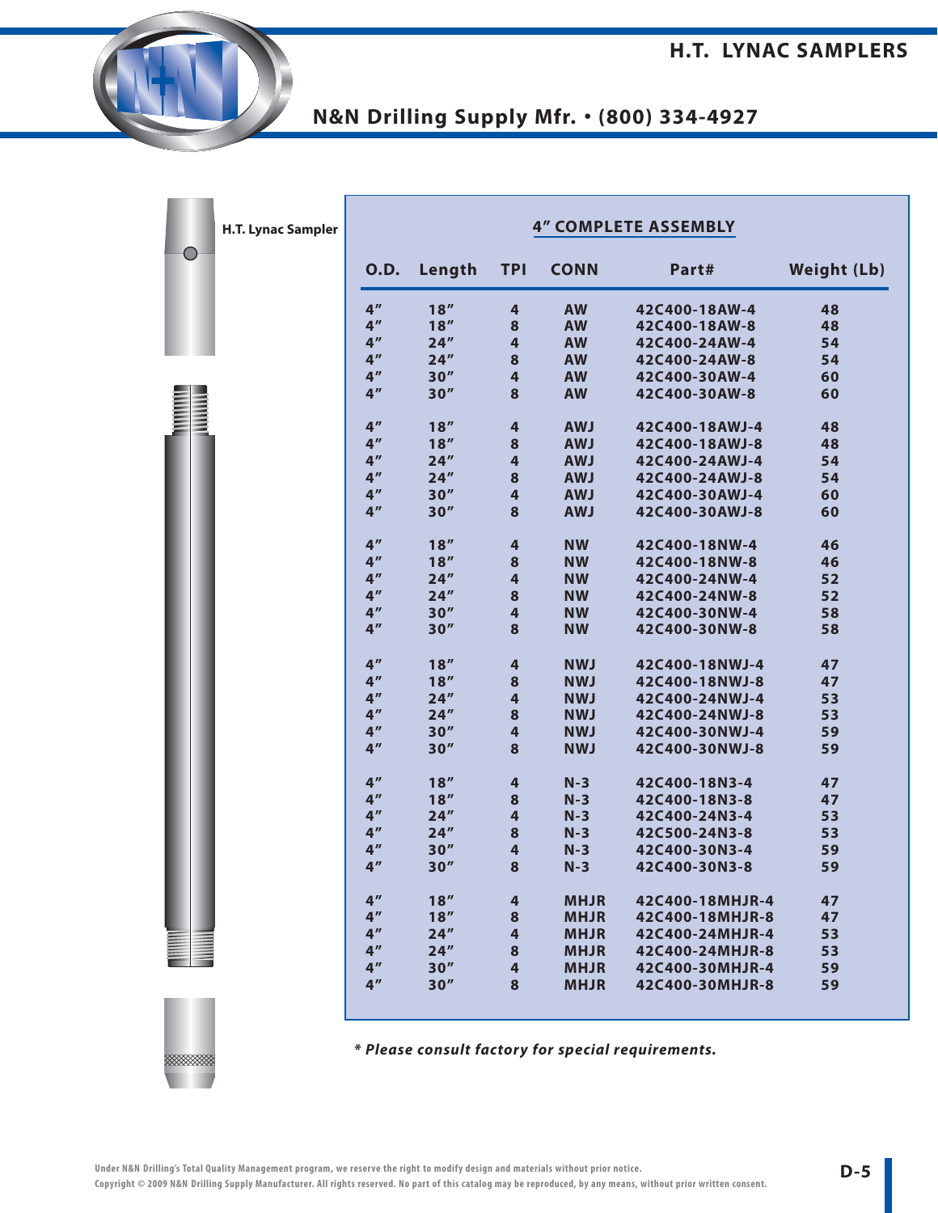# H.T. LYNAC SAMPLERS

## N&N Drilling Supply Mfr. • (800) 334-4927

H.T. Lynac Sampler

### 4" COMPLETE ASSEMBLY

| O.D. | Length | TPI | CONN | Part# | Weight (Lb) |
|---|---|---|---|---|---|
| 4" | 18" | 4 | AW | 42C400-18AW-4 | 48 |
| 4" | 18" | 8 | AW | 42C400-18AW-8 | 48 |
| 4" | 24" | 4 | AW | 42C400-24AW-4 | 54 |
| 4" | 24" | 8 | AW | 42C400-24AW-8 | 54 |
| 4" | 30" | 4 | AW | 42C400-30AW-4 | 60 |
| 4" | 30" | 8 | AW | 42C400-30AW-8 | 60 |
| 4" | 18" | 4 | AWJ | 42C400-18AWJ-4 | 48 |
| 4" | 18" | 8 | AWJ | 42C400-18AWJ-8 | 48 |
| 4" | 24" | 4 | AWJ | 42C400-24AWJ-4 | 54 |
| 4" | 24" | 8 | AWJ | 42C400-24AWJ-8 | 54 |
| 4" | 30" | 4 | AWJ | 42C400-30AWJ-4 | 60 |
| 4" | 30" | 8 | AWJ | 42C400-30AWJ-8 | 60 |
| 4" | 18" | 4 | NW | 42C400-18NW-4 | 46 |
| 4" | 18" | 8 | NW | 42C400-18NW-8 | 46 |
| 4" | 24" | 4 | NW | 42C400-24NW-4 | 52 |
| 4" | 24" | 8 | NW | 42C400-24NW-8 | 52 |
| 4" | 30" | 4 | NW | 42C400-30NW-4 | 58 |
| 4" | 30" | 8 | NW | 42C400-30NW-8 | 58 |
| 4" | 18" | 4 | NWJ | 42C400-18NWJ-4 | 47 |
| 4" | 18" | 8 | NWJ | 42C400-18NWJ-8 | 47 |
| 4" | 24" | 4 | NWJ | 42C400-24NWJ-4 | 53 |
| 4" | 24" | 8 | NWJ | 42C400-24NWJ-8 | 53 |
| 4" | 30" | 4 | NWJ | 42C400-30NWJ-4 | 59 |
| 4" | 30" | 8 | NWJ | 42C400-30NWJ-8 | 59 |
| 4" | 18" | 4 | N-3 | 42C400-18N3-4 | 47 |
| 4" | 18" | 8 | N-3 | 42C400-18N3-8 | 47 |
| 4" | 24" | 4 | N-3 | 42C400-24N3-4 | 53 |
| 4" | 24" | 8 | N-3 | 42C500-24N3-8 | 53 |
| 4" | 30" | 4 | N-3 | 42C400-30N3-4 | 59 |
| 4" | 30" | 8 | N-3 | 42C400-30N3-8 | 59 |
| 4" | 18" | 4 | MHJR | 42C400-18MHJR-4 | 47 |
| 4" | 18" | 8 | MHJR | 42C400-18MHJR-8 | 47 |
| 4" | 24" | 4 | MHJR | 42C400-24MHJR-4 | 53 |
| 4" | 24" | 8 | MHJR | 42C400-24MHJR-8 | 53 |
| 4" | 30" | 4 | MHJR | 42C400-30MHJR-4 | 59 |
| 4" | 30" | 8 | MHJR | 42C400-30MHJR-8 | 59 |

*\* Please consult factory for special requirements.*

Under N&N Drilling's Total Quality Management program, we reserve the right to modify design and materials without prior notice.
Copyright © 2009 N&N Drilling Supply Manufacturer. All rights reserved. No part of this catalog may be reproduced, by any means, without prior written consent.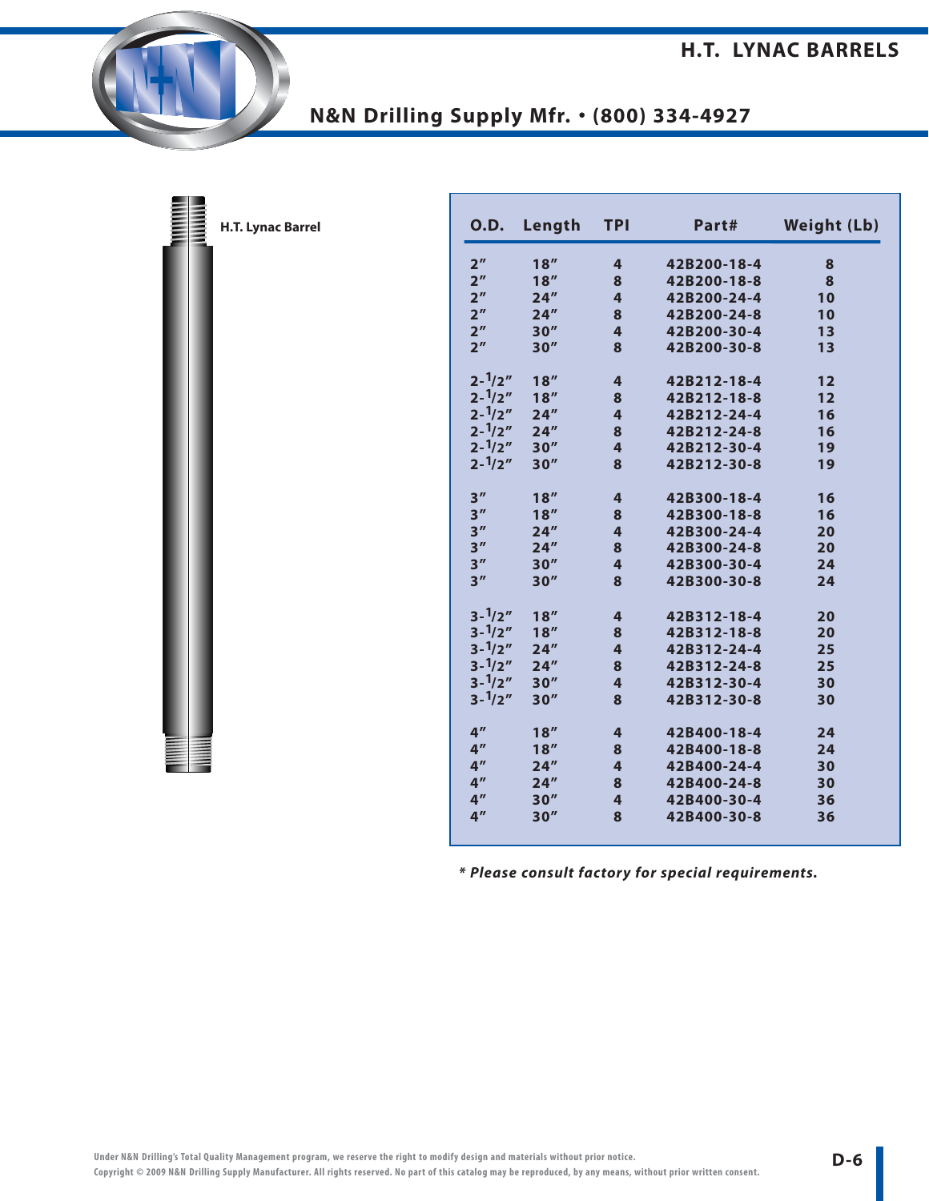# H.T. LYNAC BARRELS

## N&N Drilling Supply Mfr. • (800) 334-4927

H.T. Lynac Barrel

| O.D. | Length | TPI | Part# | Weight (Lb) |
|---|---|---|---|---|
| 2″ | 18″ | 4 | 42B200-18-4 | 8 |
| 2″ | 18″ | 8 | 42B200-18-8 | 8 |
| 2″ | 24″ | 4 | 42B200-24-4 | 10 |
| 2″ | 24″ | 8 | 42B200-24-8 | 10 |
| 2″ | 30″ | 4 | 42B200-30-4 | 13 |
| 2″ | 30″ | 8 | 42B200-30-8 | 13 |
| 2-1/2″ | 18″ | 4 | 42B212-18-4 | 12 |
| 2-1/2″ | 18″ | 8 | 42B212-18-8 | 12 |
| 2-1/2″ | 24″ | 4 | 42B212-24-4 | 16 |
| 2-1/2″ | 24″ | 8 | 42B212-24-8 | 16 |
| 2-1/2″ | 30″ | 4 | 42B212-30-4 | 19 |
| 2-1/2″ | 30″ | 8 | 42B212-30-8 | 19 |
| 3″ | 18″ | 4 | 42B300-18-4 | 16 |
| 3″ | 18″ | 8 | 42B300-18-8 | 16 |
| 3″ | 24″ | 4 | 42B300-24-4 | 20 |
| 3″ | 24″ | 8 | 42B300-24-8 | 20 |
| 3″ | 30″ | 4 | 42B300-30-4 | 24 |
| 3″ | 30″ | 8 | 42B300-30-8 | 24 |
| 3-1/2″ | 18″ | 4 | 42B312-18-4 | 20 |
| 3-1/2″ | 18″ | 8 | 42B312-18-8 | 20 |
| 3-1/2″ | 24″ | 4 | 42B312-24-4 | 25 |
| 3-1/2″ | 24″ | 8 | 42B312-24-8 | 25 |
| 3-1/2″ | 30″ | 4 | 42B312-30-4 | 30 |
| 3-1/2″ | 30″ | 8 | 42B312-30-8 | 30 |
| 4″ | 18″ | 4 | 42B400-18-4 | 24 |
| 4″ | 18″ | 8 | 42B400-18-8 | 24 |
| 4″ | 24″ | 4 | 42B400-24-4 | 30 |
| 4″ | 24″ | 8 | 42B400-24-8 | 30 |
| 4″ | 30″ | 4 | 42B400-30-4 | 36 |
| 4″ | 30″ | 8 | 42B400-30-8 | 36 |

***Please consult factory for special requirements.***

Under N&N Drilling's Total Quality Management program, we reserve the right to modify design and materials without prior notice.
Copyright © 2009 N&N Drilling Supply Manufacturer. All rights reserved. No part of this catalog may be reproduced, by any means, without prior written consent.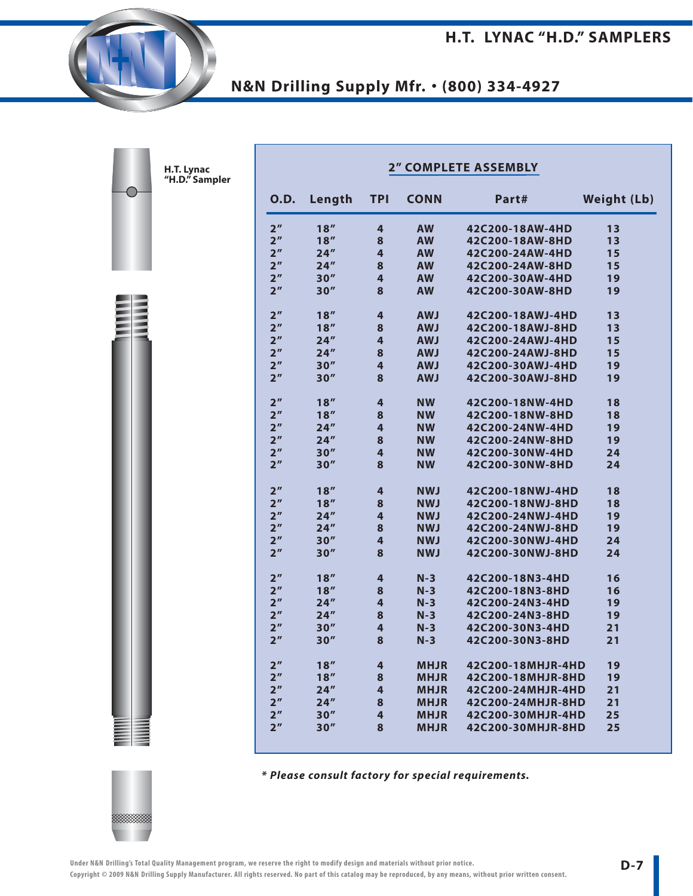# H.T. LYNAC "H.D." SAMPLERS

## N&N Drilling Supply Mfr. • (800) 334-4927

H.T. Lynac "H.D." Sampler

### 2" COMPLETE ASSEMBLY

| O.D. | Length | TPI | CONN | Part# | Weight (Lb) |
|---|---|---|---|---|---|
| 2" | 18" | 4 | AW | 42C200-18AW-4HD | 13 |
| 2" | 18" | 8 | AW | 42C200-18AW-8HD | 13 |
| 2" | 24" | 4 | AW | 42C200-24AW-4HD | 15 |
| 2" | 24" | 8 | AW | 42C200-24AW-8HD | 15 |
| 2" | 30" | 4 | AW | 42C200-30AW-4HD | 19 |
| 2" | 30" | 8 | AW | 42C200-30AW-8HD | 19 |
| 2" | 18" | 4 | AWJ | 42C200-18AWJ-4HD | 13 |
| 2" | 18" | 8 | AWJ | 42C200-18AWJ-8HD | 13 |
| 2" | 24" | 4 | AWJ | 42C200-24AWJ-4HD | 15 |
| 2" | 24" | 8 | AWJ | 42C200-24AWJ-8HD | 15 |
| 2" | 30" | 4 | AWJ | 42C200-30AWJ-4HD | 19 |
| 2" | 30" | 8 | AWJ | 42C200-30AWJ-8HD | 19 |
| 2" | 18" | 4 | NW | 42C200-18NW-4HD | 18 |
| 2" | 18" | 8 | NW | 42C200-18NW-8HD | 18 |
| 2" | 24" | 4 | NW | 42C200-24NW-4HD | 19 |
| 2" | 24" | 8 | NW | 42C200-24NW-8HD | 19 |
| 2" | 30" | 4 | NW | 42C200-30NW-4HD | 24 |
| 2" | 30" | 8 | NW | 42C200-30NW-8HD | 24 |
| 2" | 18" | 4 | NWJ | 42C200-18NWJ-4HD | 18 |
| 2" | 18" | 8 | NWJ | 42C200-18NWJ-8HD | 18 |
| 2" | 24" | 4 | NWJ | 42C200-24NWJ-4HD | 19 |
| 2" | 24" | 8 | NWJ | 42C200-24NWJ-8HD | 19 |
| 2" | 30" | 4 | NWJ | 42C200-30NWJ-4HD | 24 |
| 2" | 30" | 8 | NWJ | 42C200-30NWJ-8HD | 24 |
| 2" | 18" | 4 | N-3 | 42C200-18N3-4HD | 16 |
| 2" | 18" | 8 | N-3 | 42C200-18N3-8HD | 16 |
| 2" | 24" | 4 | N-3 | 42C200-24N3-4HD | 19 |
| 2" | 24" | 8 | N-3 | 42C200-24N3-8HD | 19 |
| 2" | 30" | 4 | N-3 | 42C200-30N3-4HD | 21 |
| 2" | 30" | 8 | N-3 | 42C200-30N3-8HD | 21 |
| 2" | 18" | 4 | MHJR | 42C200-18MHJR-4HD | 19 |
| 2" | 18" | 8 | MHJR | 42C200-18MHJR-8HD | 19 |
| 2" | 24" | 4 | MHJR | 42C200-24MHJR-4HD | 21 |
| 2" | 24" | 8 | MHJR | 42C200-24MHJR-8HD | 21 |
| 2" | 30" | 4 | MHJR | 42C200-30MHJR-4HD | 25 |
| 2" | 30" | 8 | MHJR | 42C200-30MHJR-8HD | 25 |

***\* Please consult factory for special requirements.***

Under N&N Drilling's Total Quality Management program, we reserve the right to modify design and materials without prior notice.
Copyright © 2009 N&N Drilling Supply Manufacturer. All rights reserved. No part of this catalog may be reproduced, by any means, without prior written consent.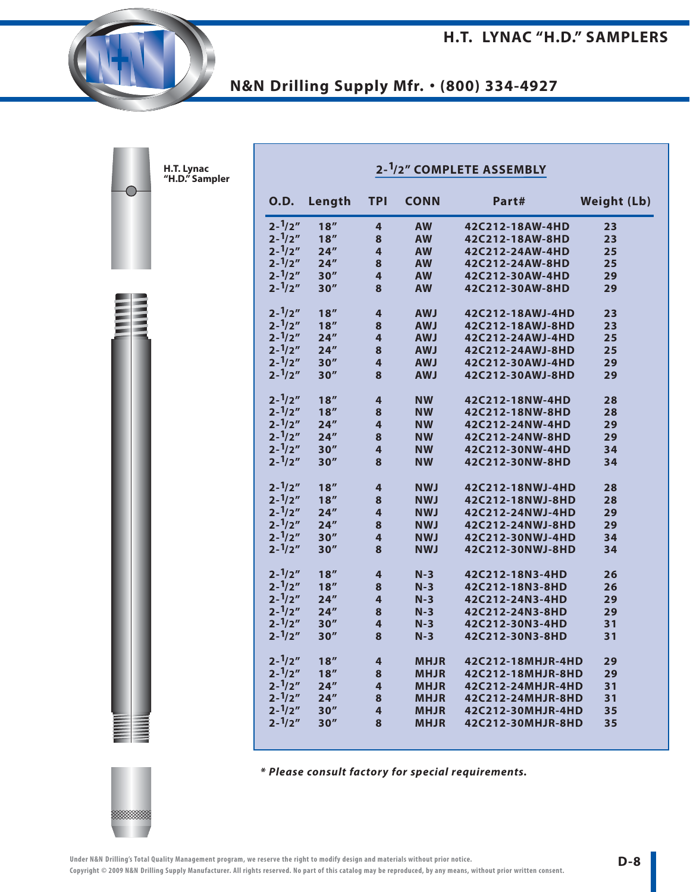# H.T. LYNAC "H.D." SAMPLERS

## N&N Drilling Supply Mfr. • (800) 334-4927

H.T. Lynac "H.D." Sampler

### 2-1/2" COMPLETE ASSEMBLY

| O.D. | Length | TPI | CONN | Part# | Weight (Lb) |
|---|---|---|---|---|---|
| 2-1/2" | 18" | 4 | AW | 42C212-18AW-4HD | 23 |
| 2-1/2" | 18" | 8 | AW | 42C212-18AW-8HD | 23 |
| 2-1/2" | 24" | 4 | AW | 42C212-24AW-4HD | 25 |
| 2-1/2" | 24" | 8 | AW | 42C212-24AW-8HD | 25 |
| 2-1/2" | 30" | 4 | AW | 42C212-30AW-4HD | 29 |
| 2-1/2" | 30" | 8 | AW | 42C212-30AW-8HD | 29 |
| 2-1/2" | 18" | 4 | AWJ | 42C212-18AWJ-4HD | 23 |
| 2-1/2" | 18" | 8 | AWJ | 42C212-18AWJ-8HD | 23 |
| 2-1/2" | 24" | 4 | AWJ | 42C212-24AWJ-4HD | 25 |
| 2-1/2" | 24" | 8 | AWJ | 42C212-24AWJ-8HD | 25 |
| 2-1/2" | 30" | 4 | AWJ | 42C212-30AWJ-4HD | 29 |
| 2-1/2" | 30" | 8 | AWJ | 42C212-30AWJ-8HD | 29 |
| 2-1/2" | 18" | 4 | NW | 42C212-18NW-4HD | 28 |
| 2-1/2" | 18" | 8 | NW | 42C212-18NW-8HD | 28 |
| 2-1/2" | 24" | 4 | NW | 42C212-24NW-4HD | 29 |
| 2-1/2" | 24" | 8 | NW | 42C212-24NW-8HD | 29 |
| 2-1/2" | 30" | 4 | NW | 42C212-30NW-4HD | 34 |
| 2-1/2" | 30" | 8 | NW | 42C212-30NW-8HD | 34 |
| 2-1/2" | 18" | 4 | NWJ | 42C212-18NWJ-4HD | 28 |
| 2-1/2" | 18" | 8 | NWJ | 42C212-18NWJ-8HD | 28 |
| 2-1/2" | 24" | 4 | NWJ | 42C212-24NWJ-4HD | 29 |
| 2-1/2" | 24" | 8 | NWJ | 42C212-24NWJ-8HD | 29 |
| 2-1/2" | 30" | 4 | NWJ | 42C212-30NWJ-4HD | 34 |
| 2-1/2" | 30" | 8 | NWJ | 42C212-30NWJ-8HD | 34 |
| 2-1/2" | 18" | 4 | N-3 | 42C212-18N3-4HD | 26 |
| 2-1/2" | 18" | 8 | N-3 | 42C212-18N3-8HD | 26 |
| 2-1/2" | 24" | 4 | N-3 | 42C212-24N3-4HD | 29 |
| 2-1/2" | 24" | 8 | N-3 | 42C212-24N3-8HD | 29 |
| 2-1/2" | 30" | 4 | N-3 | 42C212-30N3-4HD | 31 |
| 2-1/2" | 30" | 8 | N-3 | 42C212-30N3-8HD | 31 |
| 2-1/2" | 18" | 4 | MHJR | 42C212-18MHJR-4HD | 29 |
| 2-1/2" | 18" | 8 | MHJR | 42C212-18MHJR-8HD | 29 |
| 2-1/2" | 24" | 4 | MHJR | 42C212-24MHJR-4HD | 31 |
| 2-1/2" | 24" | 8 | MHJR | 42C212-24MHJR-8HD | 31 |
| 2-1/2" | 30" | 4 | MHJR | 42C212-30MHJR-4HD | 35 |
| 2-1/2" | 30" | 8 | MHJR | 42C212-30MHJR-8HD | 35 |

*** Please consult factory for special requirements.***

Under N&N Drilling's Total Quality Management program, we reserve the right to modify design and materials without prior notice.
Copyright © 2009 N&N Drilling Supply Manufacturer. All rights reserved. No part of this catalog may be reproduced, by any means, without prior written consent.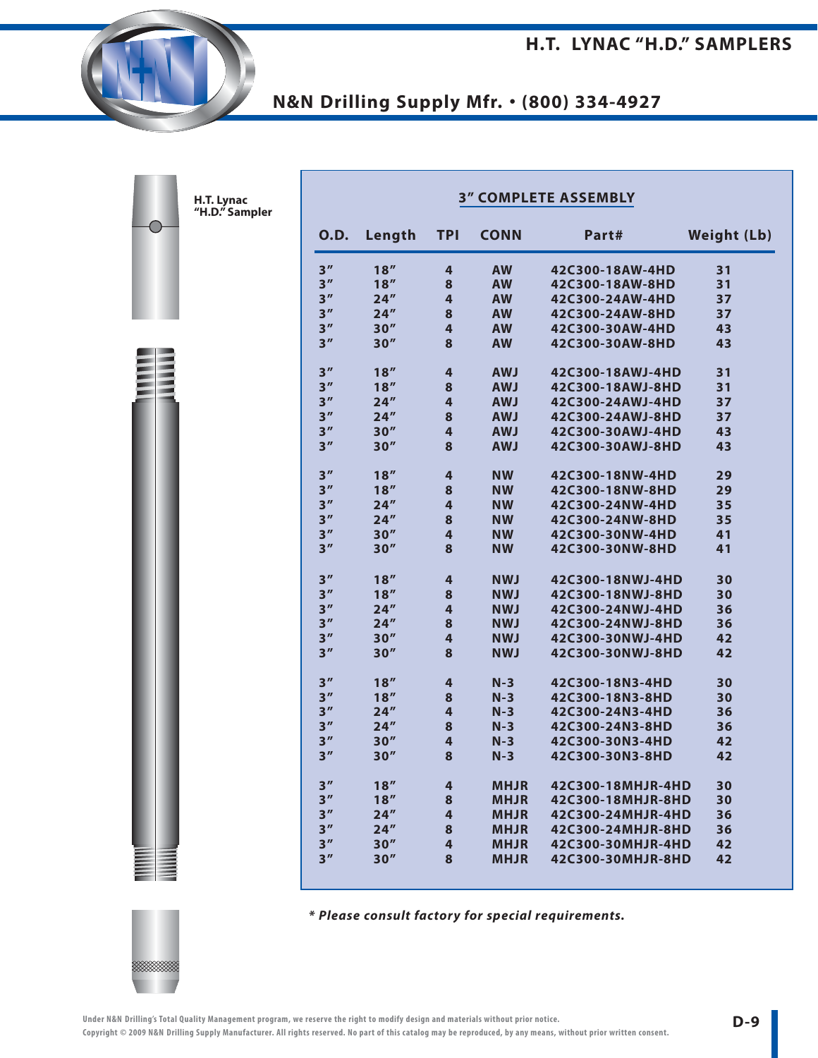# H.T. LYNAC "H.D." SAMPLERS

## N&N Drilling Supply Mfr. • (800) 334-4927

H.T. Lynac "H.D." Sampler

### 3" COMPLETE ASSEMBLY

| O.D. | Length | TPI | CONN | Part# | Weight (Lb) |
|---|---|---|---|---|---|
| 3" | 18" | 4 | AW | 42C300-18AW-4HD | 31 |
| 3" | 18" | 8 | AW | 42C300-18AW-8HD | 31 |
| 3" | 24" | 4 | AW | 42C300-24AW-4HD | 37 |
| 3" | 24" | 8 | AW | 42C300-24AW-8HD | 37 |
| 3" | 30" | 4 | AW | 42C300-30AW-4HD | 43 |
| 3" | 30" | 8 | AW | 42C300-30AW-8HD | 43 |
| 3" | 18" | 4 | AWJ | 42C300-18AWJ-4HD | 31 |
| 3" | 18" | 8 | AWJ | 42C300-18AWJ-8HD | 31 |
| 3" | 24" | 4 | AWJ | 42C300-24AWJ-4HD | 37 |
| 3" | 24" | 8 | AWJ | 42C300-24AWJ-8HD | 37 |
| 3" | 30" | 4 | AWJ | 42C300-30AWJ-4HD | 43 |
| 3" | 30" | 8 | AWJ | 42C300-30AWJ-8HD | 43 |
| 3" | 18" | 4 | NW | 42C300-18NW-4HD | 29 |
| 3" | 18" | 8 | NW | 42C300-18NW-8HD | 29 |
| 3" | 24" | 4 | NW | 42C300-24NW-4HD | 35 |
| 3" | 24" | 8 | NW | 42C300-24NW-8HD | 35 |
| 3" | 30" | 4 | NW | 42C300-30NW-4HD | 41 |
| 3" | 30" | 8 | NW | 42C300-30NW-8HD | 41 |
| 3" | 18" | 4 | NWJ | 42C300-18NWJ-4HD | 30 |
| 3" | 18" | 8 | NWJ | 42C300-18NWJ-8HD | 30 |
| 3" | 24" | 4 | NWJ | 42C300-24NWJ-4HD | 36 |
| 3" | 24" | 8 | NWJ | 42C300-24NWJ-8HD | 36 |
| 3" | 30" | 4 | NWJ | 42C300-30NWJ-4HD | 42 |
| 3" | 30" | 8 | NWJ | 42C300-30NWJ-8HD | 42 |
| 3" | 18" | 4 | N-3 | 42C300-18N3-4HD | 30 |
| 3" | 18" | 8 | N-3 | 42C300-18N3-8HD | 30 |
| 3" | 24" | 4 | N-3 | 42C300-24N3-4HD | 36 |
| 3" | 24" | 8 | N-3 | 42C300-24N3-8HD | 36 |
| 3" | 30" | 4 | N-3 | 42C300-30N3-4HD | 42 |
| 3" | 30" | 8 | N-3 | 42C300-30N3-8HD | 42 |
| 3" | 18" | 4 | MHJR | 42C300-18MHJR-4HD | 30 |
| 3" | 18" | 8 | MHJR | 42C300-18MHJR-8HD | 30 |
| 3" | 24" | 4 | MHJR | 42C300-24MHJR-4HD | 36 |
| 3" | 24" | 8 | MHJR | 42C300-24MHJR-8HD | 36 |
| 3" | 30" | 4 | MHJR | 42C300-30MHJR-4HD | 42 |
| 3" | 30" | 8 | MHJR | 42C300-30MHJR-8HD | 42 |

*\* Please consult factory for special requirements.*

Under N&N Drilling's Total Quality Management program, we reserve the right to modify design and materials without prior notice.
Copyright © 2009 N&N Drilling Supply Manufacturer. All rights reserved. No part of this catalog may be reproduced, by any means, without prior written consent.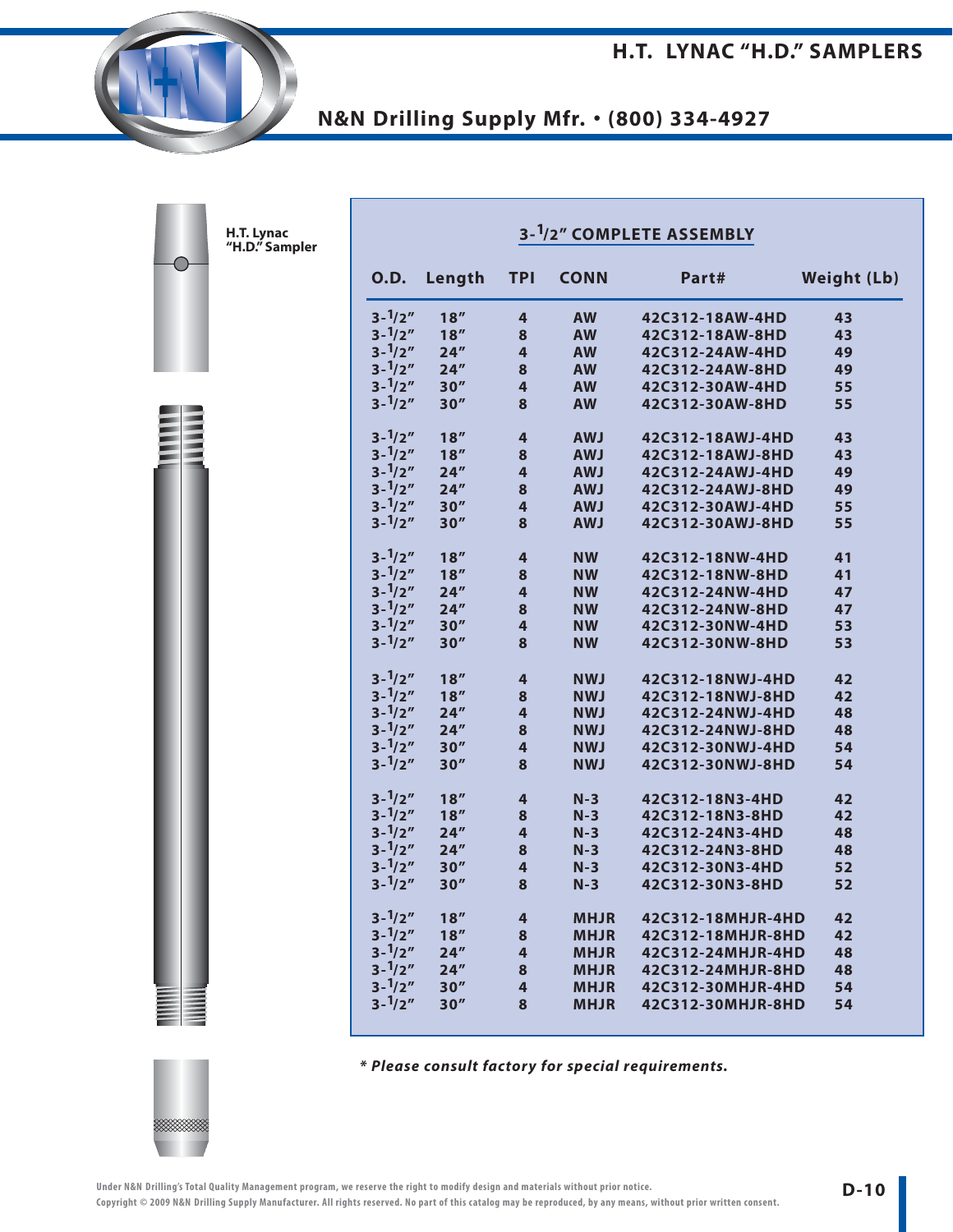# H.T. LYNAC "H.D." SAMPLERS

## N&N Drilling Supply Mfr. • (800) 334-4927

H.T. Lynac "H.D." Sampler

### 3-1/2" COMPLETE ASSEMBLY

| O.D. | Length | TPI | CONN | Part# | Weight (Lb) |
|---|---|---|---|---|---|
| 3-1/2" | 18" | 4 | AW | 42C312-18AW-4HD | 43 |
| 3-1/2" | 18" | 8 | AW | 42C312-18AW-8HD | 43 |
| 3-1/2" | 24" | 4 | AW | 42C312-24AW-4HD | 49 |
| 3-1/2" | 24" | 8 | AW | 42C312-24AW-8HD | 49 |
| 3-1/2" | 30" | 4 | AW | 42C312-30AW-4HD | 55 |
| 3-1/2" | 30" | 8 | AW | 42C312-30AW-8HD | 55 |
| 3-1/2" | 18" | 4 | AWJ | 42C312-18AWJ-4HD | 43 |
| 3-1/2" | 18" | 8 | AWJ | 42C312-18AWJ-8HD | 43 |
| 3-1/2" | 24" | 4 | AWJ | 42C312-24AWJ-4HD | 49 |
| 3-1/2" | 24" | 8 | AWJ | 42C312-24AWJ-8HD | 49 |
| 3-1/2" | 30" | 4 | AWJ | 42C312-30AWJ-4HD | 55 |
| 3-1/2" | 30" | 8 | AWJ | 42C312-30AWJ-8HD | 55 |
| 3-1/2" | 18" | 4 | NW | 42C312-18NW-4HD | 41 |
| 3-1/2" | 18" | 8 | NW | 42C312-18NW-8HD | 41 |
| 3-1/2" | 24" | 4 | NW | 42C312-24NW-4HD | 47 |
| 3-1/2" | 24" | 8 | NW | 42C312-24NW-8HD | 47 |
| 3-1/2" | 30" | 4 | NW | 42C312-30NW-4HD | 53 |
| 3-1/2" | 30" | 8 | NW | 42C312-30NW-8HD | 53 |
| 3-1/2" | 18" | 4 | NWJ | 42C312-18NWJ-4HD | 42 |
| 3-1/2" | 18" | 8 | NWJ | 42C312-18NWJ-8HD | 42 |
| 3-1/2" | 24" | 4 | NWJ | 42C312-24NWJ-4HD | 48 |
| 3-1/2" | 24" | 8 | NWJ | 42C312-24NWJ-8HD | 48 |
| 3-1/2" | 30" | 4 | NWJ | 42C312-30NWJ-4HD | 54 |
| 3-1/2" | 30" | 8 | NWJ | 42C312-30NWJ-8HD | 54 |
| 3-1/2" | 18" | 4 | N-3 | 42C312-18N3-4HD | 42 |
| 3-1/2" | 18" | 8 | N-3 | 42C312-18N3-8HD | 42 |
| 3-1/2" | 24" | 4 | N-3 | 42C312-24N3-4HD | 48 |
| 3-1/2" | 24" | 8 | N-3 | 42C312-24N3-8HD | 48 |
| 3-1/2" | 30" | 4 | N-3 | 42C312-30N3-4HD | 52 |
| 3-1/2" | 30" | 8 | N-3 | 42C312-30N3-8HD | 52 |
| 3-1/2" | 18" | 4 | MHJR | 42C312-18MHJR-4HD | 42 |
| 3-1/2" | 18" | 8 | MHJR | 42C312-18MHJR-8HD | 42 |
| 3-1/2" | 24" | 4 | MHJR | 42C312-24MHJR-4HD | 48 |
| 3-1/2" | 24" | 8 | MHJR | 42C312-24MHJR-8HD | 48 |
| 3-1/2" | 30" | 4 | MHJR | 42C312-30MHJR-4HD | 54 |
| 3-1/2" | 30" | 8 | MHJR | 42C312-30MHJR-8HD | 54 |

*\* Please consult factory for special requirements.*

Under N&N Drilling's Total Quality Management program, we reserve the right to modify design and materials without prior notice.
Copyright © 2009 N&N Drilling Supply Manufacturer. All rights reserved. No part of this catalog may be reproduced, by any means, without prior written consent.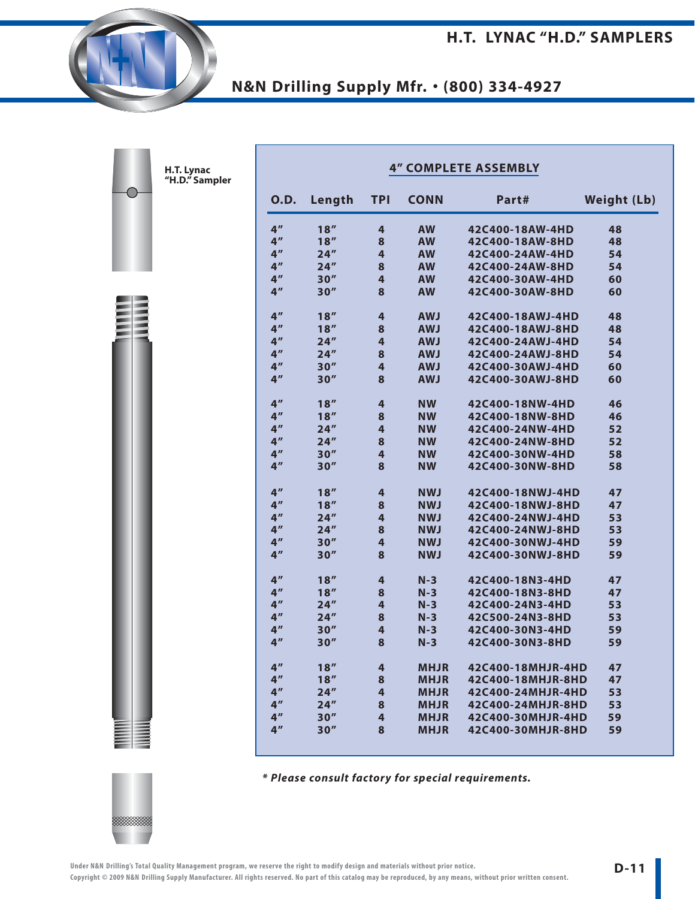# H.T. LYNAC "H.D." SAMPLERS

## N&N Drilling Supply Mfr. • (800) 334-4927

H.T. Lynac "H.D." Sampler

### 4" COMPLETE ASSEMBLY

| O.D. | Length | TPI | CONN | Part# | Weight (Lb) |
|---|---|---|---|---|---|
| 4" | 18" | 4 | AW | 42C400-18AW-4HD | 48 |
| 4" | 18" | 8 | AW | 42C400-18AW-8HD | 48 |
| 4" | 24" | 4 | AW | 42C400-24AW-4HD | 54 |
| 4" | 24" | 8 | AW | 42C400-24AW-8HD | 54 |
| 4" | 30" | 4 | AW | 42C400-30AW-4HD | 60 |
| 4" | 30" | 8 | AW | 42C400-30AW-8HD | 60 |
| 4" | 18" | 4 | AWJ | 42C400-18AWJ-4HD | 48 |
| 4" | 18" | 8 | AWJ | 42C400-18AWJ-8HD | 48 |
| 4" | 24" | 4 | AWJ | 42C400-24AWJ-4HD | 54 |
| 4" | 24" | 8 | AWJ | 42C400-24AWJ-8HD | 54 |
| 4" | 30" | 4 | AWJ | 42C400-30AWJ-4HD | 60 |
| 4" | 30" | 8 | AWJ | 42C400-30AWJ-8HD | 60 |
| 4" | 18" | 4 | NW | 42C400-18NW-4HD | 46 |
| 4" | 18" | 8 | NW | 42C400-18NW-8HD | 46 |
| 4" | 24" | 4 | NW | 42C400-24NW-4HD | 52 |
| 4" | 24" | 8 | NW | 42C400-24NW-8HD | 52 |
| 4" | 30" | 4 | NW | 42C400-30NW-4HD | 58 |
| 4" | 30" | 8 | NW | 42C400-30NW-8HD | 58 |
| 4" | 18" | 4 | NWJ | 42C400-18NWJ-4HD | 47 |
| 4" | 18" | 8 | NWJ | 42C400-18NWJ-8HD | 47 |
| 4" | 24" | 4 | NWJ | 42C400-24NWJ-4HD | 53 |
| 4" | 24" | 8 | NWJ | 42C400-24NWJ-8HD | 53 |
| 4" | 30" | 4 | NWJ | 42C400-30NWJ-4HD | 59 |
| 4" | 30" | 8 | NWJ | 42C400-30NWJ-8HD | 59 |
| 4" | 18" | 4 | N-3 | 42C400-18N3-4HD | 47 |
| 4" | 18" | 8 | N-3 | 42C400-18N3-8HD | 47 |
| 4" | 24" | 4 | N-3 | 42C400-24N3-4HD | 53 |
| 4" | 24" | 8 | N-3 | 42C500-24N3-8HD | 53 |
| 4" | 30" | 4 | N-3 | 42C400-30N3-4HD | 59 |
| 4" | 30" | 8 | N-3 | 42C400-30N3-8HD | 59 |
| 4" | 18" | 4 | MHJR | 42C400-18MHJR-4HD | 47 |
| 4" | 18" | 8 | MHJR | 42C400-18MHJR-8HD | 47 |
| 4" | 24" | 4 | MHJR | 42C400-24MHJR-4HD | 53 |
| 4" | 24" | 8 | MHJR | 42C400-24MHJR-8HD | 53 |
| 4" | 30" | 4 | MHJR | 42C400-30MHJR-4HD | 59 |
| 4" | 30" | 8 | MHJR | 42C400-30MHJR-8HD | 59 |

*\* Please consult factory for special requirements.*

Under N&N Drilling's Total Quality Management program, we reserve the right to modify design and materials without prior notice.
Copyright © 2009 N&N Drilling Supply Manufacturer. All rights reserved. No part of this catalog may be reproduced, by any means, without prior written consent.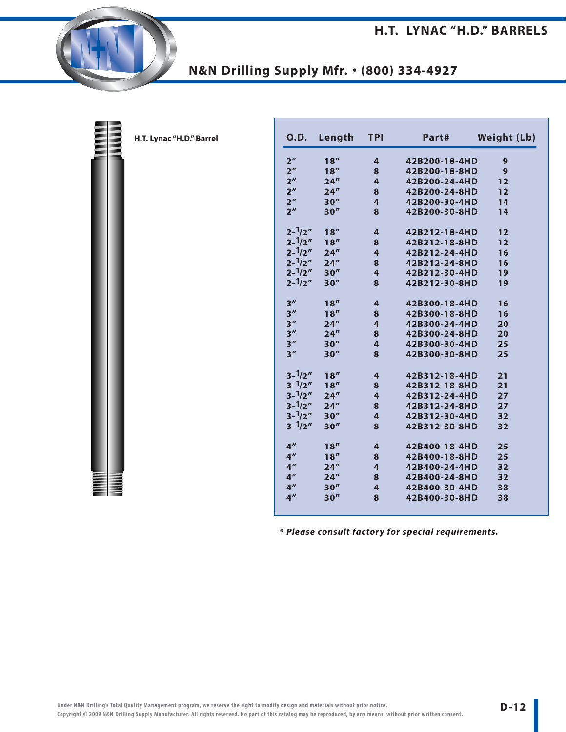# H.T. LYNAC "H.D." BARRELS

## N&N Drilling Supply Mfr. • (800) 334-4927

**H.T. Lynac "H.D." Barrel**

| O.D. | Length | TPI | Part# | Weight (Lb) |
|---|---|---|---|---|
| 2" | 18" | 4 | 42B200-18-4HD | 9 |
| 2" | 18" | 8 | 42B200-18-8HD | 9 |
| 2" | 24" | 4 | 42B200-24-4HD | 12 |
| 2" | 24" | 8 | 42B200-24-8HD | 12 |
| 2" | 30" | 4 | 42B200-30-4HD | 14 |
| 2" | 30" | 8 | 42B200-30-8HD | 14 |
| 2-1/2" | 18" | 4 | 42B212-18-4HD | 12 |
| 2-1/2" | 18" | 8 | 42B212-18-8HD | 12 |
| 2-1/2" | 24" | 4 | 42B212-24-4HD | 16 |
| 2-1/2" | 24" | 8 | 42B212-24-8HD | 16 |
| 2-1/2" | 30" | 4 | 42B212-30-4HD | 19 |
| 2-1/2" | 30" | 8 | 42B212-30-8HD | 19 |
| 3" | 18" | 4 | 42B300-18-4HD | 16 |
| 3" | 18" | 8 | 42B300-18-8HD | 16 |
| 3" | 24" | 4 | 42B300-24-4HD | 20 |
| 3" | 24" | 8 | 42B300-24-8HD | 20 |
| 3" | 30" | 4 | 42B300-30-4HD | 25 |
| 3" | 30" | 8 | 42B300-30-8HD | 25 |
| 3-1/2" | 18" | 4 | 42B312-18-4HD | 21 |
| 3-1/2" | 18" | 8 | 42B312-18-8HD | 21 |
| 3-1/2" | 24" | 4 | 42B312-24-4HD | 27 |
| 3-1/2" | 24" | 8 | 42B312-24-8HD | 27 |
| 3-1/2" | 30" | 4 | 42B312-30-4HD | 32 |
| 3-1/2" | 30" | 8 | 42B312-30-8HD | 32 |
| 4" | 18" | 4 | 42B400-18-4HD | 25 |
| 4" | 18" | 8 | 42B400-18-8HD | 25 |
| 4" | 24" | 4 | 42B400-24-4HD | 32 |
| 4" | 24" | 8 | 42B400-24-8HD | 32 |
| 4" | 30" | 4 | 42B400-30-4HD | 38 |
| 4" | 30" | 8 | 42B400-30-8HD | 38 |

***\* Please consult factory for special requirements.***

Under N&N Drilling's Total Quality Management program, we reserve the right to modify design and materials without prior notice.
Copyright © 2009 N&N Drilling Supply Manufacturer. All rights reserved. No part of this catalog may be reproduced, by any means, without prior written consent.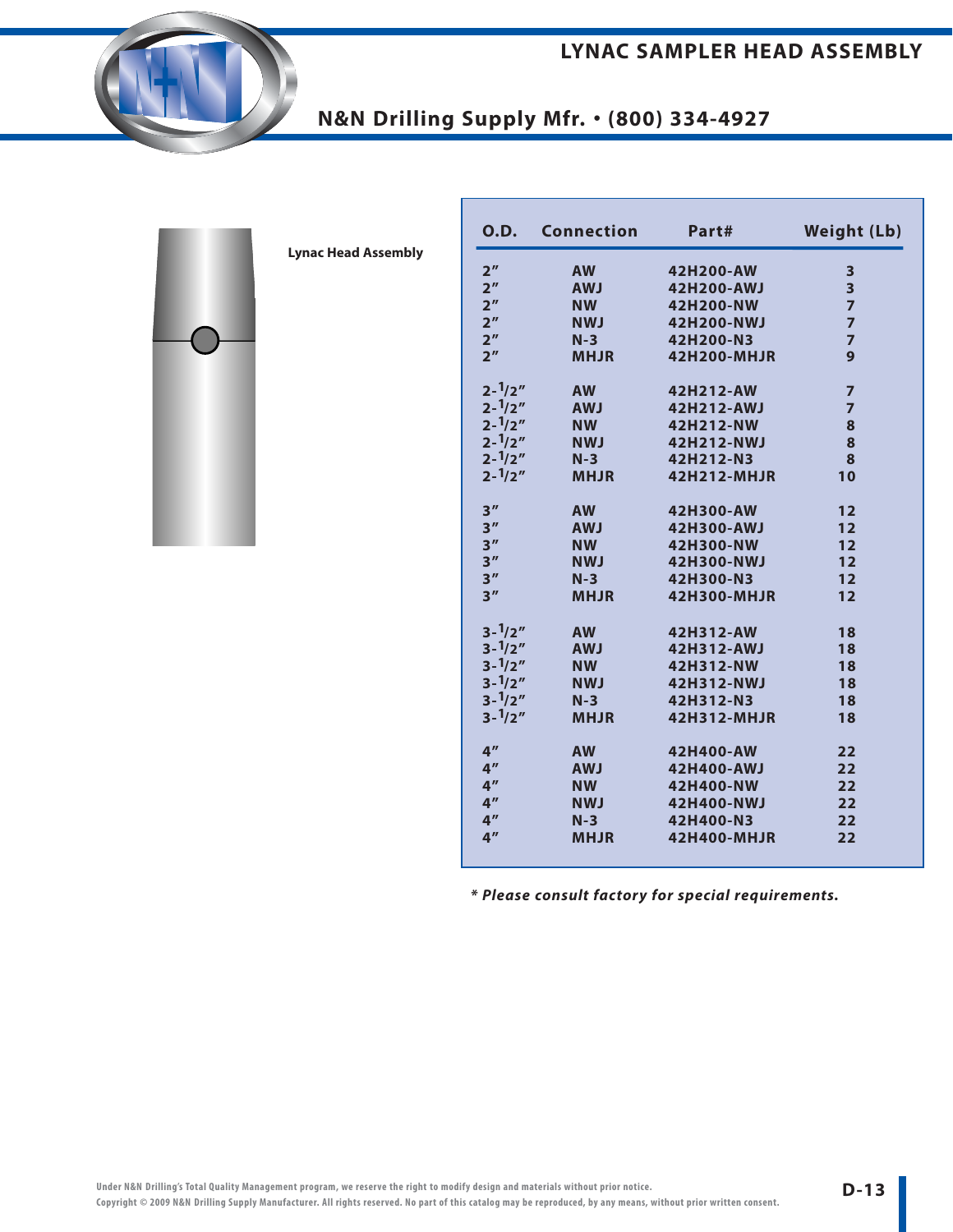# LYNAC SAMPLER HEAD ASSEMBLY

## N&N Drilling Supply Mfr. • (800) 334-4927

**Lynac Head Assembly**

| O.D. | Connection | Part# | Weight (Lb) |
|---|---|---|---|
| 2″ | AW | 42H200-AW | 3 |
| 2″ | AWJ | 42H200-AWJ | 3 |
| 2″ | NW | 42H200-NW | 7 |
| 2″ | NWJ | 42H200-NWJ | 7 |
| 2″ | N-3 | 42H200-N3 | 7 |
| 2″ | MHJR | 42H200-MHJR | 9 |
| 2-1/2″ | AW | 42H212-AW | 7 |
| 2-1/2″ | AWJ | 42H212-AWJ | 7 |
| 2-1/2″ | NW | 42H212-NW | 8 |
| 2-1/2″ | NWJ | 42H212-NWJ | 8 |
| 2-1/2″ | N-3 | 42H212-N3 | 8 |
| 2-1/2″ | MHJR | 42H212-MHJR | 10 |
| 3″ | AW | 42H300-AW | 12 |
| 3″ | AWJ | 42H300-AWJ | 12 |
| 3″ | NW | 42H300-NW | 12 |
| 3″ | NWJ | 42H300-NWJ | 12 |
| 3″ | N-3 | 42H300-N3 | 12 |
| 3″ | MHJR | 42H300-MHJR | 12 |
| 3-1/2″ | AW | 42H312-AW | 18 |
| 3-1/2″ | AWJ | 42H312-AWJ | 18 |
| 3-1/2″ | NW | 42H312-NW | 18 |
| 3-1/2″ | NWJ | 42H312-NWJ | 18 |
| 3-1/2″ | N-3 | 42H312-N3 | 18 |
| 3-1/2″ | MHJR | 42H312-MHJR | 18 |
| 4″ | AW | 42H400-AW | 22 |
| 4″ | AWJ | 42H400-AWJ | 22 |
| 4″ | NW | 42H400-NW | 22 |
| 4″ | NWJ | 42H400-NWJ | 22 |
| 4″ | N-3 | 42H400-N3 | 22 |
| 4″ | MHJR | 42H400-MHJR | 22 |

***\* Please consult factory for special requirements.***

Under N&N Drilling's Total Quality Management program, we reserve the right to modify design and materials without prior notice.
Copyright © 2009 N&N Drilling Supply Manufacturer. All rights reserved. No part of this catalog may be reproduced, by any means, without prior written consent.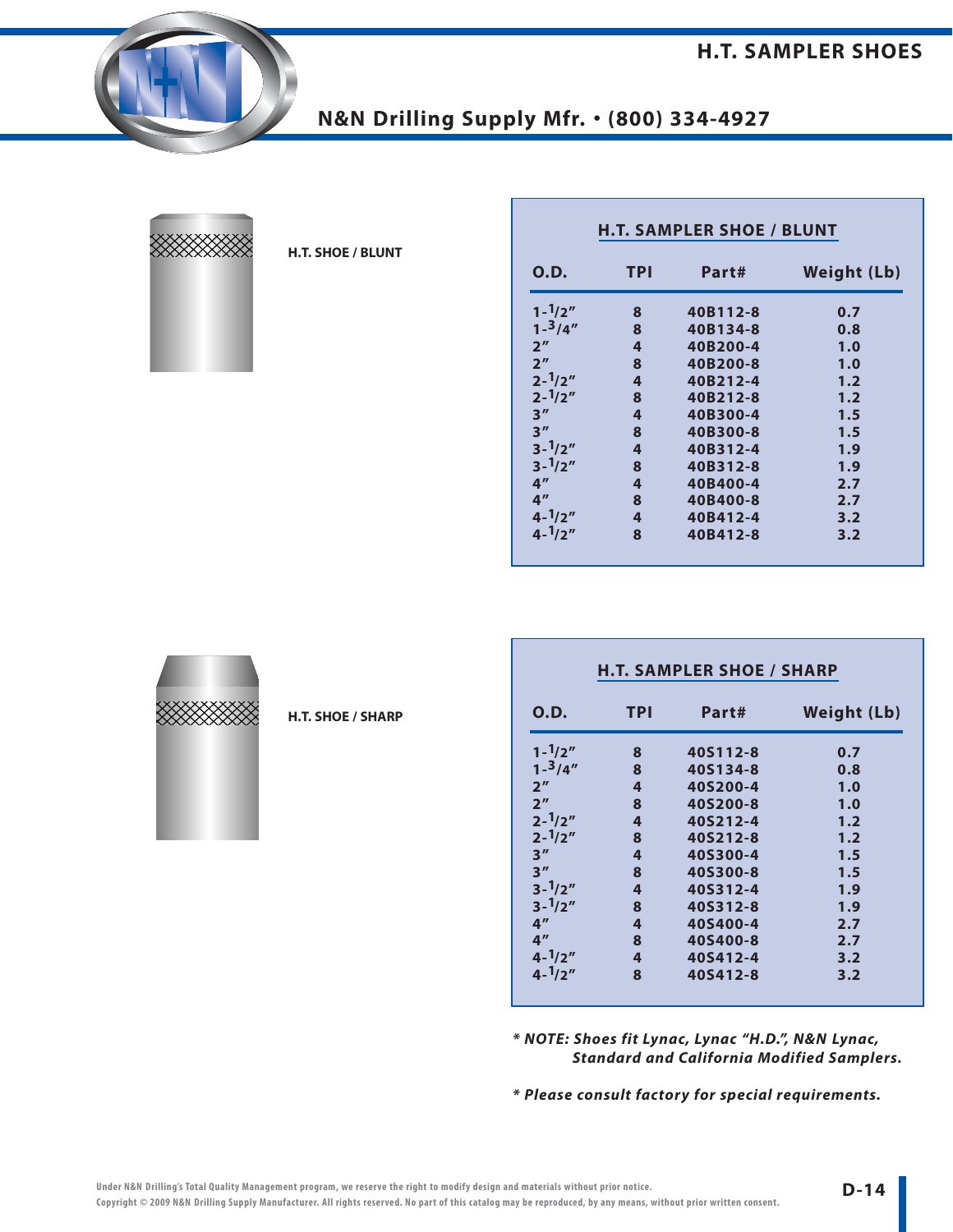# H.T. SAMPLER SHOES

N&N Drilling Supply Mfr. • (800) 334-4927

**H.T. SHOE / BLUNT**

## H.T. SAMPLER SHOE / BLUNT

| O.D. | TPI | Part# | Weight (Lb) |
|---|---|---|---|
| 1-1/2" | 8 | 40B112-8 | 0.7 |
| 1-3/4" | 8 | 40B134-8 | 0.8 |
| 2" | 4 | 40B200-4 | 1.0 |
| 2" | 8 | 40B200-8 | 1.0 |
| 2-1/2" | 4 | 40B212-4 | 1.2 |
| 2-1/2" | 8 | 40B212-8 | 1.2 |
| 3" | 4 | 40B300-4 | 1.5 |
| 3" | 8 | 40B300-8 | 1.5 |
| 3-1/2" | 4 | 40B312-4 | 1.9 |
| 3-1/2" | 8 | 40B312-8 | 1.9 |
| 4" | 4 | 40B400-4 | 2.7 |
| 4" | 8 | 40B400-8 | 2.7 |
| 4-1/2" | 4 | 40B412-4 | 3.2 |
| 4-1/2" | 8 | 40B412-8 | 3.2 |

**H.T. SHOE / SHARP**

## H.T. SAMPLER SHOE / SHARP

| O.D. | TPI | Part# | Weight (Lb) |
|---|---|---|---|
| 1-1/2" | 8 | 40S112-8 | 0.7 |
| 1-3/4" | 8 | 40S134-8 | 0.8 |
| 2" | 4 | 40S200-4 | 1.0 |
| 2" | 8 | 40S200-8 | 1.0 |
| 2-1/2" | 4 | 40S212-4 | 1.2 |
| 2-1/2" | 8 | 40S212-8 | 1.2 |
| 3" | 4 | 40S300-4 | 1.5 |
| 3" | 8 | 40S300-8 | 1.5 |
| 3-1/2" | 4 | 40S312-4 | 1.9 |
| 3-1/2" | 8 | 40S312-8 | 1.9 |
| 4" | 4 | 40S400-4 | 2.7 |
| 4" | 8 | 40S400-8 | 2.7 |
| 4-1/2" | 4 | 40S412-4 | 3.2 |
| 4-1/2" | 8 | 40S412-8 | 3.2 |

***\* NOTE: Shoes fit Lynac, Lynac "H.D.", N&N Lynac, Standard and California Modified Samplers.***

***\* Please consult factory for special requirements.***

Under N&N Drilling's Total Quality Management program, we reserve the right to modify design and materials without prior notice.
Copyright © 2009 N&N Drilling Supply Manufacturer. All rights reserved. No part of this catalog may be reproduced, by any means, without prior written consent.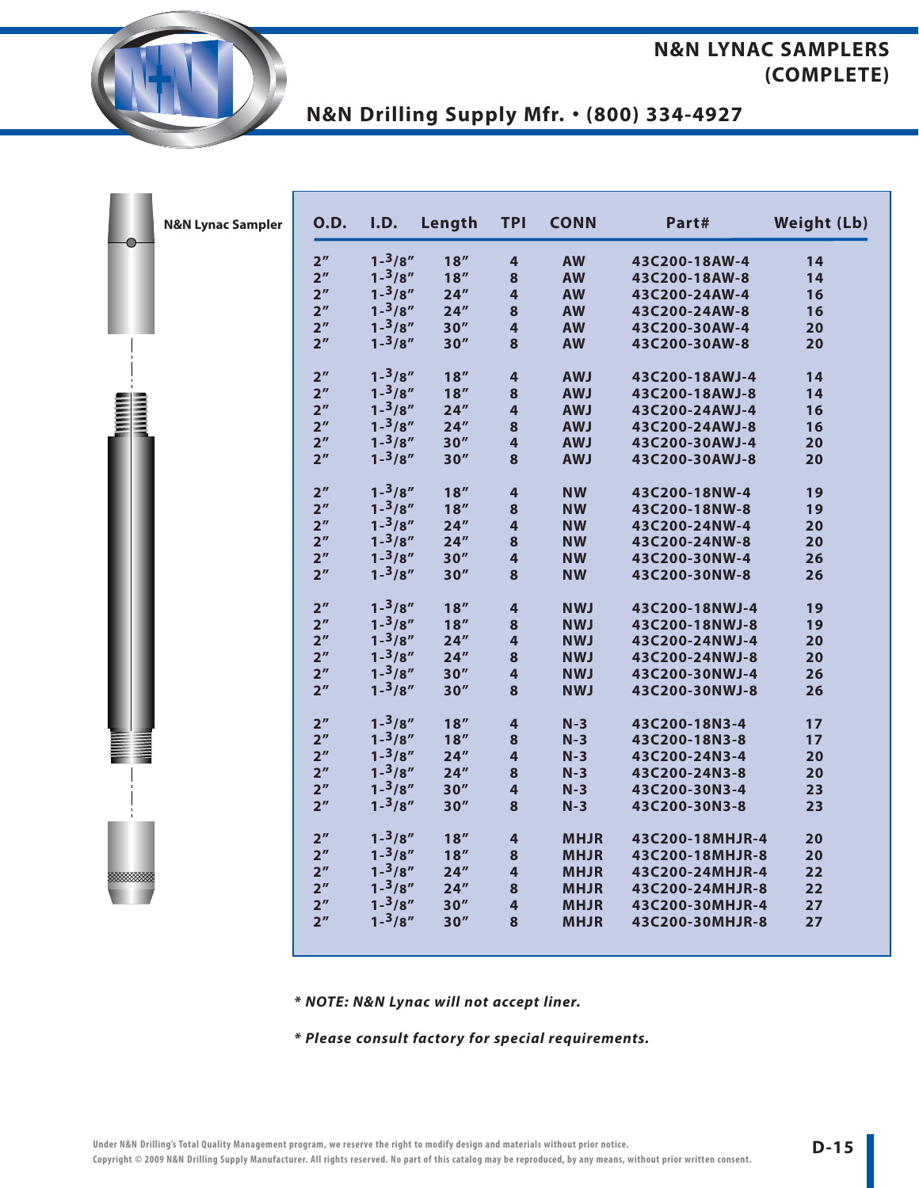# N&N LYNAC SAMPLERS (COMPLETE)

## N&N Drilling Supply Mfr. • (800) 334-4927

N&N Lynac Sampler

| O.D. | I.D. | Length | TPI | CONN | Part# | Weight (Lb) |
|---|---|---|---|---|---|---|
| 2″ | 1-3/8″ | 18″ | 4 | AW | 43C200-18AW-4 | 14 |
| 2″ | 1-3/8″ | 18″ | 8 | AW | 43C200-18AW-8 | 14 |
| 2″ | 1-3/8″ | 24″ | 4 | AW | 43C200-24AW-4 | 16 |
| 2″ | 1-3/8″ | 24″ | 8 | AW | 43C200-24AW-8 | 16 |
| 2″ | 1-3/8″ | 30″ | 4 | AW | 43C200-30AW-4 | 20 |
| 2″ | 1-3/8″ | 30″ | 8 | AW | 43C200-30AW-8 | 20 |
| 2″ | 1-3/8″ | 18″ | 4 | AWJ | 43C200-18AWJ-4 | 14 |
| 2″ | 1-3/8″ | 18″ | 8 | AWJ | 43C200-18AWJ-8 | 14 |
| 2″ | 1-3/8″ | 24″ | 4 | AWJ | 43C200-24AWJ-4 | 16 |
| 2″ | 1-3/8″ | 24″ | 8 | AWJ | 43C200-24AWJ-8 | 16 |
| 2″ | 1-3/8″ | 30″ | 4 | AWJ | 43C200-30AWJ-4 | 20 |
| 2″ | 1-3/8″ | 30″ | 8 | AWJ | 43C200-30AWJ-8 | 20 |
| 2″ | 1-3/8″ | 18″ | 4 | NW | 43C200-18NW-4 | 19 |
| 2″ | 1-3/8″ | 18″ | 8 | NW | 43C200-18NW-8 | 19 |
| 2″ | 1-3/8″ | 24″ | 4 | NW | 43C200-24NW-4 | 20 |
| 2″ | 1-3/8″ | 24″ | 8 | NW | 43C200-24NW-8 | 20 |
| 2″ | 1-3/8″ | 30″ | 4 | NW | 43C200-30NW-4 | 26 |
| 2″ | 1-3/8″ | 30″ | 8 | NW | 43C200-30NW-8 | 26 |
| 2″ | 1-3/8″ | 18″ | 4 | NWJ | 43C200-18NWJ-4 | 19 |
| 2″ | 1-3/8″ | 18″ | 8 | NWJ | 43C200-18NWJ-8 | 19 |
| 2″ | 1-3/8″ | 24″ | 4 | NWJ | 43C200-24NWJ-4 | 20 |
| 2″ | 1-3/8″ | 24″ | 8 | NWJ | 43C200-24NWJ-8 | 20 |
| 2″ | 1-3/8″ | 30″ | 4 | NWJ | 43C200-30NWJ-4 | 26 |
| 2″ | 1-3/8″ | 30″ | 8 | NWJ | 43C200-30NWJ-8 | 26 |
| 2″ | 1-3/8″ | 18″ | 4 | N-3 | 43C200-18N3-4 | 17 |
| 2″ | 1-3/8″ | 18″ | 8 | N-3 | 43C200-18N3-8 | 17 |
| 2″ | 1-3/8″ | 24″ | 4 | N-3 | 43C200-24N3-4 | 20 |
| 2″ | 1-3/8″ | 24″ | 8 | N-3 | 43C200-24N3-8 | 20 |
| 2″ | 1-3/8″ | 30″ | 4 | N-3 | 43C200-30N3-4 | 23 |
| 2″ | 1-3/8″ | 30″ | 8 | N-3 | 43C200-30N3-8 | 23 |
| 2″ | 1-3/8″ | 18″ | 4 | MHJR | 43C200-18MHJR-4 | 20 |
| 2″ | 1-3/8″ | 18″ | 8 | MHJR | 43C200-18MHJR-8 | 20 |
| 2″ | 1-3/8″ | 24″ | 4 | MHJR | 43C200-24MHJR-4 | 22 |
| 2″ | 1-3/8″ | 24″ | 8 | MHJR | 43C200-24MHJR-8 | 22 |
| 2″ | 1-3/8″ | 30″ | 4 | MHJR | 43C200-30MHJR-4 | 27 |
| 2″ | 1-3/8″ | 30″ | 8 | MHJR | 43C200-30MHJR-8 | 27 |

***\* NOTE: N&N Lynac will not accept liner.***

***\* Please consult factory for special requirements.***

Under N&N Drilling's Total Quality Management program, we reserve the right to modify design and materials without prior notice.
Copyright © 2009 N&N Drilling Supply Manufacturer. All rights reserved. No part of this catalog may be reproduced, by any means, without prior written consent.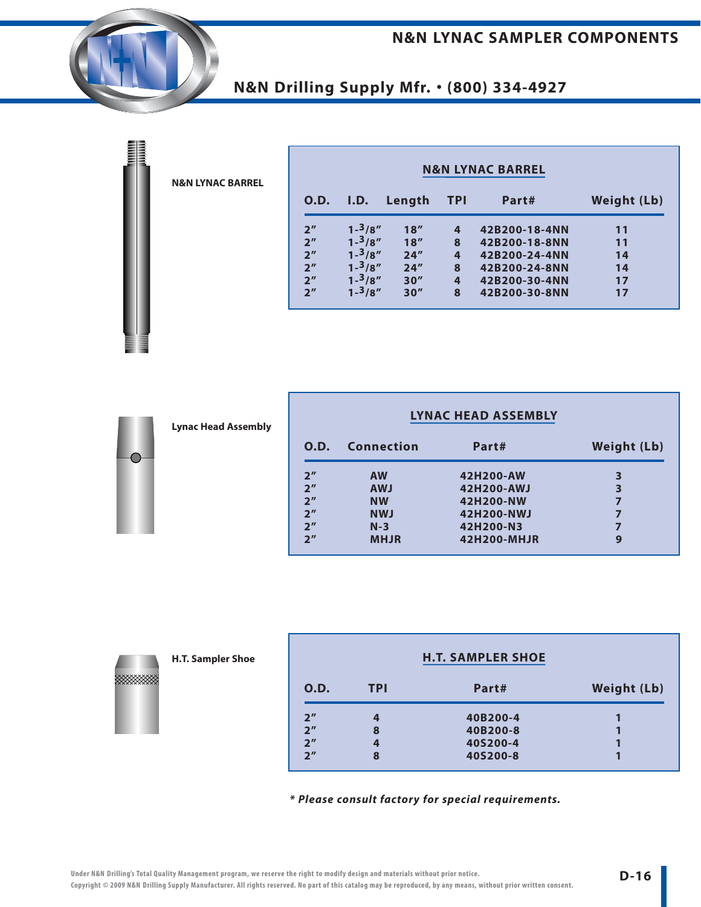# N&N LYNAC SAMPLER COMPONENTS

## N&N Drilling Supply Mfr. • (800) 334-4927

**N&N LYNAC BARREL**

| O.D. | I.D. | Length | TPI | Part# | Weight (Lb) |
|---|---|---|---|---|---|
| 2″ | 1-3/8″ | 18″ | 4 | 42B200-18-4NN | 11 |
| 2″ | 1-3/8″ | 18″ | 8 | 42B200-18-8NN | 11 |
| 2″ | 1-3/8″ | 24″ | 4 | 42B200-24-4NN | 14 |
| 2″ | 1-3/8″ | 24″ | 8 | 42B200-24-8NN | 14 |
| 2″ | 1-3/8″ | 30″ | 4 | 42B200-30-4NN | 17 |
| 2″ | 1-3/8″ | 30″ | 8 | 42B200-30-8NN | 17 |

**Lynac Head Assembly**

| O.D. | Connection | Part# | Weight (Lb) |
|---|---|---|---|
| 2″ | AW | 42H200-AW | 3 |
| 2″ | AWJ | 42H200-AWJ | 3 |
| 2″ | NW | 42H200-NW | 7 |
| 2″ | NWJ | 42H200-NWJ | 7 |
| 2″ | N-3 | 42H200-N3 | 7 |
| 2″ | MHJR | 42H200-MHJR | 9 |

**H.T. Sampler Shoe**

| O.D. | TPI | Part# | Weight (Lb) |
|---|---|---|---|
| 2″ | 4 | 40B200-4 | 1 |
| 2″ | 8 | 40B200-8 | 1 |
| 2″ | 4 | 40S200-4 | 1 |
| 2″ | 8 | 40S200-8 | 1 |

*\* Please consult factory for special requirements.*

Under N&N Drilling's Total Quality Management program, we reserve the right to modify design and materials without prior notice.
Copyright © 2009 N&N Drilling Supply Manufacturer. All rights reserved. No part of this catalog may be reproduced, by any means, without prior written consent.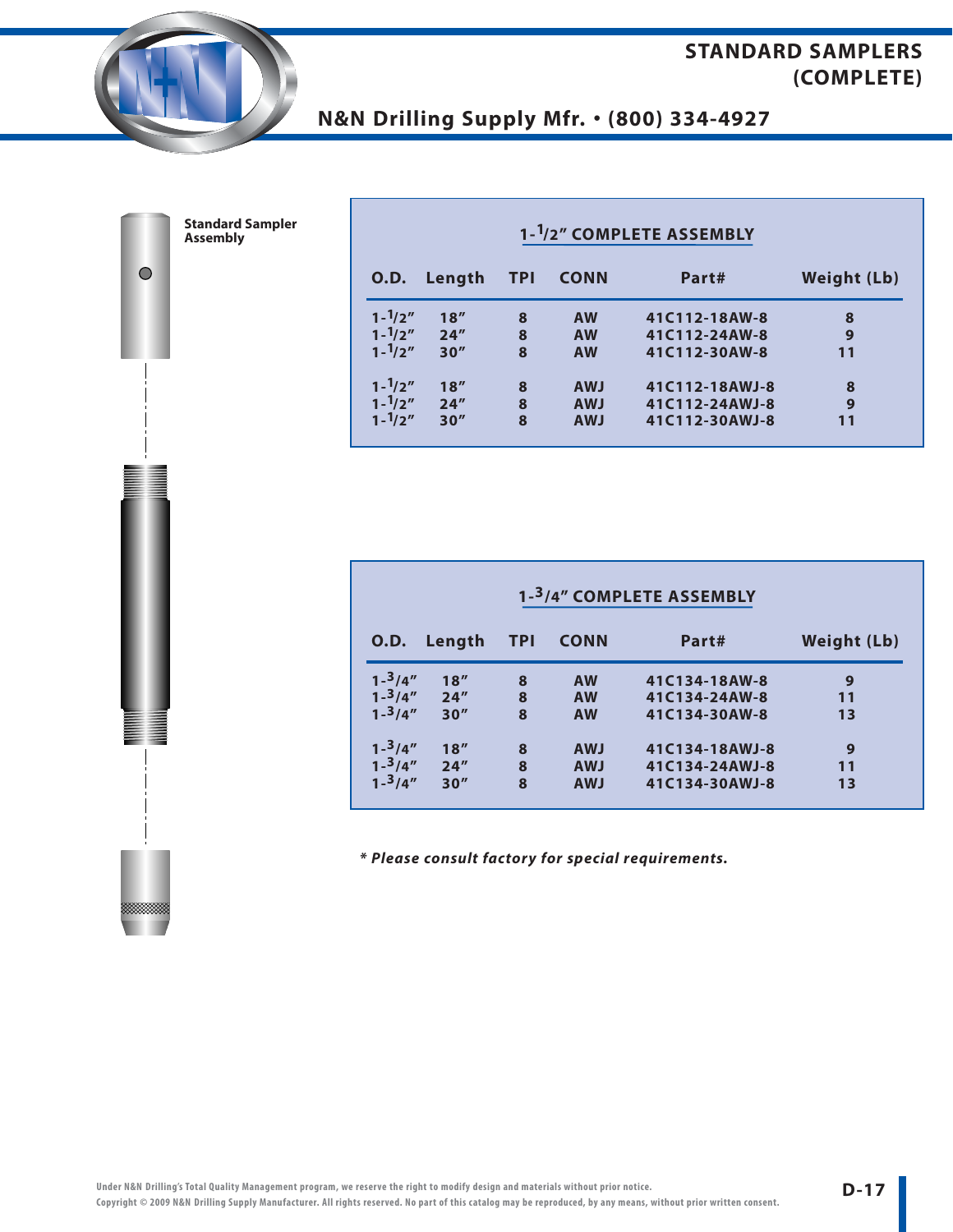# STANDARD SAMPLERS (COMPLETE)

N&N Drilling Supply Mfr. • (800) 334-4927

**Standard Sampler Assembly**

## 1-1/2" COMPLETE ASSEMBLY

| O.D. | Length | TPI | CONN | Part# | Weight (Lb) |
|---|---|---|---|---|---|
| 1-1/2" | 18" | 8 | AW | 41C112-18AW-8 | 8 |
| 1-1/2" | 24" | 8 | AW | 41C112-24AW-8 | 9 |
| 1-1/2" | 30" | 8 | AW | 41C112-30AW-8 | 11 |
| 1-1/2" | 18" | 8 | AWJ | 41C112-18AWJ-8 | 8 |
| 1-1/2" | 24" | 8 | AWJ | 41C112-24AWJ-8 | 9 |
| 1-1/2" | 30" | 8 | AWJ | 41C112-30AWJ-8 | 11 |

## 1-3/4" COMPLETE ASSEMBLY

| O.D. | Length | TPI | CONN | Part# | Weight (Lb) |
|---|---|---|---|---|---|
| 1-3/4" | 18" | 8 | AW | 41C134-18AW-8 | 9 |
| 1-3/4" | 24" | 8 | AW | 41C134-24AW-8 | 11 |
| 1-3/4" | 30" | 8 | AW | 41C134-30AW-8 | 13 |
| 1-3/4" | 18" | 8 | AWJ | 41C134-18AWJ-8 | 9 |
| 1-3/4" | 24" | 8 | AWJ | 41C134-24AWJ-8 | 11 |
| 1-3/4" | 30" | 8 | AWJ | 41C134-30AWJ-8 | 13 |

*\* Please consult factory for special requirements.*

Under N&N Drilling's Total Quality Management program, we reserve the right to modify design and materials without prior notice.
Copyright © 2009 N&N Drilling Supply Manufacturer. All rights reserved. No part of this catalog may be reproduced, by any means, without prior written consent.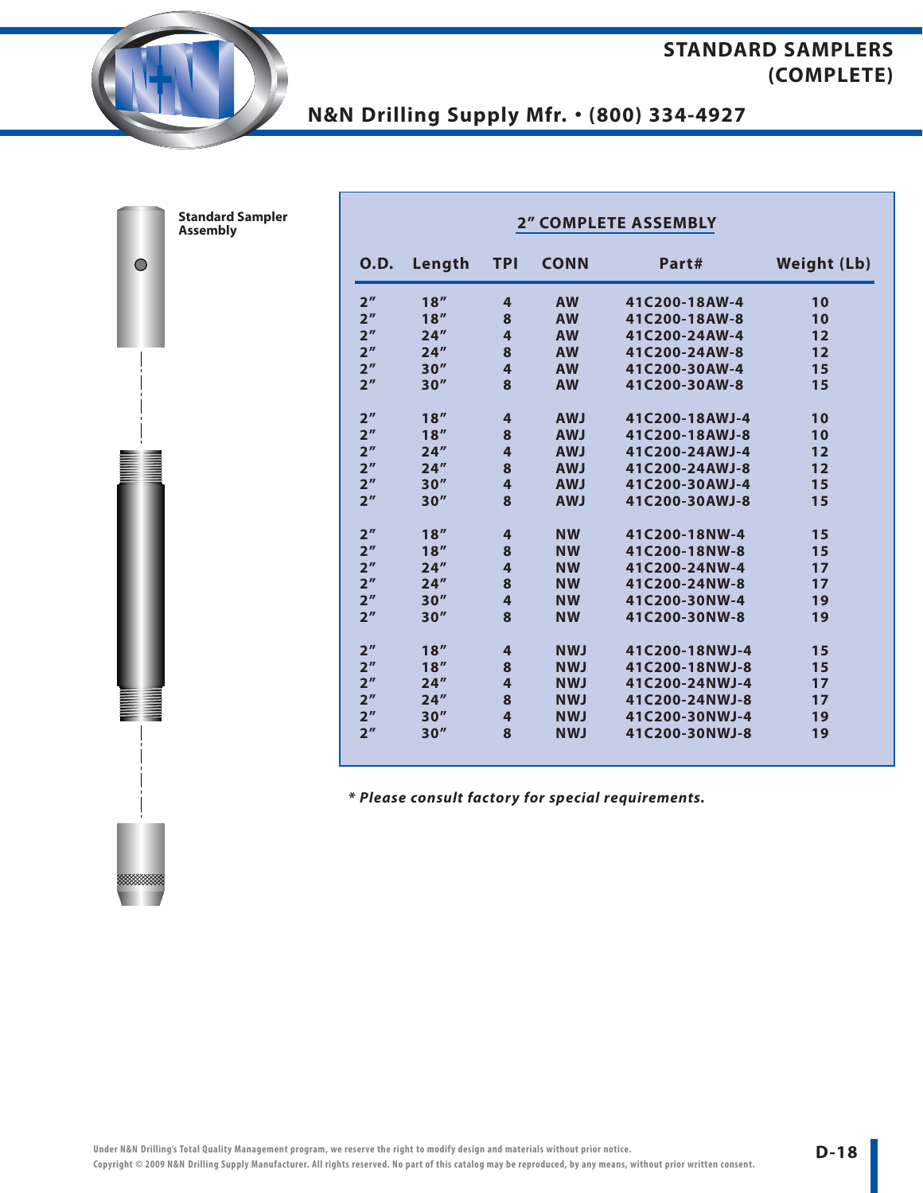# STANDARD SAMPLERS (COMPLETE)

## N&N Drilling Supply Mfr. • (800) 334-4927

**Standard Sampler Assembly**

### 2" COMPLETE ASSEMBLY

| O.D. | Length | TPI | CONN | Part# | Weight (Lb) |
|---|---|---|---|---|---|
| 2" | 18" | 4 | AW | 41C200-18AW-4 | 10 |
| 2" | 18" | 8 | AW | 41C200-18AW-8 | 10 |
| 2" | 24" | 4 | AW | 41C200-24AW-4 | 12 |
| 2" | 24" | 8 | AW | 41C200-24AW-8 | 12 |
| 2" | 30" | 4 | AW | 41C200-30AW-4 | 15 |
| 2" | 30" | 8 | AW | 41C200-30AW-8 | 15 |
| 2" | 18" | 4 | AWJ | 41C200-18AWJ-4 | 10 |
| 2" | 18" | 8 | AWJ | 41C200-18AWJ-8 | 10 |
| 2" | 24" | 4 | AWJ | 41C200-24AWJ-4 | 12 |
| 2" | 24" | 8 | AWJ | 41C200-24AWJ-8 | 12 |
| 2" | 30" | 4 | AWJ | 41C200-30AWJ-4 | 15 |
| 2" | 30" | 8 | AWJ | 41C200-30AWJ-8 | 15 |
| 2" | 18" | 4 | NW | 41C200-18NW-4 | 15 |
| 2" | 18" | 8 | NW | 41C200-18NW-8 | 15 |
| 2" | 24" | 4 | NW | 41C200-24NW-4 | 17 |
| 2" | 24" | 8 | NW | 41C200-24NW-8 | 17 |
| 2" | 30" | 4 | NW | 41C200-30NW-4 | 19 |
| 2" | 30" | 8 | NW | 41C200-30NW-8 | 19 |
| 2" | 18" | 4 | NWJ | 41C200-18NWJ-4 | 15 |
| 2" | 18" | 8 | NWJ | 41C200-18NWJ-8 | 15 |
| 2" | 24" | 4 | NWJ | 41C200-24NWJ-4 | 17 |
| 2" | 24" | 8 | NWJ | 41C200-24NWJ-8 | 17 |
| 2" | 30" | 4 | NWJ | 41C200-30NWJ-4 | 19 |
| 2" | 30" | 8 | NWJ | 41C200-30NWJ-8 | 19 |

***** Please consult factory for special requirements.***

Under N&N Drilling's Total Quality Management program, we reserve the right to modify design and materials without prior notice.
Copyright © 2009 N&N Drilling Supply Manufacturer. All rights reserved. No part of this catalog may be reproduced, by any means, without prior written consent.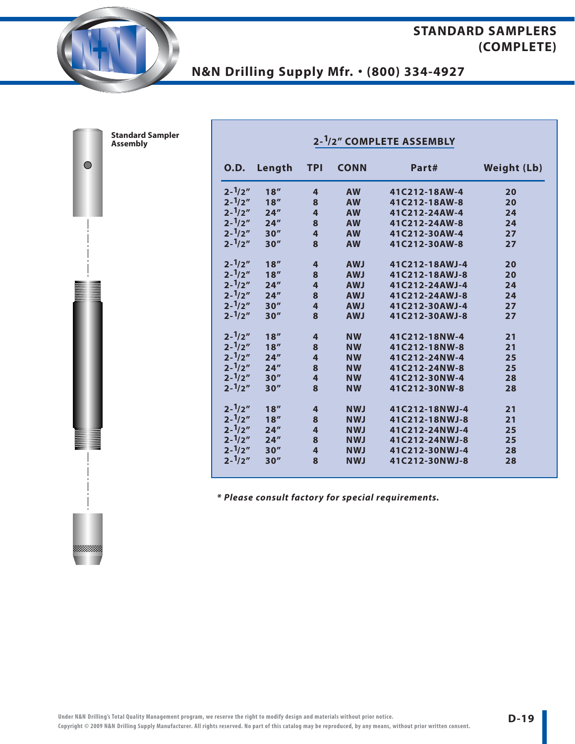# STANDARD SAMPLERS (COMPLETE)

**Standard Sampler Assembly**

## 2-1/2″ COMPLETE ASSEMBLY

| O.D. | Length | TPI | CONN | Part# | Weight (Lb) |
|---|---|---|---|---|---|
| 2-1/2″ | 18″ | 4 | AW | 41C212-18AW-4 | 20 |
| 2-1/2″ | 18″ | 8 | AW | 41C212-18AW-8 | 20 |
| 2-1/2″ | 24″ | 4 | AW | 41C212-24AW-4 | 24 |
| 2-1/2″ | 24″ | 8 | AW | 41C212-24AW-8 | 24 |
| 2-1/2″ | 30″ | 4 | AW | 41C212-30AW-4 | 27 |
| 2-1/2″ | 30″ | 8 | AW | 41C212-30AW-8 | 27 |
| 2-1/2″ | 18″ | 4 | AWJ | 41C212-18AWJ-4 | 20 |
| 2-1/2″ | 18″ | 8 | AWJ | 41C212-18AWJ-8 | 20 |
| 2-1/2″ | 24″ | 4 | AWJ | 41C212-24AWJ-4 | 24 |
| 2-1/2″ | 24″ | 8 | AWJ | 41C212-24AWJ-8 | 24 |
| 2-1/2″ | 30″ | 4 | AWJ | 41C212-30AWJ-4 | 27 |
| 2-1/2″ | 30″ | 8 | AWJ | 41C212-30AWJ-8 | 27 |
| 2-1/2″ | 18″ | 4 | NW | 41C212-18NW-4 | 21 |
| 2-1/2″ | 18″ | 8 | NW | 41C212-18NW-8 | 21 |
| 2-1/2″ | 24″ | 4 | NW | 41C212-24NW-4 | 25 |
| 2-1/2″ | 24″ | 8 | NW | 41C212-24NW-8 | 25 |
| 2-1/2″ | 30″ | 4 | NW | 41C212-30NW-4 | 28 |
| 2-1/2″ | 30″ | 8 | NW | 41C212-30NW-8 | 28 |
| 2-1/2″ | 18″ | 4 | NWJ | 41C212-18NWJ-4 | 21 |
| 2-1/2″ | 18″ | 8 | NWJ | 41C212-18NWJ-8 | 21 |
| 2-1/2″ | 24″ | 4 | NWJ | 41C212-24NWJ-4 | 25 |
| 2-1/2″ | 24″ | 8 | NWJ | 41C212-24NWJ-8 | 25 |
| 2-1/2″ | 30″ | 4 | NWJ | 41C212-30NWJ-4 | 28 |
| 2-1/2″ | 30″ | 8 | NWJ | 41C212-30NWJ-8 | 28 |

***\* Please consult factory for special requirements.***

Under N&N Drilling's Total Quality Management program, we reserve the right to modify design and materials without prior notice.
Copyright © 2009 N&N Drilling Supply Manufacturer. All rights reserved. No part of this catalog may be reproduced, by any means, without prior written consent.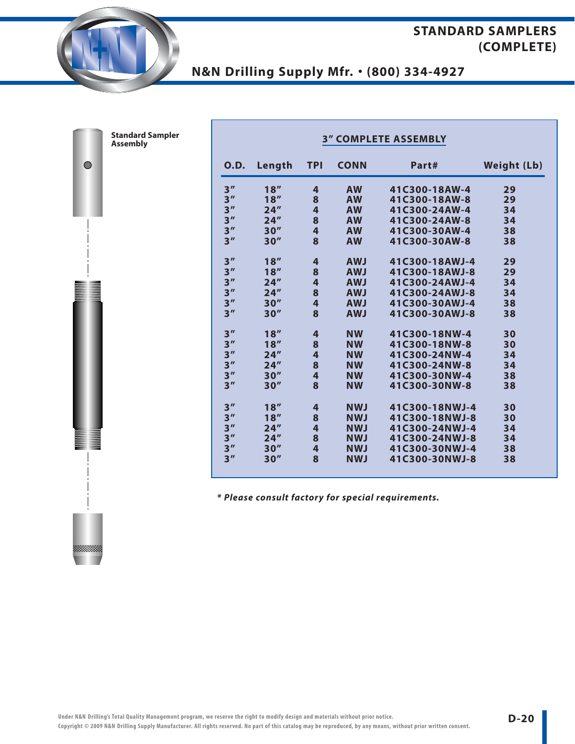# STANDARD SAMPLERS (COMPLETE)

## N&N Drilling Supply Mfr. • (800) 334-4927

**Standard Sampler Assembly**

### 3" COMPLETE ASSEMBLY

| O.D. | Length | TPI | CONN | Part# | Weight (Lb) |
|---|---|---|---|---|---|
| 3" | 18" | 4 | AW | 41C300-18AW-4 | 29 |
| 3" | 18" | 8 | AW | 41C300-18AW-8 | 29 |
| 3" | 24" | 4 | AW | 41C300-24AW-4 | 34 |
| 3" | 24" | 8 | AW | 41C300-24AW-8 | 34 |
| 3" | 30" | 4 | AW | 41C300-30AW-4 | 38 |
| 3" | 30" | 8 | AW | 41C300-30AW-8 | 38 |
| 3" | 18" | 4 | AWJ | 41C300-18AWJ-4 | 29 |
| 3" | 18" | 8 | AWJ | 41C300-18AWJ-8 | 29 |
| 3" | 24" | 4 | AWJ | 41C300-24AWJ-4 | 34 |
| 3" | 24" | 8 | AWJ | 41C300-24AWJ-8 | 34 |
| 3" | 30" | 4 | AWJ | 41C300-30AWJ-4 | 38 |
| 3" | 30" | 8 | AWJ | 41C300-30AWJ-8 | 38 |
| 3" | 18" | 4 | NW | 41C300-18NW-4 | 30 |
| 3" | 18" | 8 | NW | 41C300-18NW-8 | 30 |
| 3" | 24" | 4 | NW | 41C300-24NW-4 | 34 |
| 3" | 24" | 8 | NW | 41C300-24NW-8 | 34 |
| 3" | 30" | 4 | NW | 41C300-30NW-4 | 38 |
| 3" | 30" | 8 | NW | 41C300-30NW-8 | 38 |
| 3" | 18" | 4 | NWJ | 41C300-18NWJ-4 | 30 |
| 3" | 18" | 8 | NWJ | 41C300-18NWJ-8 | 30 |
| 3" | 24" | 4 | NWJ | 41C300-24NWJ-4 | 34 |
| 3" | 24" | 8 | NWJ | 41C300-24NWJ-8 | 34 |
| 3" | 30" | 4 | NWJ | 41C300-30NWJ-4 | 38 |
| 3" | 30" | 8 | NWJ | 41C300-30NWJ-8 | 38 |

***\* Please consult factory for special requirements.***

Under N&N Drilling's Total Quality Management program, we reserve the right to modify design and materials without prior notice.
Copyright © 2009 N&N Drilling Supply Manufacturer. All rights reserved. No part of this catalog may be reproduced, by any means, without prior written consent.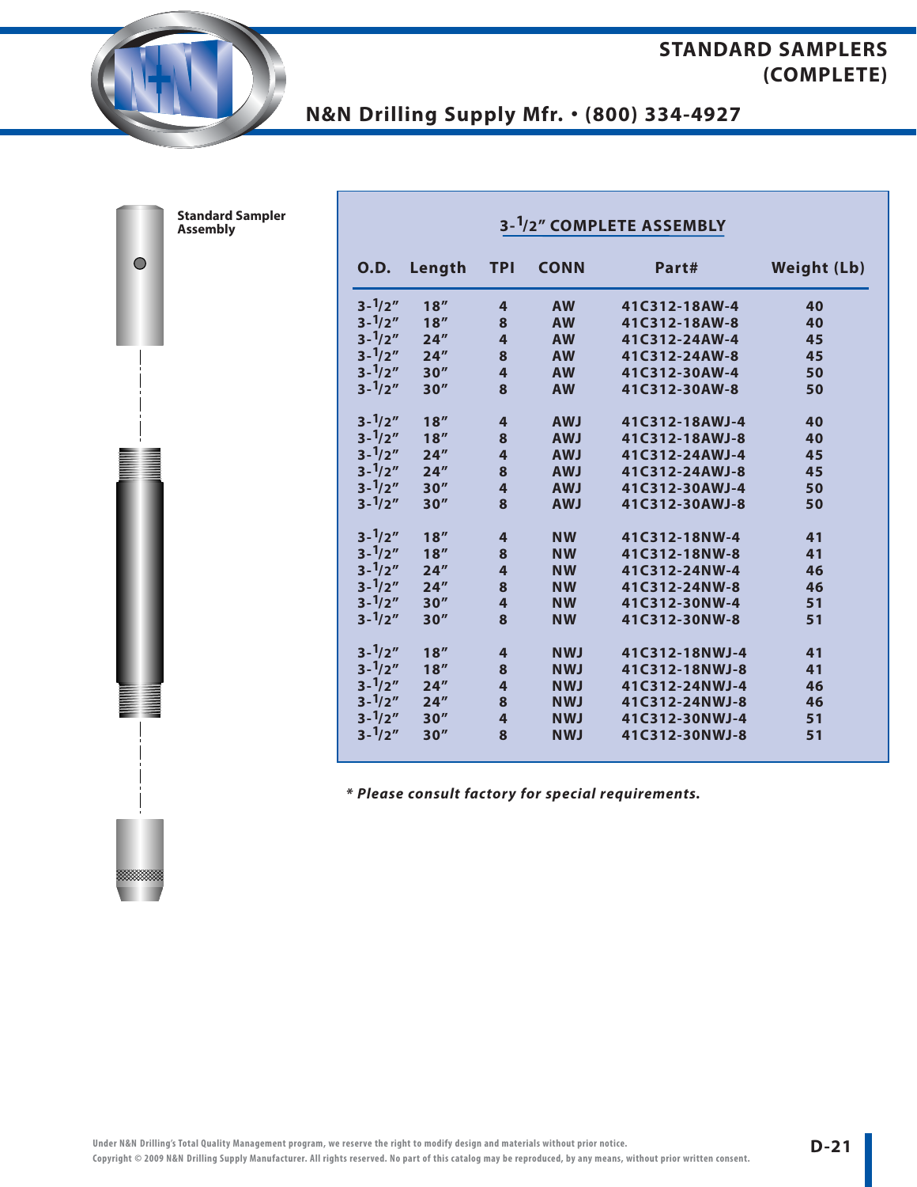# STANDARD SAMPLERS (COMPLETE)

## N&N Drilling Supply Mfr. • (800) 334-4927

**Standard Sampler Assembly**

### 3-1/2" COMPLETE ASSEMBLY

| O.D. | Length | TPI | CONN | Part# | Weight (Lb) |
|---|---|---|---|---|---|
| 3-1/2" | 18" | 4 | AW | 41C312-18AW-4 | 40 |
| 3-1/2" | 18" | 8 | AW | 41C312-18AW-8 | 40 |
| 3-1/2" | 24" | 4 | AW | 41C312-24AW-4 | 45 |
| 3-1/2" | 24" | 8 | AW | 41C312-24AW-8 | 45 |
| 3-1/2" | 30" | 4 | AW | 41C312-30AW-4 | 50 |
| 3-1/2" | 30" | 8 | AW | 41C312-30AW-8 | 50 |
| 3-1/2" | 18" | 4 | AWJ | 41C312-18AWJ-4 | 40 |
| 3-1/2" | 18" | 8 | AWJ | 41C312-18AWJ-8 | 40 |
| 3-1/2" | 24" | 4 | AWJ | 41C312-24AWJ-4 | 45 |
| 3-1/2" | 24" | 8 | AWJ | 41C312-24AWJ-8 | 45 |
| 3-1/2" | 30" | 4 | AWJ | 41C312-30AWJ-4 | 50 |
| 3-1/2" | 30" | 8 | AWJ | 41C312-30AWJ-8 | 50 |
| 3-1/2" | 18" | 4 | NW | 41C312-18NW-4 | 41 |
| 3-1/2" | 18" | 8 | NW | 41C312-18NW-8 | 41 |
| 3-1/2" | 24" | 4 | NW | 41C312-24NW-4 | 46 |
| 3-1/2" | 24" | 8 | NW | 41C312-24NW-8 | 46 |
| 3-1/2" | 30" | 4 | NW | 41C312-30NW-4 | 51 |
| 3-1/2" | 30" | 8 | NW | 41C312-30NW-8 | 51 |
| 3-1/2" | 18" | 4 | NWJ | 41C312-18NWJ-4 | 41 |
| 3-1/2" | 18" | 8 | NWJ | 41C312-18NWJ-8 | 41 |
| 3-1/2" | 24" | 4 | NWJ | 41C312-24NWJ-4 | 46 |
| 3-1/2" | 24" | 8 | NWJ | 41C312-24NWJ-8 | 46 |
| 3-1/2" | 30" | 4 | NWJ | 41C312-30NWJ-4 | 51 |
| 3-1/2" | 30" | 8 | NWJ | 41C312-30NWJ-8 | 51 |

***\* Please consult factory for special requirements.***

Under N&N Drilling's Total Quality Management program, we reserve the right to modify design and materials without prior notice.
Copyright © 2009 N&N Drilling Supply Manufacturer. All rights reserved. No part of this catalog may be reproduced, by any means, without prior written consent.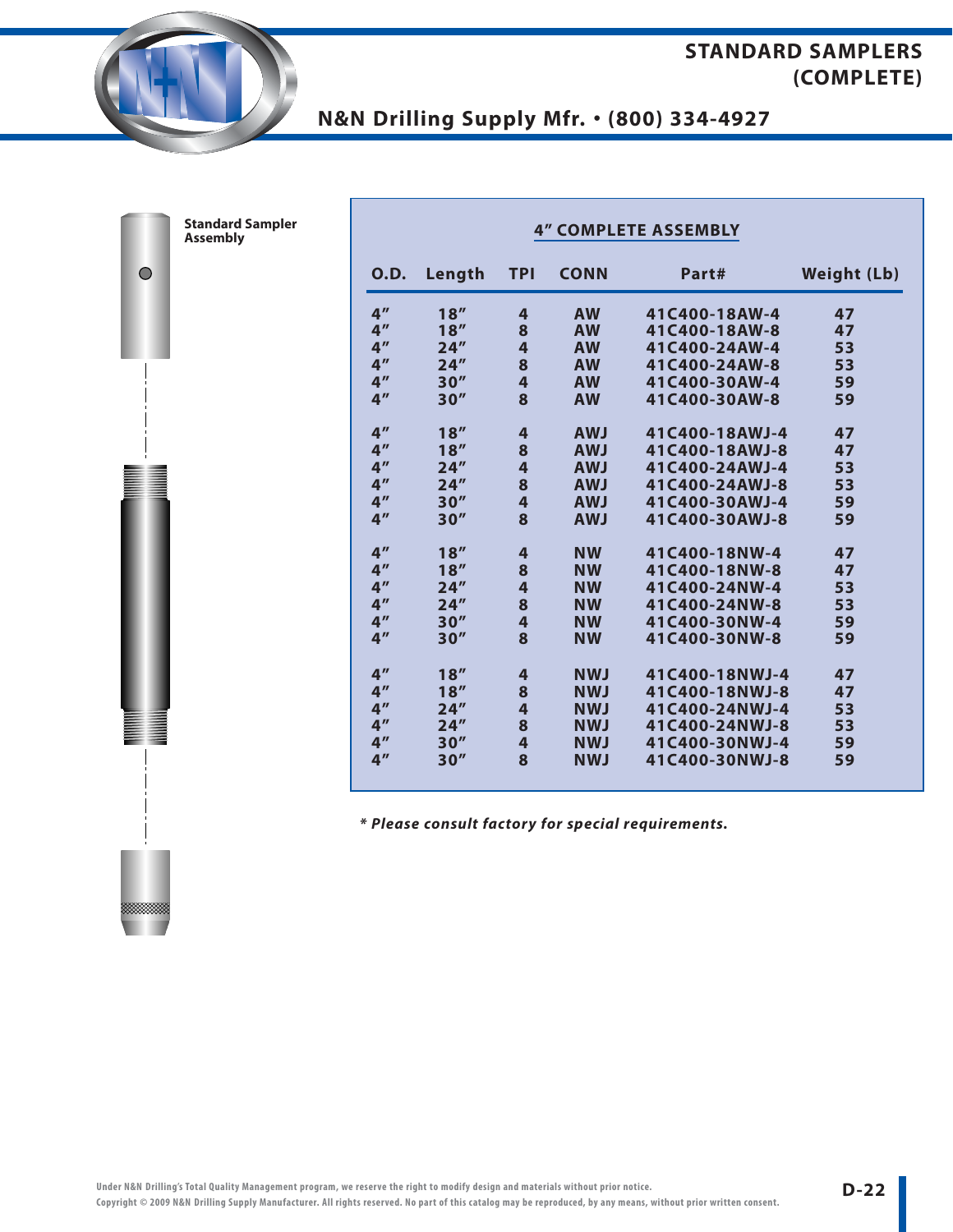# STANDARD SAMPLERS (COMPLETE)

## N&N Drilling Supply Mfr. • (800) 334-4927

**Standard Sampler Assembly**

### 4" COMPLETE ASSEMBLY

| O.D. | Length | TPI | CONN | Part# | Weight (Lb) |
|---|---|---|---|---|---|
| 4" | 18" | 4 | AW | 41C400-18AW-4 | 47 |
| 4" | 18" | 8 | AW | 41C400-18AW-8 | 47 |
| 4" | 24" | 4 | AW | 41C400-24AW-4 | 53 |
| 4" | 24" | 8 | AW | 41C400-24AW-8 | 53 |
| 4" | 30" | 4 | AW | 41C400-30AW-4 | 59 |
| 4" | 30" | 8 | AW | 41C400-30AW-8 | 59 |
| 4" | 18" | 4 | AWJ | 41C400-18AWJ-4 | 47 |
| 4" | 18" | 8 | AWJ | 41C400-18AWJ-8 | 47 |
| 4" | 24" | 4 | AWJ | 41C400-24AWJ-4 | 53 |
| 4" | 24" | 8 | AWJ | 41C400-24AWJ-8 | 53 |
| 4" | 30" | 4 | AWJ | 41C400-30AWJ-4 | 59 |
| 4" | 30" | 8 | AWJ | 41C400-30AWJ-8 | 59 |
| 4" | 18" | 4 | NW | 41C400-18NW-4 | 47 |
| 4" | 18" | 8 | NW | 41C400-18NW-8 | 47 |
| 4" | 24" | 4 | NW | 41C400-24NW-4 | 53 |
| 4" | 24" | 8 | NW | 41C400-24NW-8 | 53 |
| 4" | 30" | 4 | NW | 41C400-30NW-4 | 59 |
| 4" | 30" | 8 | NW | 41C400-30NW-8 | 59 |
| 4" | 18" | 4 | NWJ | 41C400-18NWJ-4 | 47 |
| 4" | 18" | 8 | NWJ | 41C400-18NWJ-8 | 47 |
| 4" | 24" | 4 | NWJ | 41C400-24NWJ-4 | 53 |
| 4" | 24" | 8 | NWJ | 41C400-24NWJ-8 | 53 |
| 4" | 30" | 4 | NWJ | 41C400-30NWJ-4 | 59 |
| 4" | 30" | 8 | NWJ | 41C400-30NWJ-8 | 59 |

*** Please consult factory for special requirements.***

Under N&N Drilling's Total Quality Management program, we reserve the right to modify design and materials without prior notice.
Copyright © 2009 N&N Drilling Supply Manufacturer. All rights reserved. No part of this catalog may be reproduced, by any means, without prior written consent.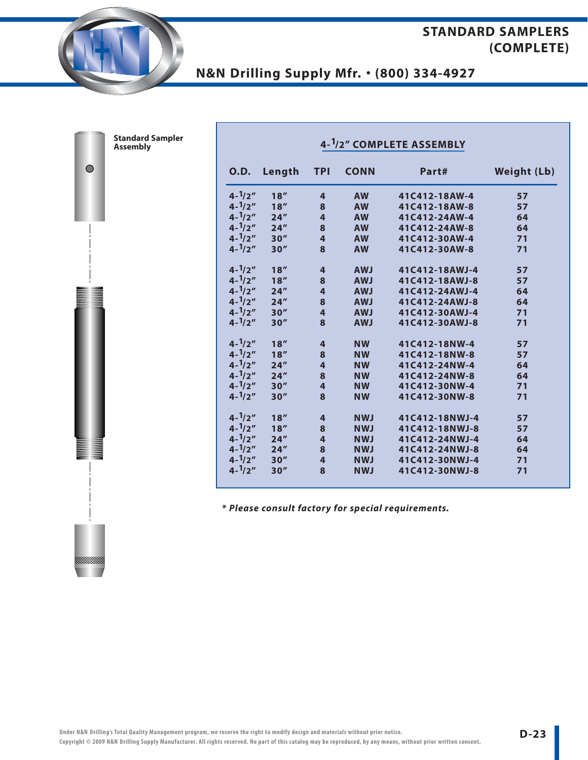# STANDARD SAMPLERS (COMPLETE)

**N&N Drilling Supply Mfr. • (800) 334-4927**

**Standard Sampler Assembly**

## 4-1/2" COMPLETE ASSEMBLY

| O.D. | Length | TPI | CONN | Part# | Weight (Lb) |
|---|---|---|---|---|---|
| 4-1/2" | 18" | 4 | AW | 41C412-18AW-4 | 57 |
| 4-1/2" | 18" | 8 | AW | 41C412-18AW-8 | 57 |
| 4-1/2" | 24" | 4 | AW | 41C412-24AW-4 | 64 |
| 4-1/2" | 24" | 8 | AW | 41C412-24AW-8 | 64 |
| 4-1/2" | 30" | 4 | AW | 41C412-30AW-4 | 71 |
| 4-1/2" | 30" | 8 | AW | 41C412-30AW-8 | 71 |
| 4-1/2" | 18" | 4 | AWJ | 41C412-18AWJ-4 | 57 |
| 4-1/2" | 18" | 8 | AWJ | 41C412-18AWJ-8 | 57 |
| 4-1/2" | 24" | 4 | AWJ | 41C412-24AWJ-4 | 64 |
| 4-1/2" | 24" | 8 | AWJ | 41C412-24AWJ-8 | 64 |
| 4-1/2" | 30" | 4 | AWJ | 41C412-30AWJ-4 | 71 |
| 4-1/2" | 30" | 8 | AWJ | 41C412-30AWJ-8 | 71 |
| 4-1/2" | 18" | 4 | NW | 41C412-18NW-4 | 57 |
| 4-1/2" | 18" | 8 | NW | 41C412-18NW-8 | 57 |
| 4-1/2" | 24" | 4 | NW | 41C412-24NW-4 | 64 |
| 4-1/2" | 24" | 8 | NW | 41C412-24NW-8 | 64 |
| 4-1/2" | 30" | 4 | NW | 41C412-30NW-4 | 71 |
| 4-1/2" | 30" | 8 | NW | 41C412-30NW-8 | 71 |
| 4-1/2" | 18" | 4 | NWJ | 41C412-18NWJ-4 | 57 |
| 4-1/2" | 18" | 8 | NWJ | 41C412-18NWJ-8 | 57 |
| 4-1/2" | 24" | 4 | NWJ | 41C412-24NWJ-4 | 64 |
| 4-1/2" | 24" | 8 | NWJ | 41C412-24NWJ-8 | 64 |
| 4-1/2" | 30" | 4 | NWJ | 41C412-30NWJ-4 | 71 |
| 4-1/2" | 30" | 8 | NWJ | 41C412-30NWJ-8 | 71 |

***\* Please consult factory for special requirements.***

Under N&N Drilling's Total Quality Management program, we reserve the right to modify design and materials without prior notice.
Copyright © 2009 N&N Drilling Supply Manufacturer. All rights reserved. No part of this catalog may be reproduced, by any means, without prior written consent.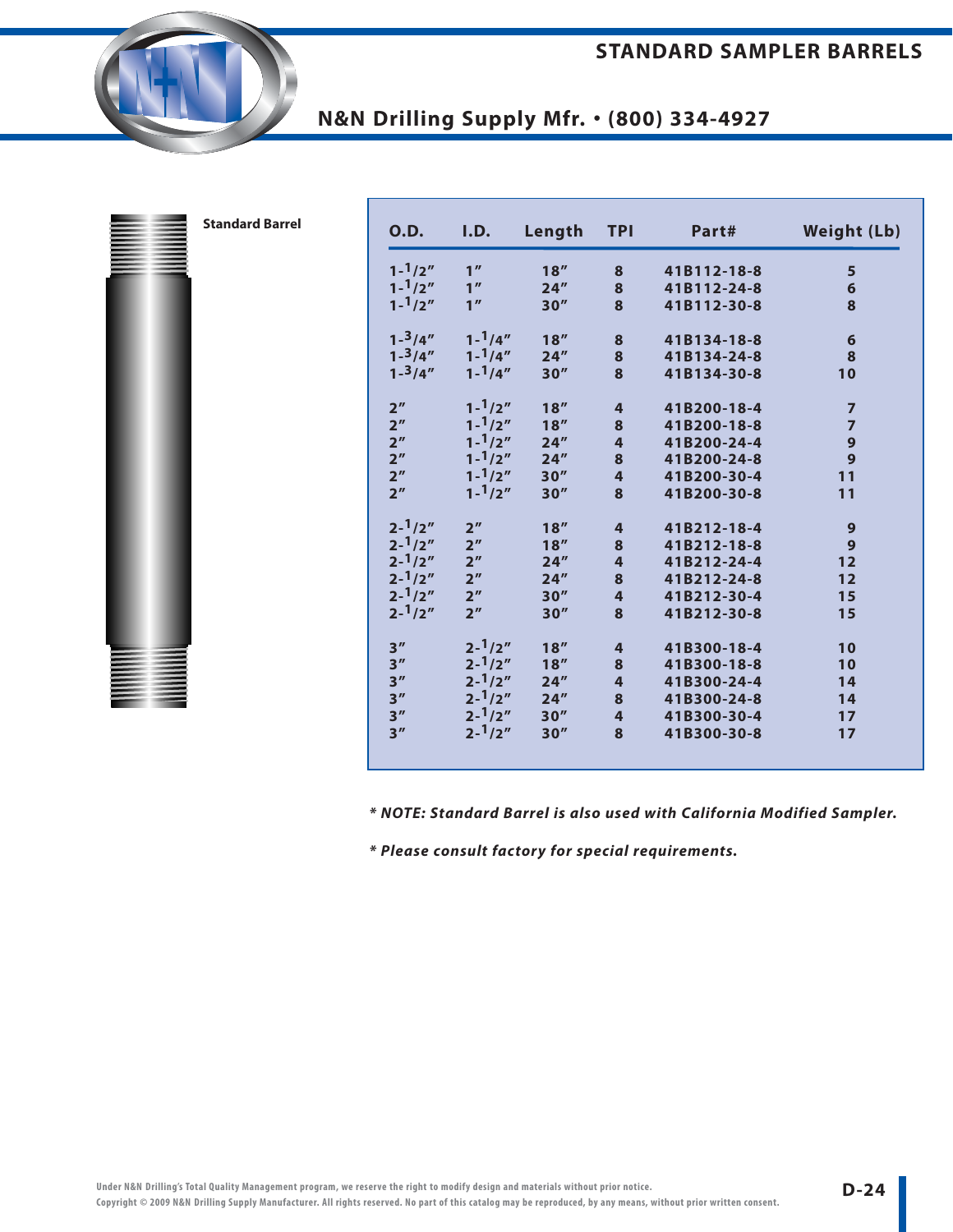# STANDARD SAMPLER BARRELS

## N&N Drilling Supply Mfr. • (800) 334-4927

**Standard Barrel**

| O.D. | I.D. | Length | TPI | Part# | Weight (Lb) |
|---|---|---|---|---|---|
| 1-1/2" | 1" | 18" | 8 | 41B112-18-8 | 5 |
| 1-1/2" | 1" | 24" | 8 | 41B112-24-8 | 6 |
| 1-1/2" | 1" | 30" | 8 | 41B112-30-8 | 8 |
| 1-3/4" | 1-1/4" | 18" | 8 | 41B134-18-8 | 6 |
| 1-3/4" | 1-1/4" | 24" | 8 | 41B134-24-8 | 8 |
| 1-3/4" | 1-1/4" | 30" | 8 | 41B134-30-8 | 10 |
| 2" | 1-1/2" | 18" | 4 | 41B200-18-4 | 7 |
| 2" | 1-1/2" | 18" | 8 | 41B200-18-8 | 7 |
| 2" | 1-1/2" | 24" | 4 | 41B200-24-4 | 9 |
| 2" | 1-1/2" | 24" | 8 | 41B200-24-8 | 9 |
| 2" | 1-1/2" | 30" | 4 | 41B200-30-4 | 11 |
| 2" | 1-1/2" | 30" | 8 | 41B200-30-8 | 11 |
| 2-1/2" | 2" | 18" | 4 | 41B212-18-4 | 9 |
| 2-1/2" | 2" | 18" | 8 | 41B212-18-8 | 9 |
| 2-1/2" | 2" | 24" | 4 | 41B212-24-4 | 12 |
| 2-1/2" | 2" | 24" | 8 | 41B212-24-8 | 12 |
| 2-1/2" | 2" | 30" | 4 | 41B212-30-4 | 15 |
| 2-1/2" | 2" | 30" | 8 | 41B212-30-8 | 15 |
| 3" | 2-1/2" | 18" | 4 | 41B300-18-4 | 10 |
| 3" | 2-1/2" | 18" | 8 | 41B300-18-8 | 10 |
| 3" | 2-1/2" | 24" | 4 | 41B300-24-4 | 14 |
| 3" | 2-1/2" | 24" | 8 | 41B300-24-8 | 14 |
| 3" | 2-1/2" | 30" | 4 | 41B300-30-4 | 17 |
| 3" | 2-1/2" | 30" | 8 | 41B300-30-8 | 17 |

***\* NOTE: Standard Barrel is also used with California Modified Sampler.***

***\* Please consult factory for special requirements.***

Under N&N Drilling's Total Quality Management program, we reserve the right to modify design and materials without prior notice.
Copyright © 2009 N&N Drilling Supply Manufacturer. All rights reserved. No part of this catalog may be reproduced, by any means, without prior written consent.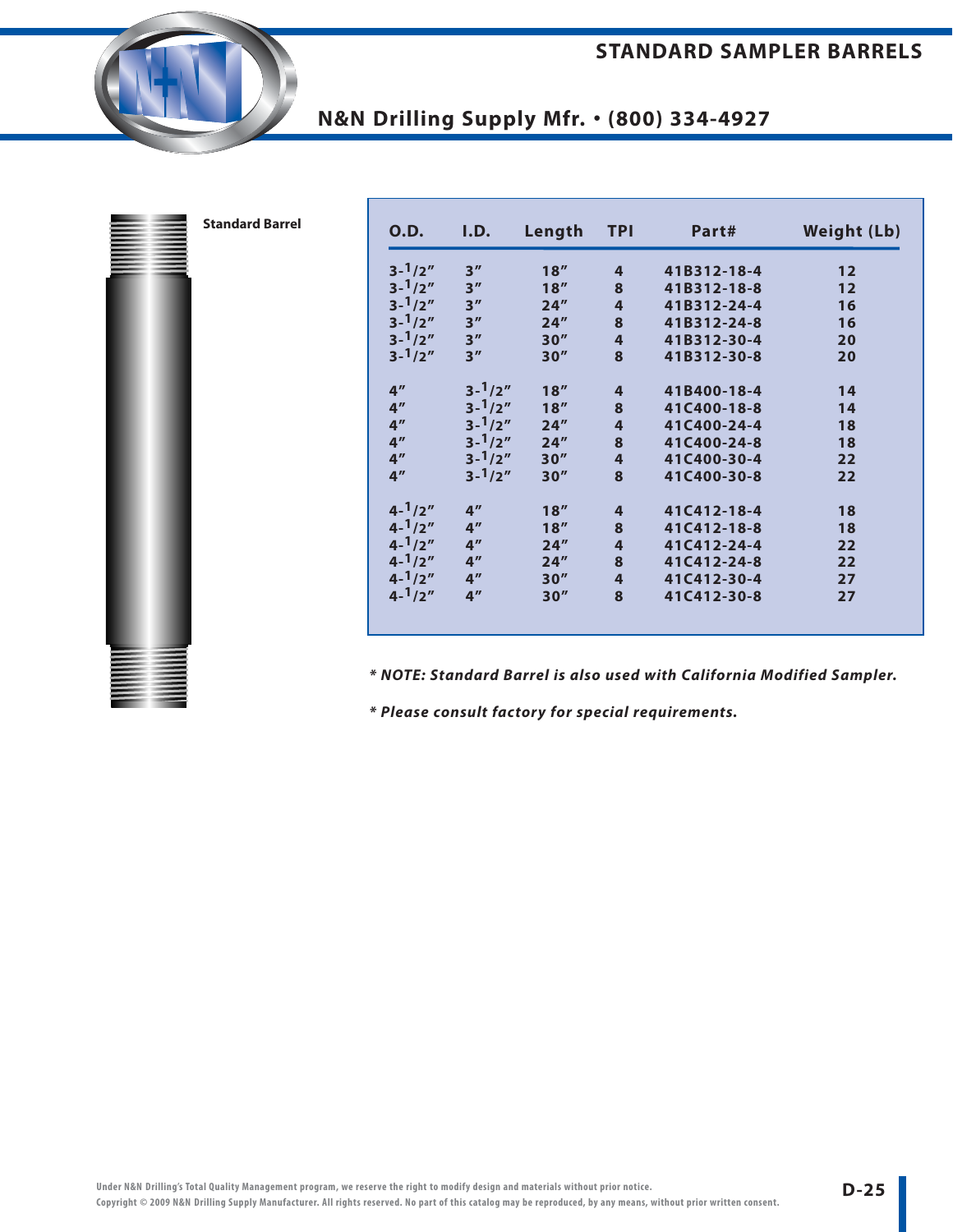# STANDARD SAMPLER BARRELS

## N&N Drilling Supply Mfr. • (800) 334-4927

**Standard Barrel**

| O.D. | I.D. | Length | TPI | Part# | Weight (Lb) |
|---|---|---|---|---|---|
| 3-1/2" | 3" | 18" | 4 | 41B312-18-4 | 12 |
| 3-1/2" | 3" | 18" | 8 | 41B312-18-8 | 12 |
| 3-1/2" | 3" | 24" | 4 | 41B312-24-4 | 16 |
| 3-1/2" | 3" | 24" | 8 | 41B312-24-8 | 16 |
| 3-1/2" | 3" | 30" | 4 | 41B312-30-4 | 20 |
| 3-1/2" | 3" | 30" | 8 | 41B312-30-8 | 20 |
| 4" | 3-1/2" | 18" | 4 | 41B400-18-4 | 14 |
| 4" | 3-1/2" | 18" | 8 | 41C400-18-8 | 14 |
| 4" | 3-1/2" | 24" | 4 | 41C400-24-4 | 18 |
| 4" | 3-1/2" | 24" | 8 | 41C400-24-8 | 18 |
| 4" | 3-1/2" | 30" | 4 | 41C400-30-4 | 22 |
| 4" | 3-1/2" | 30" | 8 | 41C400-30-8 | 22 |
| 4-1/2" | 4" | 18" | 4 | 41C412-18-4 | 18 |
| 4-1/2" | 4" | 18" | 8 | 41C412-18-8 | 18 |
| 4-1/2" | 4" | 24" | 4 | 41C412-24-4 | 22 |
| 4-1/2" | 4" | 24" | 8 | 41C412-24-8 | 22 |
| 4-1/2" | 4" | 30" | 4 | 41C412-30-4 | 27 |
| 4-1/2" | 4" | 30" | 8 | 41C412-30-8 | 27 |

***\* NOTE: Standard Barrel is also used with California Modified Sampler.***

***\* Please consult factory for special requirements.***

Under N&N Drilling's Total Quality Management program, we reserve the right to modify design and materials without prior notice.
Copyright © 2009 N&N Drilling Supply Manufacturer. All rights reserved. No part of this catalog may be reproduced, by any means, without prior written consent.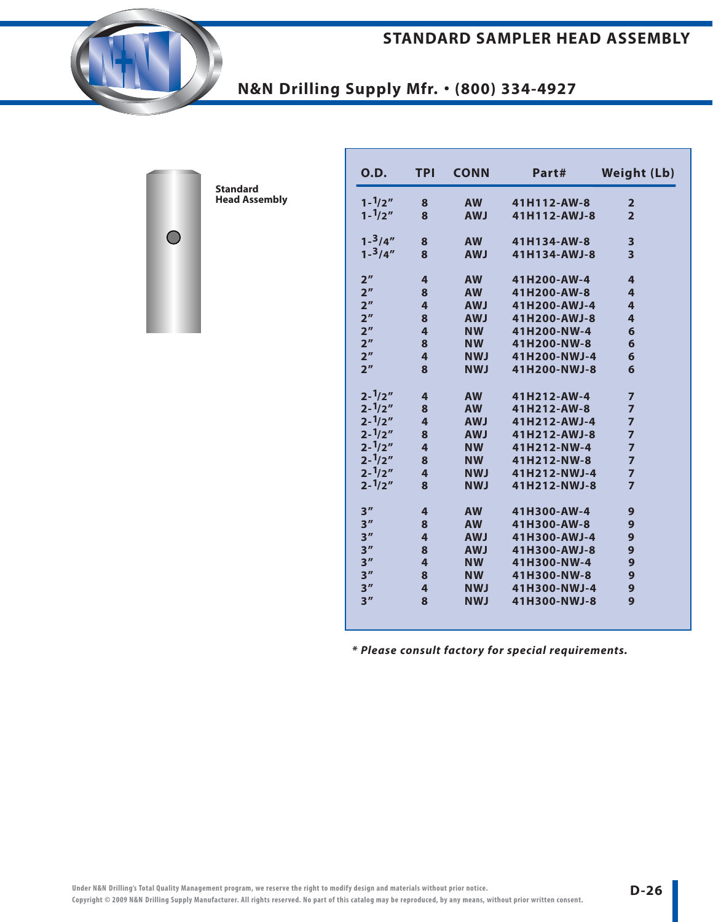# STANDARD SAMPLER HEAD ASSEMBLY

## N&N Drilling Supply Mfr. • (800) 334-4927

**Standard Head Assembly**

| O.D. | TPI | CONN | Part# | Weight (Lb) |
|---|---|---|---|---|
| 1-1/2" | 8 | AW | 41H112-AW-8 | 2 |
| 1-1/2" | 8 | AWJ | 41H112-AWJ-8 | 2 |
| 1-3/4" | 8 | AW | 41H134-AW-8 | 3 |
| 1-3/4" | 8 | AWJ | 41H134-AWJ-8 | 3 |
| 2" | 4 | AW | 41H200-AW-4 | 4 |
| 2" | 8 | AW | 41H200-AW-8 | 4 |
| 2" | 4 | AWJ | 41H200-AWJ-4 | 4 |
| 2" | 8 | AWJ | 41H200-AWJ-8 | 4 |
| 2" | 4 | NW | 41H200-NW-4 | 6 |
| 2" | 8 | NW | 41H200-NW-8 | 6 |
| 2" | 4 | NWJ | 41H200-NWJ-4 | 6 |
| 2" | 8 | NWJ | 41H200-NWJ-8 | 6 |
| 2-1/2" | 4 | AW | 41H212-AW-4 | 7 |
| 2-1/2" | 8 | AW | 41H212-AW-8 | 7 |
| 2-1/2" | 4 | AWJ | 41H212-AWJ-4 | 7 |
| 2-1/2" | 8 | AWJ | 41H212-AWJ-8 | 7 |
| 2-1/2" | 4 | NW | 41H212-NW-4 | 7 |
| 2-1/2" | 8 | NW | 41H212-NW-8 | 7 |
| 2-1/2" | 4 | NWJ | 41H212-NWJ-4 | 7 |
| 2-1/2" | 8 | NWJ | 41H212-NWJ-8 | 7 |
| 3" | 4 | AW | 41H300-AW-4 | 9 |
| 3" | 8 | AW | 41H300-AW-8 | 9 |
| 3" | 4 | AWJ | 41H300-AWJ-4 | 9 |
| 3" | 8 | AWJ | 41H300-AWJ-8 | 9 |
| 3" | 4 | NW | 41H300-NW-4 | 9 |
| 3" | 8 | NW | 41H300-NW-8 | 9 |
| 3" | 4 | NWJ | 41H300-NWJ-4 | 9 |
| 3" | 8 | NWJ | 41H300-NWJ-8 | 9 |

***Please consult factory for special requirements.*** (marked with *)

Under N&N Drilling's Total Quality Management program, we reserve the right to modify design and materials without prior notice.
Copyright © 2009 N&N Drilling Supply Manufacturer. All rights reserved. No part of this catalog may be reproduced, by any means, without prior written consent.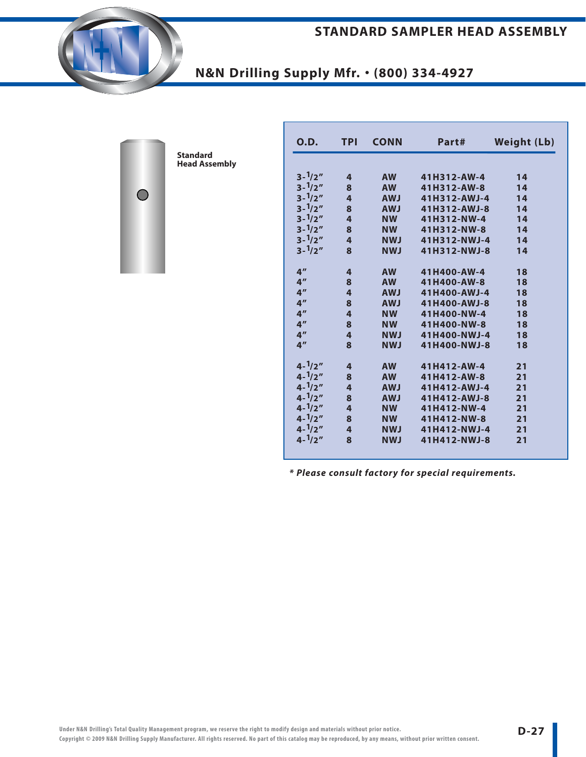# STANDARD SAMPLER HEAD ASSEMBLY

## N&N Drilling Supply Mfr. • (800) 334-4927

**Standard Head Assembly**

| O.D. | TPI | CONN | Part# | Weight (Lb) |
|---|---|---|---|---|
| 3-1/2" | 4 | AW | 41H312-AW-4 | 14 |
| 3-1/2" | 8 | AW | 41H312-AW-8 | 14 |
| 3-1/2" | 4 | AWJ | 41H312-AWJ-4 | 14 |
| 3-1/2" | 8 | AWJ | 41H312-AWJ-8 | 14 |
| 3-1/2" | 4 | NW | 41H312-NW-4 | 14 |
| 3-1/2" | 8 | NW | 41H312-NW-8 | 14 |
| 3-1/2" | 4 | NWJ | 41H312-NWJ-4 | 14 |
| 3-1/2" | 8 | NWJ | 41H312-NWJ-8 | 14 |
| 4" | 4 | AW | 41H400-AW-4 | 18 |
| 4" | 8 | AW | 41H400-AW-8 | 18 |
| 4" | 4 | AWJ | 41H400-AWJ-4 | 18 |
| 4" | 8 | AWJ | 41H400-AWJ-8 | 18 |
| 4" | 4 | NW | 41H400-NW-4 | 18 |
| 4" | 8 | NW | 41H400-NW-8 | 18 |
| 4" | 4 | NWJ | 41H400-NWJ-4 | 18 |
| 4" | 8 | NWJ | 41H400-NWJ-8 | 18 |
| 4-1/2" | 4 | AW | 41H412-AW-4 | 21 |
| 4-1/2" | 8 | AW | 41H412-AW-8 | 21 |
| 4-1/2" | 4 | AWJ | 41H412-AWJ-4 | 21 |
| 4-1/2" | 8 | AWJ | 41H412-AWJ-8 | 21 |
| 4-1/2" | 4 | NW | 41H412-NW-4 | 21 |
| 4-1/2" | 8 | NW | 41H412-NW-8 | 21 |
| 4-1/2" | 4 | NWJ | 41H412-NWJ-4 | 21 |
| 4-1/2" | 8 | NWJ | 41H412-NWJ-8 | 21 |

***\* Please consult factory for special requirements.***

Under N&N Drilling's Total Quality Management program, we reserve the right to modify design and materials without prior notice.
Copyright © 2009 N&N Drilling Supply Manufacturer. All rights reserved. No part of this catalog may be reproduced, by any means, without prior written consent.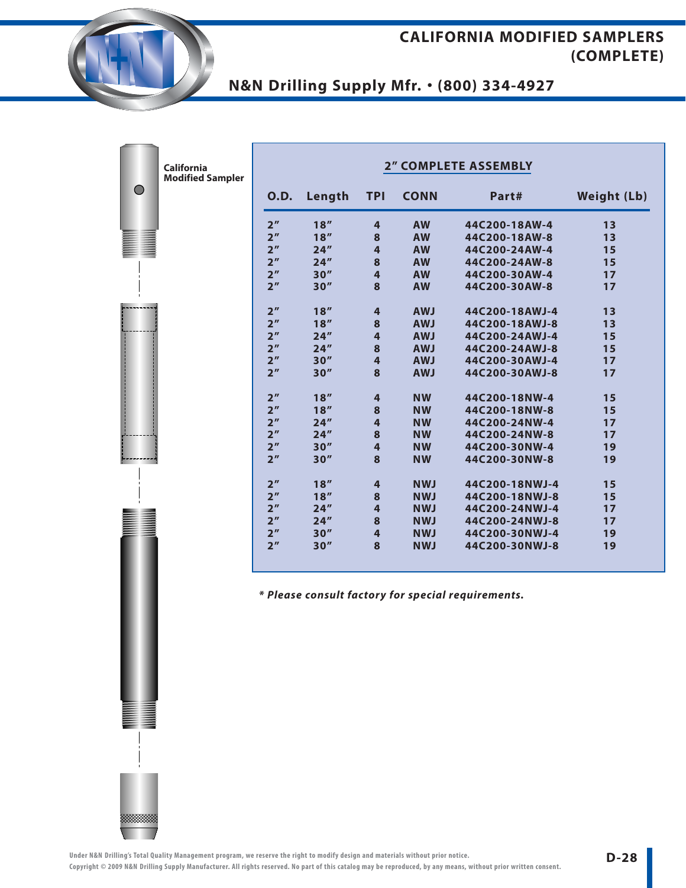# CALIFORNIA MODIFIED SAMPLERS (COMPLETE)

## N&N Drilling Supply Mfr. • (800) 334-4927

California Modified Sampler

### 2" COMPLETE ASSEMBLY

| O.D. | Length | TPI | CONN | Part# | Weight (Lb) |
|---|---|---|---|---|---|
| 2" | 18" | 4 | AW | 44C200-18AW-4 | 13 |
| 2" | 18" | 8 | AW | 44C200-18AW-8 | 13 |
| 2" | 24" | 4 | AW | 44C200-24AW-4 | 15 |
| 2" | 24" | 8 | AW | 44C200-24AW-8 | 15 |
| 2" | 30" | 4 | AW | 44C200-30AW-4 | 17 |
| 2" | 30" | 8 | AW | 44C200-30AW-8 | 17 |
| 2" | 18" | 4 | AWJ | 44C200-18AWJ-4 | 13 |
| 2" | 18" | 8 | AWJ | 44C200-18AWJ-8 | 13 |
| 2" | 24" | 4 | AWJ | 44C200-24AWJ-4 | 15 |
| 2" | 24" | 8 | AWJ | 44C200-24AWJ-8 | 15 |
| 2" | 30" | 4 | AWJ | 44C200-30AWJ-4 | 17 |
| 2" | 30" | 8 | AWJ | 44C200-30AWJ-8 | 17 |
| 2" | 18" | 4 | NW | 44C200-18NW-4 | 15 |
| 2" | 18" | 8 | NW | 44C200-18NW-8 | 15 |
| 2" | 24" | 4 | NW | 44C200-24NW-4 | 17 |
| 2" | 24" | 8 | NW | 44C200-24NW-8 | 17 |
| 2" | 30" | 4 | NW | 44C200-30NW-4 | 19 |
| 2" | 30" | 8 | NW | 44C200-30NW-8 | 19 |
| 2" | 18" | 4 | NWJ | 44C200-18NWJ-4 | 15 |
| 2" | 18" | 8 | NWJ | 44C200-18NWJ-8 | 15 |
| 2" | 24" | 4 | NWJ | 44C200-24NWJ-4 | 17 |
| 2" | 24" | 8 | NWJ | 44C200-24NWJ-8 | 17 |
| 2" | 30" | 4 | NWJ | 44C200-30NWJ-4 | 19 |
| 2" | 30" | 8 | NWJ | 44C200-30NWJ-8 | 19 |

*\* Please consult factory for special requirements.*

Under N&N Drilling's Total Quality Management program, we reserve the right to modify design and materials without prior notice.
Copyright © 2009 N&N Drilling Supply Manufacturer. All rights reserved. No part of this catalog may be reproduced, by any means, without prior written consent.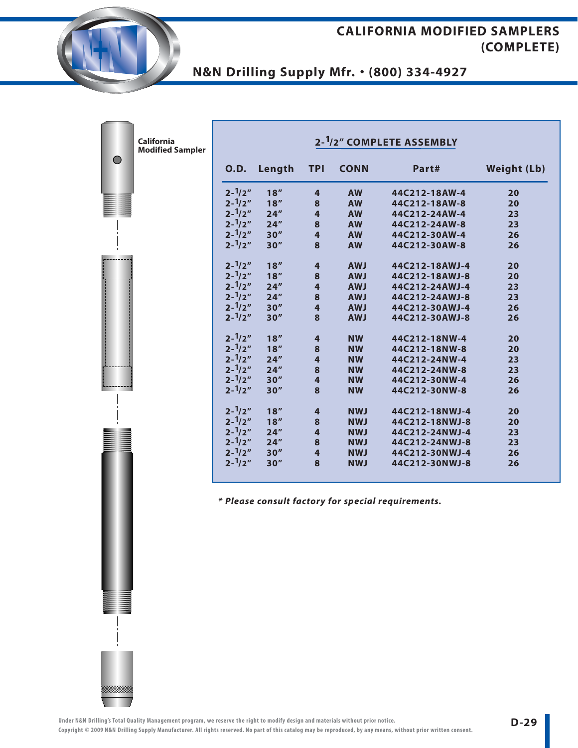# CALIFORNIA MODIFIED SAMPLERS (COMPLETE)

## N&N Drilling Supply Mfr. • (800) 334-4927

California Modified Sampler

### 2-1/2" COMPLETE ASSEMBLY

| O.D. | Length | TPI | CONN | Part# | Weight (Lb) |
|---|---|---|---|---|---|
| 2-1/2" | 18" | 4 | AW | 44C212-18AW-4 | 20 |
| 2-1/2" | 18" | 8 | AW | 44C212-18AW-8 | 20 |
| 2-1/2" | 24" | 4 | AW | 44C212-24AW-4 | 23 |
| 2-1/2" | 24" | 8 | AW | 44C212-24AW-8 | 23 |
| 2-1/2" | 30" | 4 | AW | 44C212-30AW-4 | 26 |
| 2-1/2" | 30" | 8 | AW | 44C212-30AW-8 | 26 |
| 2-1/2" | 18" | 4 | AWJ | 44C212-18AWJ-4 | 20 |
| 2-1/2" | 18" | 8 | AWJ | 44C212-18AWJ-8 | 20 |
| 2-1/2" | 24" | 4 | AWJ | 44C212-24AWJ-4 | 23 |
| 2-1/2" | 24" | 8 | AWJ | 44C212-24AWJ-8 | 23 |
| 2-1/2" | 30" | 4 | AWJ | 44C212-30AWJ-4 | 26 |
| 2-1/2" | 30" | 8 | AWJ | 44C212-30AWJ-8 | 26 |
| 2-1/2" | 18" | 4 | NW | 44C212-18NW-4 | 20 |
| 2-1/2" | 18" | 8 | NW | 44C212-18NW-8 | 20 |
| 2-1/2" | 24" | 4 | NW | 44C212-24NW-4 | 23 |
| 2-1/2" | 24" | 8 | NW | 44C212-24NW-8 | 23 |
| 2-1/2" | 30" | 4 | NW | 44C212-30NW-4 | 26 |
| 2-1/2" | 30" | 8 | NW | 44C212-30NW-8 | 26 |
| 2-1/2" | 18" | 4 | NWJ | 44C212-18NWJ-4 | 20 |
| 2-1/2" | 18" | 8 | NWJ | 44C212-18NWJ-8 | 20 |
| 2-1/2" | 24" | 4 | NWJ | 44C212-24NWJ-4 | 23 |
| 2-1/2" | 24" | 8 | NWJ | 44C212-24NWJ-8 | 23 |
| 2-1/2" | 30" | 4 | NWJ | 44C212-30NWJ-4 | 26 |
| 2-1/2" | 30" | 8 | NWJ | 44C212-30NWJ-8 | 26 |

***** Please consult factory for special requirements.***

Under N&N Drilling's Total Quality Management program, we reserve the right to modify design and materials without prior notice.
Copyright © 2009 N&N Drilling Supply Manufacturer. All rights reserved. No part of this catalog may be reproduced, by any means, without prior written consent.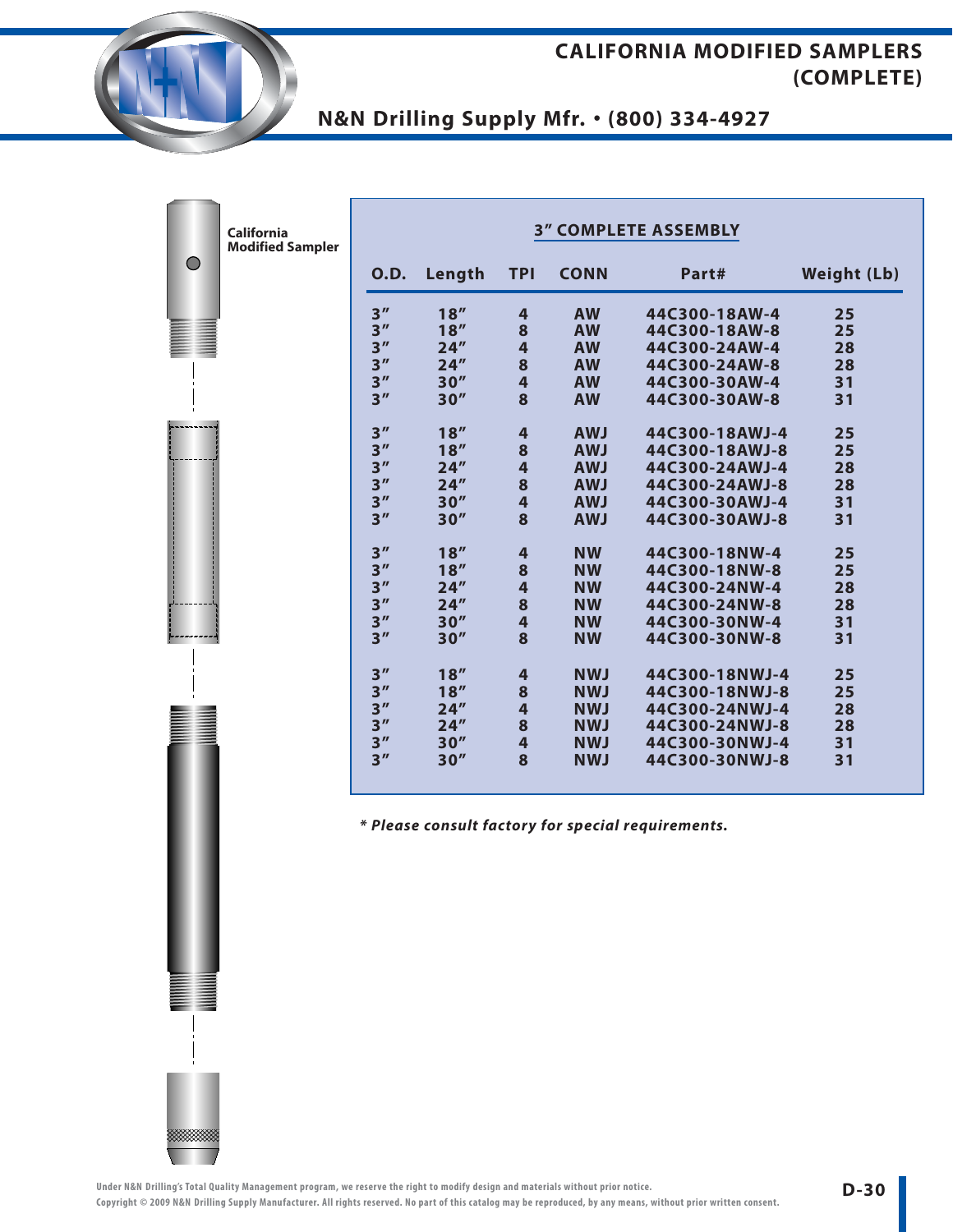# CALIFORNIA MODIFIED SAMPLERS (COMPLETE)

## N&N Drilling Supply Mfr. • (800) 334-4927

California Modified Sampler

### 3" COMPLETE ASSEMBLY

| O.D. | Length | TPI | CONN | Part# | Weight (Lb) |
|---|---|---|---|---|---|
| 3" | 18" | 4 | AW | 44C300-18AW-4 | 25 |
| 3" | 18" | 8 | AW | 44C300-18AW-8 | 25 |
| 3" | 24" | 4 | AW | 44C300-24AW-4 | 28 |
| 3" | 24" | 8 | AW | 44C300-24AW-8 | 28 |
| 3" | 30" | 4 | AW | 44C300-30AW-4 | 31 |
| 3" | 30" | 8 | AW | 44C300-30AW-8 | 31 |
| 3" | 18" | 4 | AWJ | 44C300-18AWJ-4 | 25 |
| 3" | 18" | 8 | AWJ | 44C300-18AWJ-8 | 25 |
| 3" | 24" | 4 | AWJ | 44C300-24AWJ-4 | 28 |
| 3" | 24" | 8 | AWJ | 44C300-24AWJ-8 | 28 |
| 3" | 30" | 4 | AWJ | 44C300-30AWJ-4 | 31 |
| 3" | 30" | 8 | AWJ | 44C300-30AWJ-8 | 31 |
| 3" | 18" | 4 | NW | 44C300-18NW-4 | 25 |
| 3" | 18" | 8 | NW | 44C300-18NW-8 | 25 |
| 3" | 24" | 4 | NW | 44C300-24NW-4 | 28 |
| 3" | 24" | 8 | NW | 44C300-24NW-8 | 28 |
| 3" | 30" | 4 | NW | 44C300-30NW-4 | 31 |
| 3" | 30" | 8 | NW | 44C300-30NW-8 | 31 |
| 3" | 18" | 4 | NWJ | 44C300-18NWJ-4 | 25 |
| 3" | 18" | 8 | NWJ | 44C300-18NWJ-8 | 25 |
| 3" | 24" | 4 | NWJ | 44C300-24NWJ-4 | 28 |
| 3" | 24" | 8 | NWJ | 44C300-24NWJ-8 | 28 |
| 3" | 30" | 4 | NWJ | 44C300-30NWJ-4 | 31 |
| 3" | 30" | 8 | NWJ | 44C300-30NWJ-8 | 31 |

***\* Please consult factory for special requirements.***

Under N&N Drilling's Total Quality Management program, we reserve the right to modify design and materials without prior notice.
Copyright © 2009 N&N Drilling Supply Manufacturer. All rights reserved. No part of this catalog may be reproduced, by any means, without prior written consent.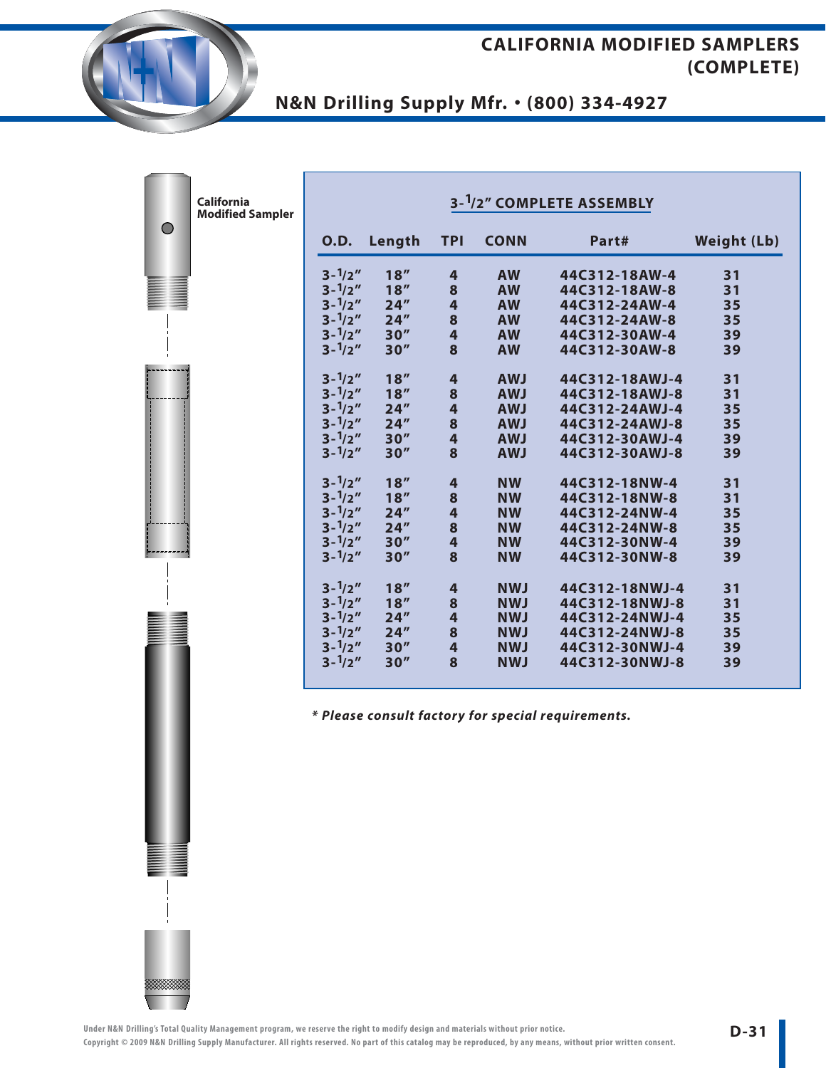# CALIFORNIA MODIFIED SAMPLERS (COMPLETE)

## N&N Drilling Supply Mfr. • (800) 334-4927

California Modified Sampler

### 3-1/2" COMPLETE ASSEMBLY

| O.D. | Length | TPI | CONN | Part# | Weight (Lb) |
|---|---|---|---|---|---|
| 3-1/2" | 18" | 4 | AW | 44C312-18AW-4 | 31 |
| 3-1/2" | 18" | 8 | AW | 44C312-18AW-8 | 31 |
| 3-1/2" | 24" | 4 | AW | 44C312-24AW-4 | 35 |
| 3-1/2" | 24" | 8 | AW | 44C312-24AW-8 | 35 |
| 3-1/2" | 30" | 4 | AW | 44C312-30AW-4 | 39 |
| 3-1/2" | 30" | 8 | AW | 44C312-30AW-8 | 39 |
| 3-1/2" | 18" | 4 | AWJ | 44C312-18AWJ-4 | 31 |
| 3-1/2" | 18" | 8 | AWJ | 44C312-18AWJ-8 | 31 |
| 3-1/2" | 24" | 4 | AWJ | 44C312-24AWJ-4 | 35 |
| 3-1/2" | 24" | 8 | AWJ | 44C312-24AWJ-8 | 35 |
| 3-1/2" | 30" | 4 | AWJ | 44C312-30AWJ-4 | 39 |
| 3-1/2" | 30" | 8 | AWJ | 44C312-30AWJ-8 | 39 |
| 3-1/2" | 18" | 4 | NW | 44C312-18NW-4 | 31 |
| 3-1/2" | 18" | 8 | NW | 44C312-18NW-8 | 31 |
| 3-1/2" | 24" | 4 | NW | 44C312-24NW-4 | 35 |
| 3-1/2" | 24" | 8 | NW | 44C312-24NW-8 | 35 |
| 3-1/2" | 30" | 4 | NW | 44C312-30NW-4 | 39 |
| 3-1/2" | 30" | 8 | NW | 44C312-30NW-8 | 39 |
| 3-1/2" | 18" | 4 | NWJ | 44C312-18NWJ-4 | 31 |
| 3-1/2" | 18" | 8 | NWJ | 44C312-18NWJ-8 | 31 |
| 3-1/2" | 24" | 4 | NWJ | 44C312-24NWJ-4 | 35 |
| 3-1/2" | 24" | 8 | NWJ | 44C312-24NWJ-8 | 35 |
| 3-1/2" | 30" | 4 | NWJ | 44C312-30NWJ-4 | 39 |
| 3-1/2" | 30" | 8 | NWJ | 44C312-30NWJ-8 | 39 |

*\* Please consult factory for special requirements.*

Under N&N Drilling's Total Quality Management program, we reserve the right to modify design and materials without prior notice.
Copyright © 2009 N&N Drilling Supply Manufacturer. All rights reserved. No part of this catalog may be reproduced, by any means, without prior written consent.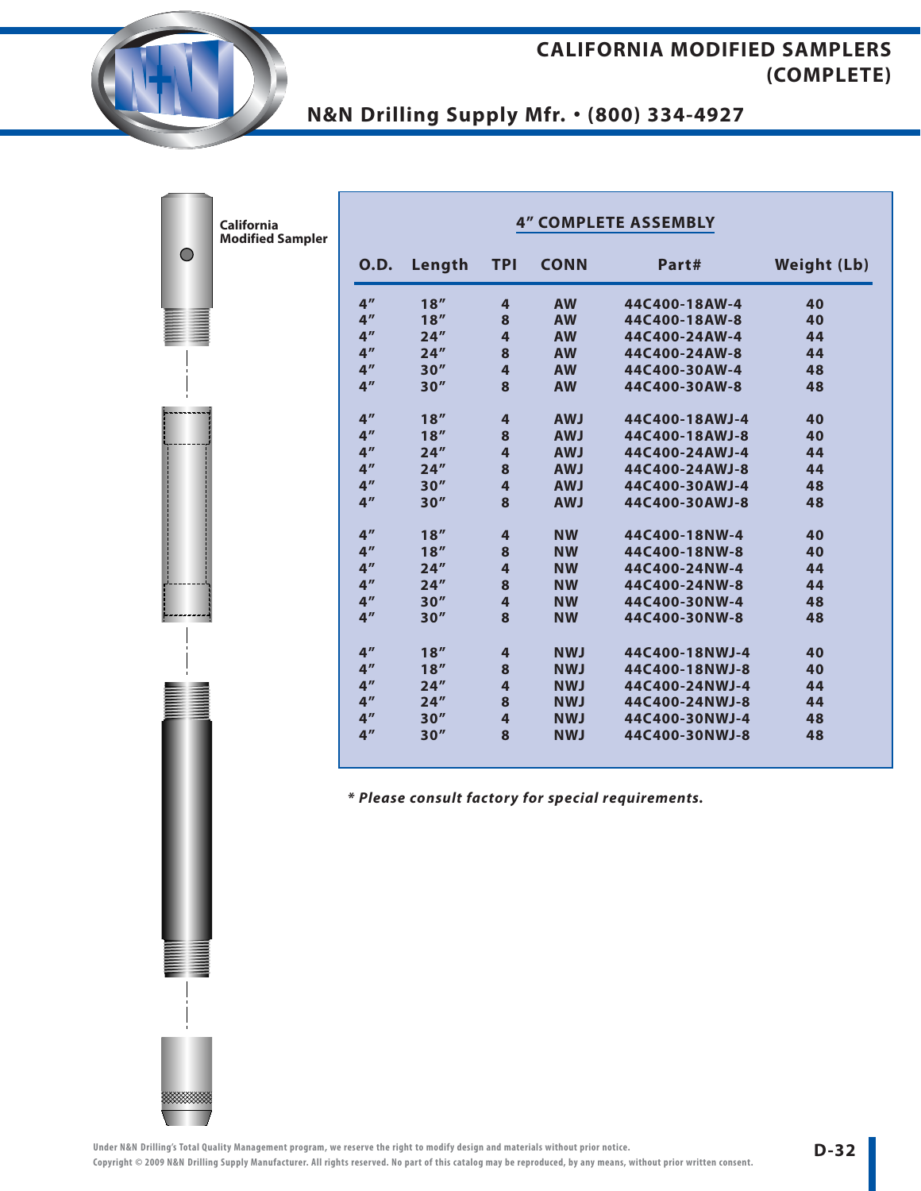# CALIFORNIA MODIFIED SAMPLERS (COMPLETE)

## N&N Drilling Supply Mfr. • (800) 334-4927

California Modified Sampler

### 4" COMPLETE ASSEMBLY

| O.D. | Length | TPI | CONN | Part# | Weight (Lb) |
|---|---|---|---|---|---|
| 4" | 18" | 4 | AW | 44C400-18AW-4 | 40 |
| 4" | 18" | 8 | AW | 44C400-18AW-8 | 40 |
| 4" | 24" | 4 | AW | 44C400-24AW-4 | 44 |
| 4" | 24" | 8 | AW | 44C400-24AW-8 | 44 |
| 4" | 30" | 4 | AW | 44C400-30AW-4 | 48 |
| 4" | 30" | 8 | AW | 44C400-30AW-8 | 48 |
| 4" | 18" | 4 | AWJ | 44C400-18AWJ-4 | 40 |
| 4" | 18" | 8 | AWJ | 44C400-18AWJ-8 | 40 |
| 4" | 24" | 4 | AWJ | 44C400-24AWJ-4 | 44 |
| 4" | 24" | 8 | AWJ | 44C400-24AWJ-8 | 44 |
| 4" | 30" | 4 | AWJ | 44C400-30AWJ-4 | 48 |
| 4" | 30" | 8 | AWJ | 44C400-30AWJ-8 | 48 |
| 4" | 18" | 4 | NW | 44C400-18NW-4 | 40 |
| 4" | 18" | 8 | NW | 44C400-18NW-8 | 40 |
| 4" | 24" | 4 | NW | 44C400-24NW-4 | 44 |
| 4" | 24" | 8 | NW | 44C400-24NW-8 | 44 |
| 4" | 30" | 4 | NW | 44C400-30NW-4 | 48 |
| 4" | 30" | 8 | NW | 44C400-30NW-8 | 48 |
| 4" | 18" | 4 | NWJ | 44C400-18NWJ-4 | 40 |
| 4" | 18" | 8 | NWJ | 44C400-18NWJ-8 | 40 |
| 4" | 24" | 4 | NWJ | 44C400-24NWJ-4 | 44 |
| 4" | 24" | 8 | NWJ | 44C400-24NWJ-8 | 44 |
| 4" | 30" | 4 | NWJ | 44C400-30NWJ-4 | 48 |
| 4" | 30" | 8 | NWJ | 44C400-30NWJ-8 | 48 |

*** Please consult factory for special requirements.***

Under N&N Drilling's Total Quality Management program, we reserve the right to modify design and materials without prior notice.
Copyright © 2009 N&N Drilling Supply Manufacturer. All rights reserved. No part of this catalog may be reproduced, by any means, without prior written consent.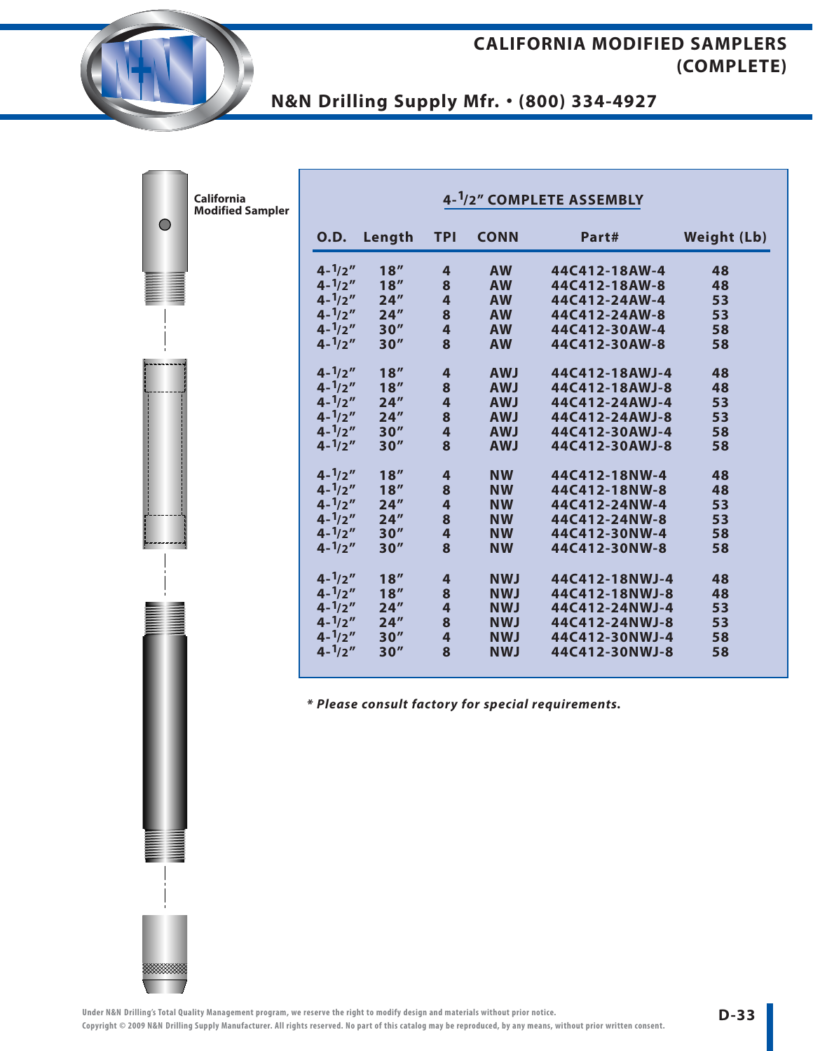# CALIFORNIA MODIFIED SAMPLERS (COMPLETE)

## N&N Drilling Supply Mfr. • (800) 334-4927

California Modified Sampler

### 4-1/2" COMPLETE ASSEMBLY

| O.D. | Length | TPI | CONN | Part# | Weight (Lb) |
|---|---|---|---|---|---|
| 4-1/2" | 18" | 4 | AW | 44C412-18AW-4 | 48 |
| 4-1/2" | 18" | 8 | AW | 44C412-18AW-8 | 48 |
| 4-1/2" | 24" | 4 | AW | 44C412-24AW-4 | 53 |
| 4-1/2" | 24" | 8 | AW | 44C412-24AW-8 | 53 |
| 4-1/2" | 30" | 4 | AW | 44C412-30AW-4 | 58 |
| 4-1/2" | 30" | 8 | AW | 44C412-30AW-8 | 58 |
| 4-1/2" | 18" | 4 | AWJ | 44C412-18AWJ-4 | 48 |
| 4-1/2" | 18" | 8 | AWJ | 44C412-18AWJ-8 | 48 |
| 4-1/2" | 24" | 4 | AWJ | 44C412-24AWJ-4 | 53 |
| 4-1/2" | 24" | 8 | AWJ | 44C412-24AWJ-8 | 53 |
| 4-1/2" | 30" | 4 | AWJ | 44C412-30AWJ-4 | 58 |
| 4-1/2" | 30" | 8 | AWJ | 44C412-30AWJ-8 | 58 |
| 4-1/2" | 18" | 4 | NW | 44C412-18NW-4 | 48 |
| 4-1/2" | 18" | 8 | NW | 44C412-18NW-8 | 48 |
| 4-1/2" | 24" | 4 | NW | 44C412-24NW-4 | 53 |
| 4-1/2" | 24" | 8 | NW | 44C412-24NW-8 | 53 |
| 4-1/2" | 30" | 4 | NW | 44C412-30NW-4 | 58 |
| 4-1/2" | 30" | 8 | NW | 44C412-30NW-8 | 58 |
| 4-1/2" | 18" | 4 | NWJ | 44C412-18NWJ-4 | 48 |
| 4-1/2" | 18" | 8 | NWJ | 44C412-18NWJ-8 | 48 |
| 4-1/2" | 24" | 4 | NWJ | 44C412-24NWJ-4 | 53 |
| 4-1/2" | 24" | 8 | NWJ | 44C412-24NWJ-8 | 53 |
| 4-1/2" | 30" | 4 | NWJ | 44C412-30NWJ-4 | 58 |
| 4-1/2" | 30" | 8 | NWJ | 44C412-30NWJ-8 | 58 |

*\* Please consult factory for special requirements.*

Under N&N Drilling's Total Quality Management program, we reserve the right to modify design and materials without prior notice.
Copyright © 2009 N&N Drilling Supply Manufacturer. All rights reserved. No part of this catalog may be reproduced, by any means, without prior written consent.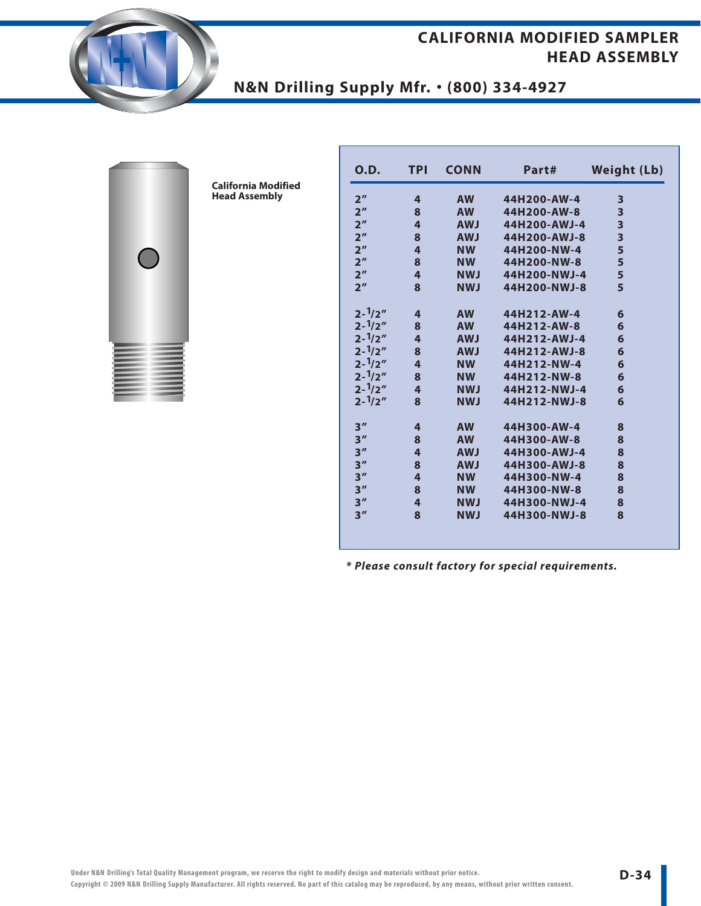# CALIFORNIA MODIFIED SAMPLER HEAD ASSEMBLY

**N&N Drilling Supply Mfr. • (800) 334-4927**

**California Modified Head Assembly**

| O.D. | TPI | CONN | Part# | Weight (Lb) |
|---|---|---|---|---|
| 2″ | 4 | AW | 44H200-AW-4 | 3 |
| 2″ | 8 | AW | 44H200-AW-8 | 3 |
| 2″ | 4 | AWJ | 44H200-AWJ-4 | 3 |
| 2″ | 8 | AWJ | 44H200-AWJ-8 | 3 |
| 2″ | 4 | NW | 44H200-NW-4 | 5 |
| 2″ | 8 | NW | 44H200-NW-8 | 5 |
| 2″ | 4 | NWJ | 44H200-NWJ-4 | 5 |
| 2″ | 8 | NWJ | 44H200-NWJ-8 | 5 |
| 2-1/2″ | 4 | AW | 44H212-AW-4 | 6 |
| 2-1/2″ | 8 | AW | 44H212-AW-8 | 6 |
| 2-1/2″ | 4 | AWJ | 44H212-AWJ-4 | 6 |
| 2-1/2″ | 8 | AWJ | 44H212-AWJ-8 | 6 |
| 2-1/2″ | 4 | NW | 44H212-NW-4 | 6 |
| 2-1/2″ | 8 | NW | 44H212-NW-8 | 6 |
| 2-1/2″ | 4 | NWJ | 44H212-NWJ-4 | 6 |
| 2-1/2″ | 8 | NWJ | 44H212-NWJ-8 | 6 |
| 3″ | 4 | AW | 44H300-AW-4 | 8 |
| 3″ | 8 | AW | 44H300-AW-8 | 8 |
| 3″ | 4 | AWJ | 44H300-AWJ-4 | 8 |
| 3″ | 8 | AWJ | 44H300-AWJ-8 | 8 |
| 3″ | 4 | NW | 44H300-NW-4 | 8 |
| 3″ | 8 | NW | 44H300-NW-8 | 8 |
| 3″ | 4 | NWJ | 44H300-NWJ-4 | 8 |
| 3″ | 8 | NWJ | 44H300-NWJ-8 | 8 |

***\* Please consult factory for special requirements.***

Under N&N Drilling's Total Quality Management program, we reserve the right to modify design and materials without prior notice.
Copyright © 2009 N&N Drilling Supply Manufacturer. All rights reserved. No part of this catalog may be reproduced, by any means, without prior written consent.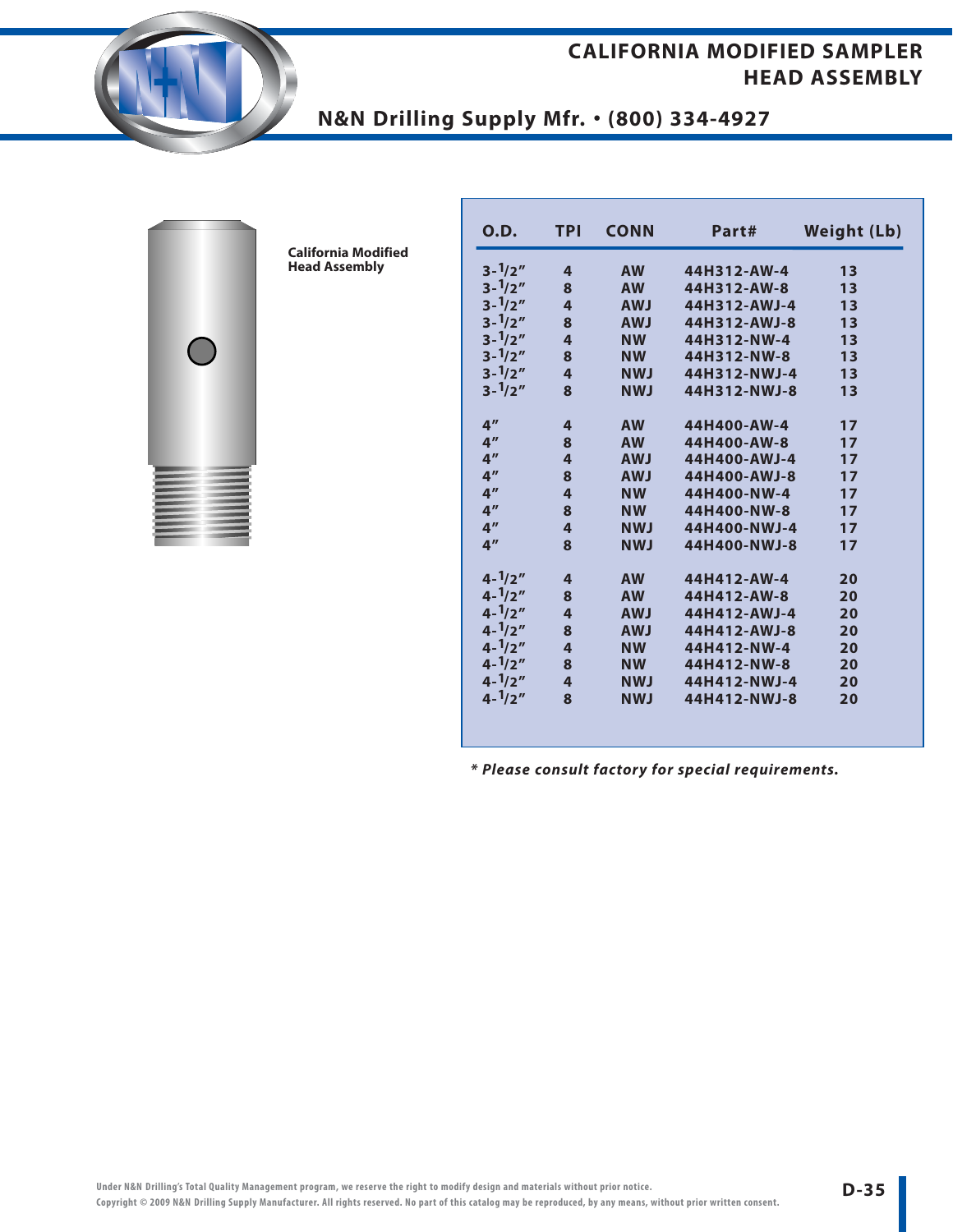# CALIFORNIA MODIFIED SAMPLER HEAD ASSEMBLY

## N&N Drilling Supply Mfr. • (800) 334-4927

**California Modified Head Assembly**

| O.D. | TPI | CONN | Part# | Weight (Lb) |
|---|---|---|---|---|
| 3-1/2" | 4 | AW | 44H312-AW-4 | 13 |
| 3-1/2" | 8 | AW | 44H312-AW-8 | 13 |
| 3-1/2" | 4 | AWJ | 44H312-AWJ-4 | 13 |
| 3-1/2" | 8 | AWJ | 44H312-AWJ-8 | 13 |
| 3-1/2" | 4 | NW | 44H312-NW-4 | 13 |
| 3-1/2" | 8 | NW | 44H312-NW-8 | 13 |
| 3-1/2" | 4 | NWJ | 44H312-NWJ-4 | 13 |
| 3-1/2" | 8 | NWJ | 44H312-NWJ-8 | 13 |
| 4" | 4 | AW | 44H400-AW-4 | 17 |
| 4" | 8 | AW | 44H400-AW-8 | 17 |
| 4" | 4 | AWJ | 44H400-AWJ-4 | 17 |
| 4" | 8 | AWJ | 44H400-AWJ-8 | 17 |
| 4" | 4 | NW | 44H400-NW-4 | 17 |
| 4" | 8 | NW | 44H400-NW-8 | 17 |
| 4" | 4 | NWJ | 44H400-NWJ-4 | 17 |
| 4" | 8 | NWJ | 44H400-NWJ-8 | 17 |
| 4-1/2" | 4 | AW | 44H412-AW-4 | 20 |
| 4-1/2" | 8 | AW | 44H412-AW-8 | 20 |
| 4-1/2" | 4 | AWJ | 44H412-AWJ-4 | 20 |
| 4-1/2" | 8 | AWJ | 44H412-AWJ-8 | 20 |
| 4-1/2" | 4 | NW | 44H412-NW-4 | 20 |
| 4-1/2" | 8 | NW | 44H412-NW-8 | 20 |
| 4-1/2" | 4 | NWJ | 44H412-NWJ-4 | 20 |
| 4-1/2" | 8 | NWJ | 44H412-NWJ-8 | 20 |

***\* Please consult factory for special requirements.***

Under N&N Drilling's Total Quality Management program, we reserve the right to modify design and materials without prior notice.
Copyright © 2009 N&N Drilling Supply Manufacturer. All rights reserved. No part of this catalog may be reproduced, by any means, without prior written consent.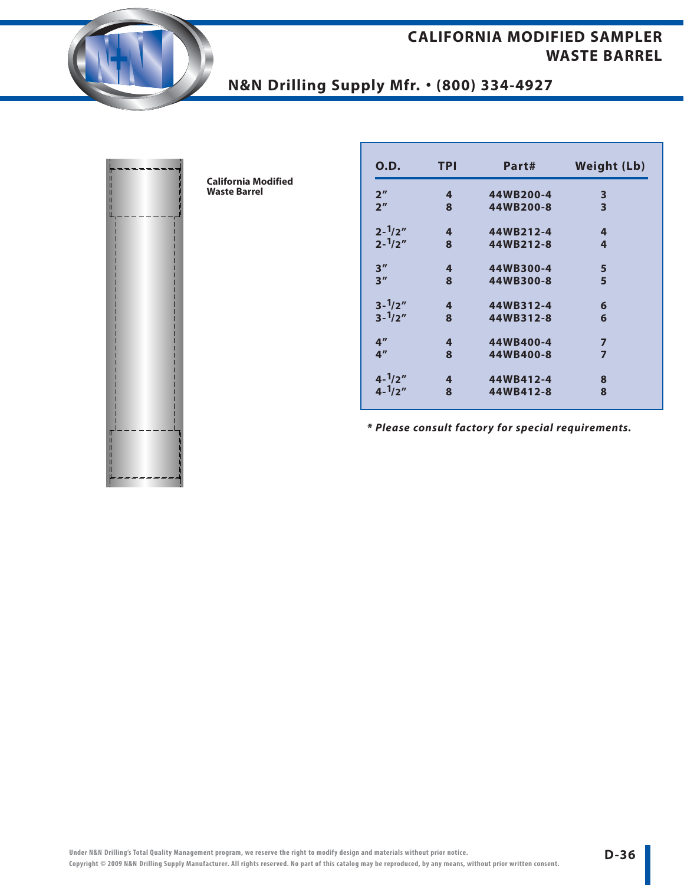# CALIFORNIA MODIFIED SAMPLER WASTE BARREL

## N&N Drilling Supply Mfr. • (800) 334-4927

**California Modified Waste Barrel**

| O.D. | TPI | Part# | Weight (Lb) |
|---|---|---|---|
| 2" | 4 | 44WB200-4 | 3 |
| 2" | 8 | 44WB200-8 | 3 |
| 2-1/2" | 4 | 44WB212-4 | 4 |
| 2-1/2" | 8 | 44WB212-8 | 4 |
| 3" | 4 | 44WB300-4 | 5 |
| 3" | 8 | 44WB300-8 | 5 |
| 3-1/2" | 4 | 44WB312-4 | 6 |
| 3-1/2" | 8 | 44WB312-8 | 6 |
| 4" | 4 | 44WB400-4 | 7 |
| 4" | 8 | 44WB400-8 | 7 |
| 4-1/2" | 4 | 44WB412-4 | 8 |
| 4-1/2" | 8 | 44WB412-8 | 8 |

***Please consult factory for special requirements.***

Under N&N Drilling's Total Quality Management program, we reserve the right to modify design and materials without prior notice.
Copyright © 2009 N&N Drilling Supply Manufacturer. All rights reserved. No part of this catalog may be reproduced, by any means, without prior written consent.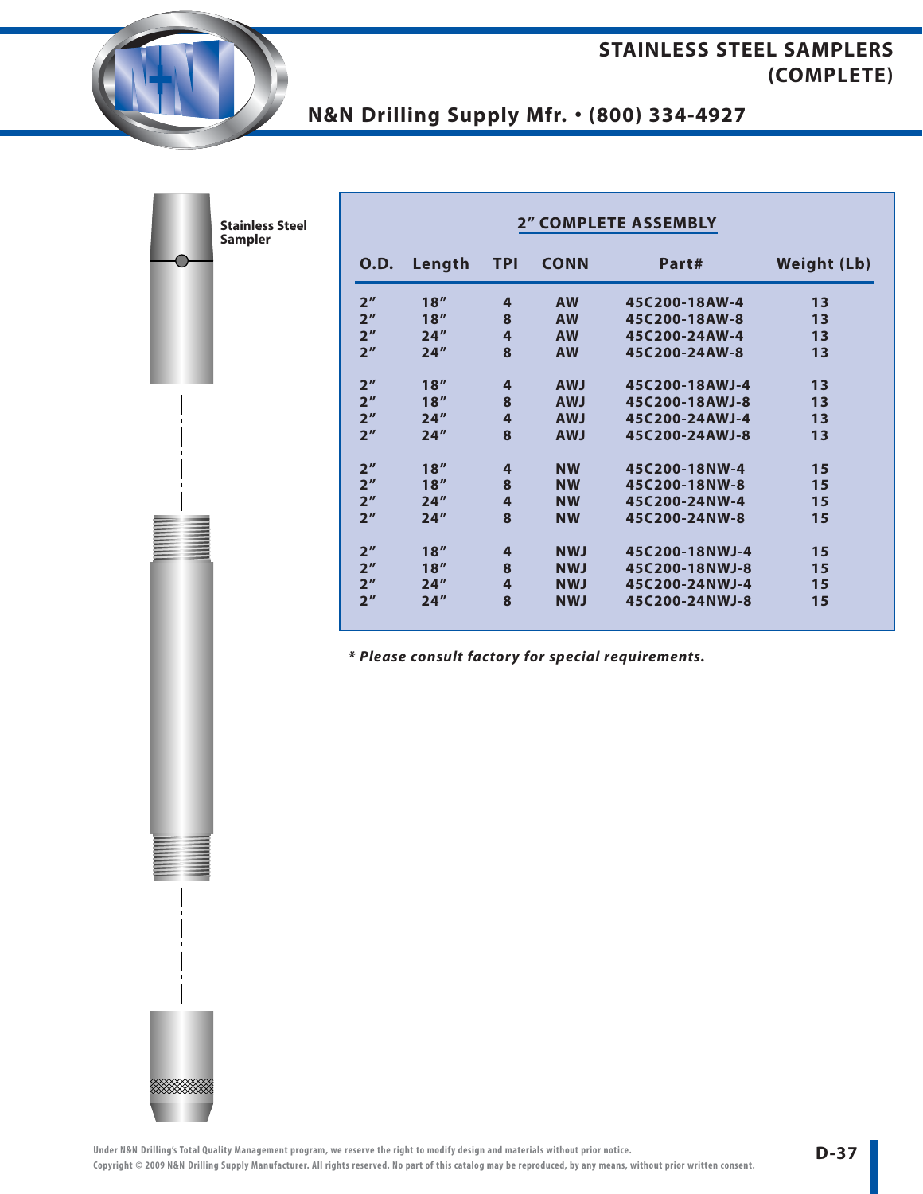# STAINLESS STEEL SAMPLERS (COMPLETE)

## N&N Drilling Supply Mfr. • (800) 334-4927

Stainless Steel Sampler

**2" COMPLETE ASSEMBLY**

| O.D. | Length | TPI | CONN | Part# | Weight (Lb) |
|---|---|---|---|---|---|
| 2" | 18" | 4 | AW | 45C200-18AW-4 | 13 |
| 2" | 18" | 8 | AW | 45C200-18AW-8 | 13 |
| 2" | 24" | 4 | AW | 45C200-24AW-4 | 13 |
| 2" | 24" | 8 | AW | 45C200-24AW-8 | 13 |
| 2" | 18" | 4 | AWJ | 45C200-18AWJ-4 | 13 |
| 2" | 18" | 8 | AWJ | 45C200-18AWJ-8 | 13 |
| 2" | 24" | 4 | AWJ | 45C200-24AWJ-4 | 13 |
| 2" | 24" | 8 | AWJ | 45C200-24AWJ-8 | 13 |
| 2" | 18" | 4 | NW | 45C200-18NW-4 | 15 |
| 2" | 18" | 8 | NW | 45C200-18NW-8 | 15 |
| 2" | 24" | 4 | NW | 45C200-24NW-4 | 15 |
| 2" | 24" | 8 | NW | 45C200-24NW-8 | 15 |
| 2" | 18" | 4 | NWJ | 45C200-18NWJ-4 | 15 |
| 2" | 18" | 8 | NWJ | 45C200-18NWJ-8 | 15 |
| 2" | 24" | 4 | NWJ | 45C200-24NWJ-4 | 15 |
| 2" | 24" | 8 | NWJ | 45C200-24NWJ-8 | 15 |

***\* Please consult factory for special requirements.***

Under N&N Drilling's Total Quality Management program, we reserve the right to modify design and materials without prior notice.
Copyright © 2009 N&N Drilling Supply Manufacturer. All rights reserved. No part of this catalog may be reproduced, by any means, without prior written consent.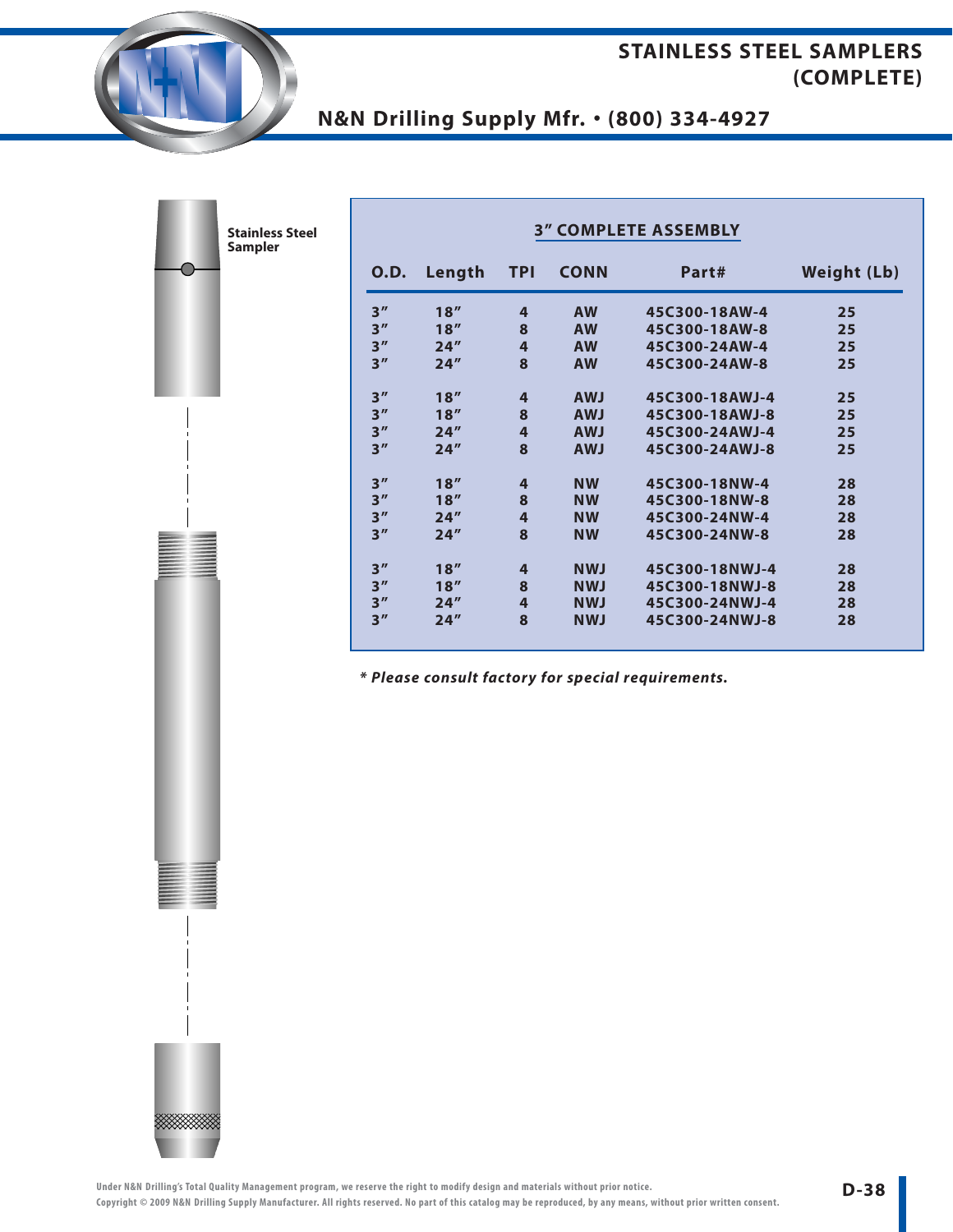# STAINLESS STEEL SAMPLERS (COMPLETE)

## N&N Drilling Supply Mfr. • (800) 334-4927

Stainless Steel Sampler

### 3″ COMPLETE ASSEMBLY

| O.D. | Length | TPI | CONN | Part# | Weight (Lb) |
|---|---|---|---|---|---|
| 3″ | 18″ | 4 | AW | 45C300-18AW-4 | 25 |
| 3″ | 18″ | 8 | AW | 45C300-18AW-8 | 25 |
| 3″ | 24″ | 4 | AW | 45C300-24AW-4 | 25 |
| 3″ | 24″ | 8 | AW | 45C300-24AW-8 | 25 |
| 3″ | 18″ | 4 | AWJ | 45C300-18AWJ-4 | 25 |
| 3″ | 18″ | 8 | AWJ | 45C300-18AWJ-8 | 25 |
| 3″ | 24″ | 4 | AWJ | 45C300-24AWJ-4 | 25 |
| 3″ | 24″ | 8 | AWJ | 45C300-24AWJ-8 | 25 |
| 3″ | 18″ | 4 | NW | 45C300-18NW-4 | 28 |
| 3″ | 18″ | 8 | NW | 45C300-18NW-8 | 28 |
| 3″ | 24″ | 4 | NW | 45C300-24NW-4 | 28 |
| 3″ | 24″ | 8 | NW | 45C300-24NW-8 | 28 |
| 3″ | 18″ | 4 | NWJ | 45C300-18NWJ-4 | 28 |
| 3″ | 18″ | 8 | NWJ | 45C300-18NWJ-8 | 28 |
| 3″ | 24″ | 4 | NWJ | 45C300-24NWJ-4 | 28 |
| 3″ | 24″ | 8 | NWJ | 45C300-24NWJ-8 | 28 |

***** Please consult factory for special requirements.***

Under N&N Drilling's Total Quality Management program, we reserve the right to modify design and materials without prior notice.
Copyright © 2009 N&N Drilling Supply Manufacturer. All rights reserved. No part of this catalog may be reproduced, by any means, without prior written consent.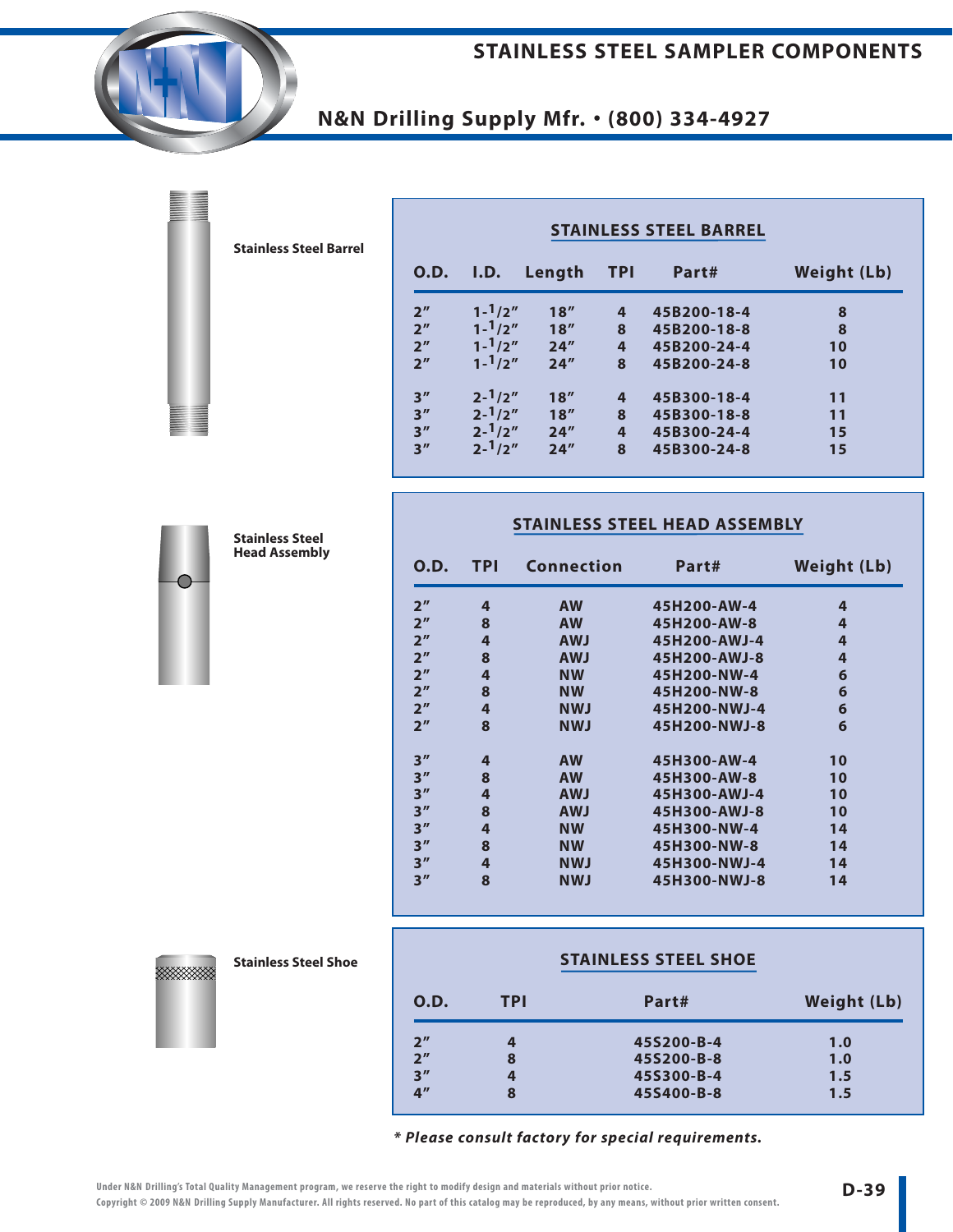# STAINLESS STEEL SAMPLER COMPONENTS

## N&N Drilling Supply Mfr. • (800) 334-4927

**Stainless Steel Barrel**

### STAINLESS STEEL BARREL

| O.D. | I.D. | Length | TPI | Part# | Weight (Lb) |
|---|---|---|---|---|---|
| 2″ | 1-1/2″ | 18″ | 4 | 45B200-18-4 | 8 |
| 2″ | 1-1/2″ | 18″ | 8 | 45B200-18-8 | 8 |
| 2″ | 1-1/2″ | 24″ | 4 | 45B200-24-4 | 10 |
| 2″ | 1-1/2″ | 24″ | 8 | 45B200-24-8 | 10 |
| 3″ | 2-1/2″ | 18″ | 4 | 45B300-18-4 | 11 |
| 3″ | 2-1/2″ | 18″ | 8 | 45B300-18-8 | 11 |
| 3″ | 2-1/2″ | 24″ | 4 | 45B300-24-4 | 15 |
| 3″ | 2-1/2″ | 24″ | 8 | 45B300-24-8 | 15 |

**Stainless Steel Head Assembly**

### STAINLESS STEEL HEAD ASSEMBLY

| O.D. | TPI | Connection | Part# | Weight (Lb) |
|---|---|---|---|---|
| 2″ | 4 | AW | 45H200-AW-4 | 4 |
| 2″ | 8 | AW | 45H200-AW-8 | 4 |
| 2″ | 4 | AWJ | 45H200-AWJ-4 | 4 |
| 2″ | 8 | AWJ | 45H200-AWJ-8 | 4 |
| 2″ | 4 | NW | 45H200-NW-4 | 6 |
| 2″ | 8 | NW | 45H200-NW-8 | 6 |
| 2″ | 4 | NWJ | 45H200-NWJ-4 | 6 |
| 2″ | 8 | NWJ | 45H200-NWJ-8 | 6 |
| 3″ | 4 | AW | 45H300-AW-4 | 10 |
| 3″ | 8 | AW | 45H300-AW-8 | 10 |
| 3″ | 4 | AWJ | 45H300-AWJ-4 | 10 |
| 3″ | 8 | AWJ | 45H300-AWJ-8 | 10 |
| 3″ | 4 | NW | 45H300-NW-4 | 14 |
| 3″ | 8 | NW | 45H300-NW-8 | 14 |
| 3″ | 4 | NWJ | 45H300-NWJ-4 | 14 |
| 3″ | 8 | NWJ | 45H300-NWJ-8 | 14 |

**Stainless Steel Shoe**

### STAINLESS STEEL SHOE

| O.D. | TPI | Part# | Weight (Lb) |
|---|---|---|---|
| 2″ | 4 | 45S200-B-4 | 1.0 |
| 2″ | 8 | 45S200-B-8 | 1.0 |
| 3″ | 4 | 45S300-B-4 | 1.5 |
| 4″ | 8 | 45S400-B-8 | 1.5 |

***Please consult factory for special requirements.***

Under N&N Drilling's Total Quality Management program, we reserve the right to modify design and materials without prior notice.
Copyright © 2009 N&N Drilling Supply Manufacturer. All rights reserved. No part of this catalog may be reproduced, by any means, without prior written consent.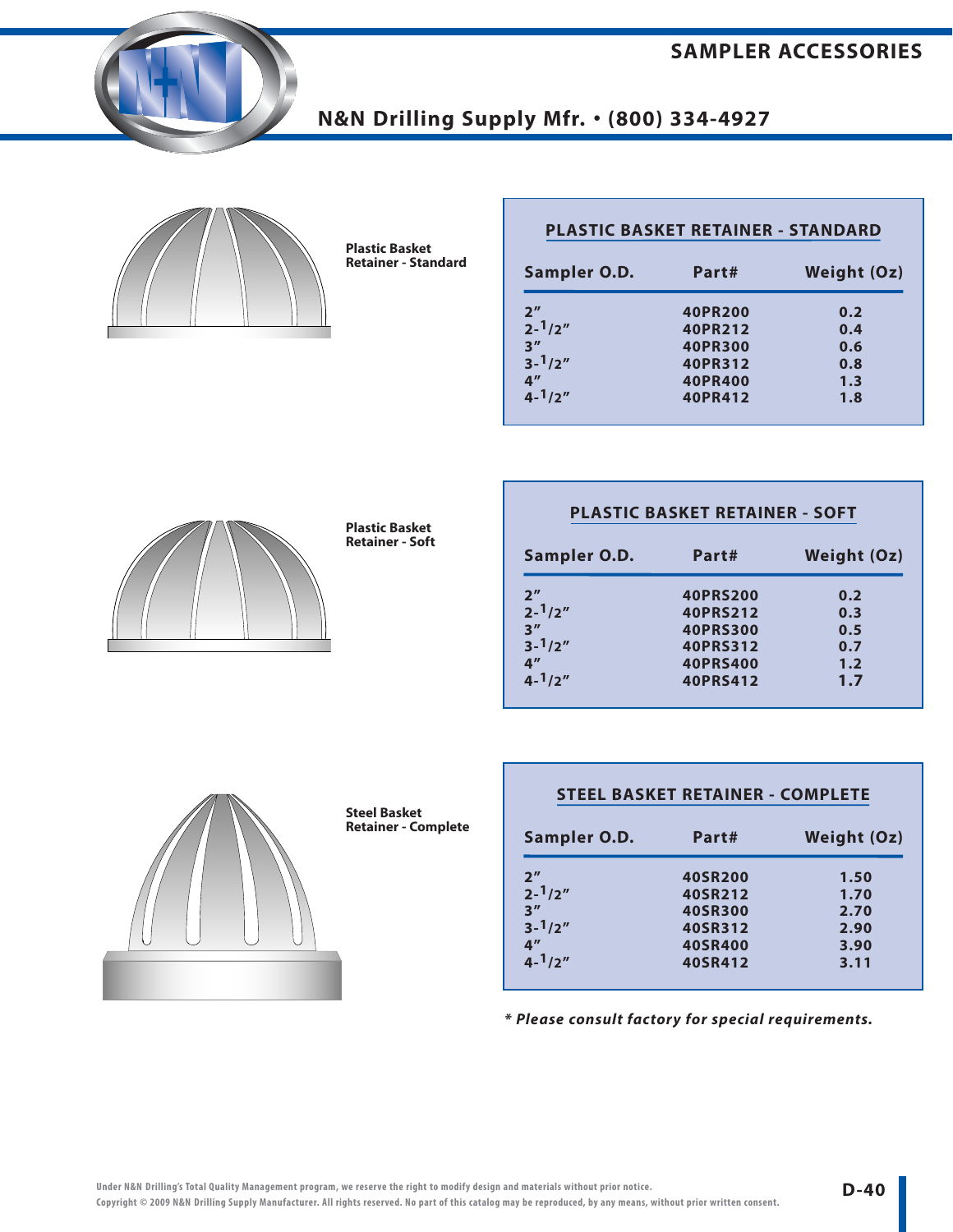# SAMPLER ACCESSORIES

## N&N Drilling Supply Mfr. • (800) 334-4927

**Plastic Basket Retainer - Standard**

### PLASTIC BASKET RETAINER - STANDARD

| Sampler O.D. | Part# | Weight (Oz) |
|---|---|---|
| 2" | 40PR200 | 0.2 |
| 2-1/2" | 40PR212 | 0.4 |
| 3" | 40PR300 | 0.6 |
| 3-1/2" | 40PR312 | 0.8 |
| 4" | 40PR400 | 1.3 |
| 4-1/2" | 40PR412 | 1.8 |

**Plastic Basket Retainer - Soft**

### PLASTIC BASKET RETAINER - SOFT

| Sampler O.D. | Part# | Weight (Oz) |
|---|---|---|
| 2" | 40PRS200 | 0.2 |
| 2-1/2" | 40PRS212 | 0.3 |
| 3" | 40PRS300 | 0.5 |
| 3-1/2" | 40PRS312 | 0.7 |
| 4" | 40PRS400 | 1.2 |
| 4-1/2" | 40PRS412 | 1.7 |

**Steel Basket Retainer - Complete**

### STEEL BASKET RETAINER - COMPLETE

| Sampler O.D. | Part# | Weight (Oz) |
|---|---|---|
| 2" | 40SR200 | 1.50 |
| 2-1/2" | 40SR212 | 1.70 |
| 3" | 40SR300 | 2.70 |
| 3-1/2" | 40SR312 | 2.90 |
| 4" | 40SR400 | 3.90 |
| 4-1/2" | 40SR412 | 3.11 |

***Please consult factory for special requirements.***

Under N&N Drilling's Total Quality Management program, we reserve the right to modify design and materials without prior notice.
Copyright © 2009 N&N Drilling Supply Manufacturer. All rights reserved. No part of this catalog may be reproduced, by any means, without prior written consent.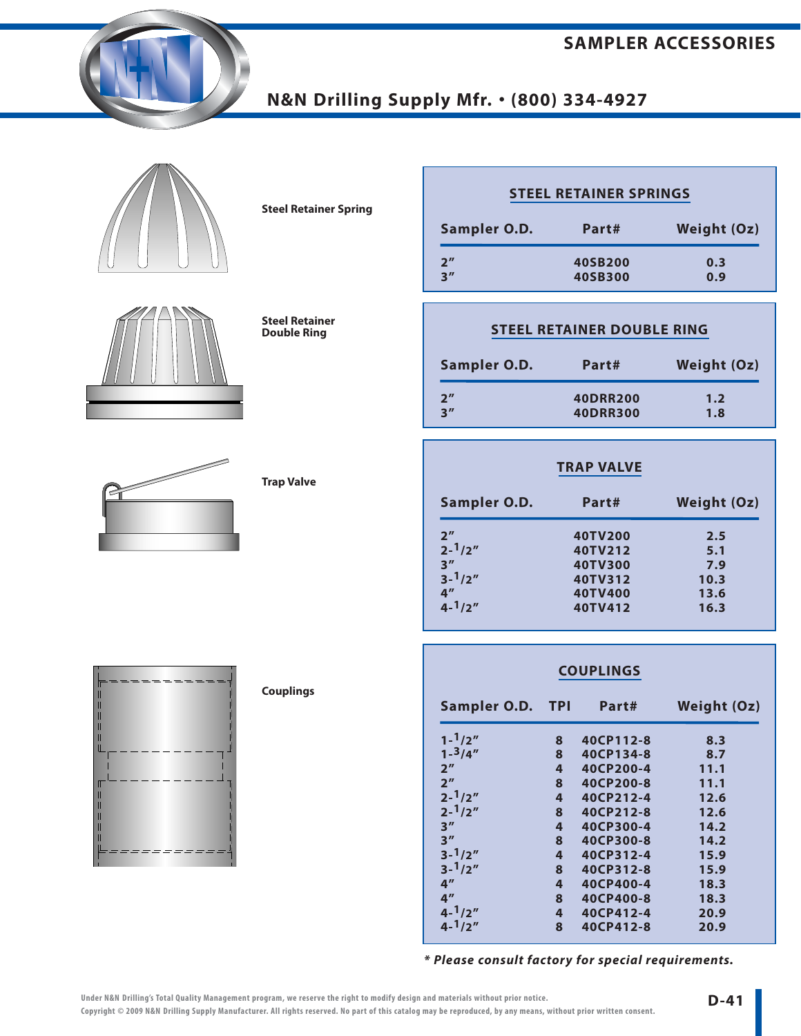# SAMPLER ACCESSORIES

## N&N Drilling Supply Mfr. • (800) 334-4927

**Steel Retainer Spring**

### STEEL RETAINER SPRINGS

| Sampler O.D. | Part# | Weight (Oz) |
|---|---|---|
| 2" | 40SB200 | 0.3 |
| 3" | 40SB300 | 0.9 |

**Steel Retainer Double Ring**

### STEEL RETAINER DOUBLE RING

| Sampler O.D. | Part# | Weight (Oz) |
|---|---|---|
| 2" | 40DRR200 | 1.2 |
| 3" | 40DRR300 | 1.8 |

**Trap Valve**

### TRAP VALVE

| Sampler O.D. | Part# | Weight (Oz) |
|---|---|---|
| 2" | 40TV200 | 2.5 |
| 2-1/2" | 40TV212 | 5.1 |
| 3" | 40TV300 | 7.9 |
| 3-1/2" | 40TV312 | 10.3 |
| 4" | 40TV400 | 13.6 |
| 4-1/2" | 40TV412 | 16.3 |

**Couplings**

### COUPLINGS

| Sampler O.D. | TPI | Part# | Weight (Oz) |
|---|---|---|---|
| 1-1/2" | 8 | 40CP112-8 | 8.3 |
| 1-3/4" | 8 | 40CP134-8 | 8.7 |
| 2" | 4 | 40CP200-4 | 11.1 |
| 2" | 8 | 40CP200-8 | 11.1 |
| 2-1/2" | 4 | 40CP212-4 | 12.6 |
| 2-1/2" | 8 | 40CP212-8 | 12.6 |
| 3" | 4 | 40CP300-4 | 14.2 |
| 3" | 8 | 40CP300-8 | 14.2 |
| 3-1/2" | 4 | 40CP312-4 | 15.9 |
| 3-1/2" | 8 | 40CP312-8 | 15.9 |
| 4" | 4 | 40CP400-4 | 18.3 |
| 4" | 8 | 40CP400-8 | 18.3 |
| 4-1/2" | 4 | 40CP412-4 | 20.9 |
| 4-1/2" | 8 | 40CP412-8 | 20.9 |

***Please consult factory for special requirements.***

Under N&N Drilling's Total Quality Management program, we reserve the right to modify design and materials without prior notice.
Copyright © 2009 N&N Drilling Supply Manufacturer. All rights reserved. No part of this catalog may be reproduced, by any means, without prior written consent.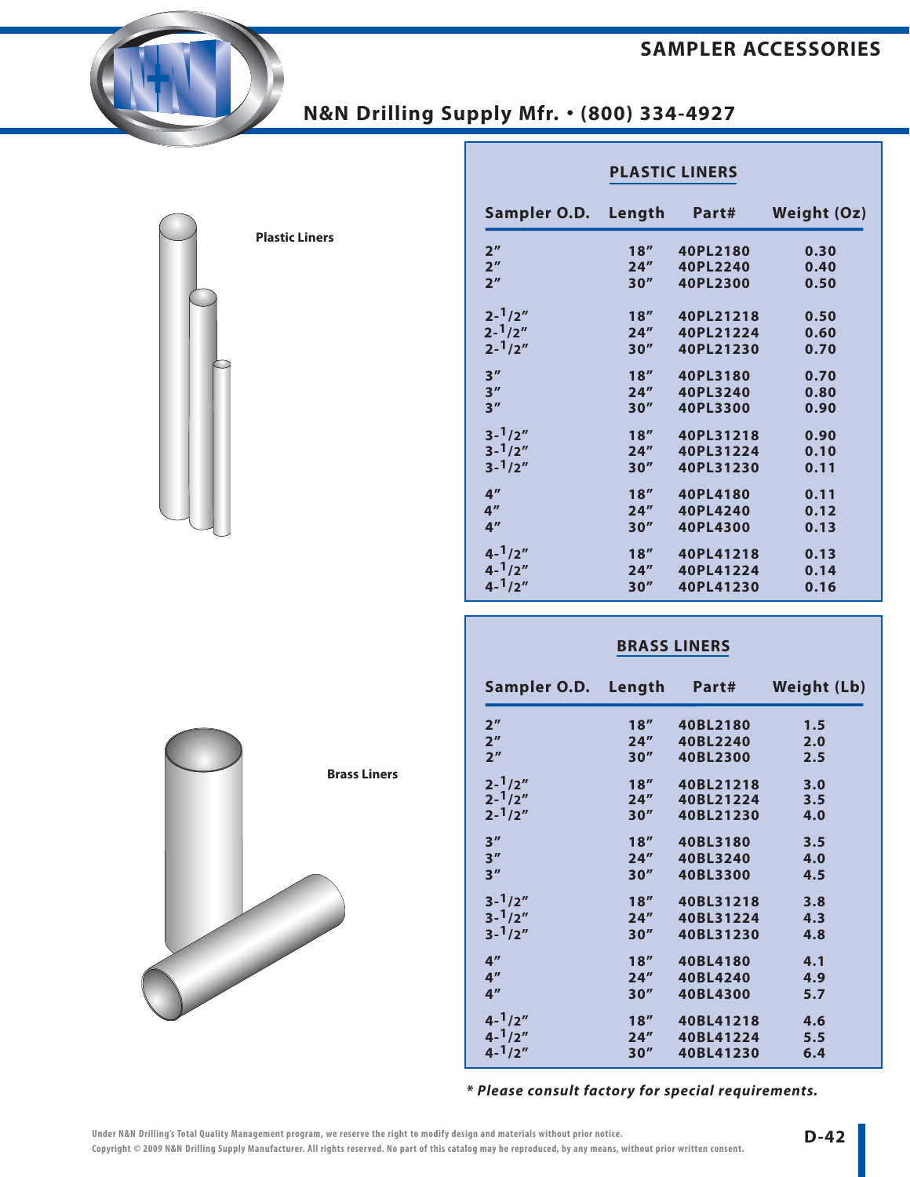# SAMPLER ACCESSORIES

## N&N Drilling Supply Mfr. • (800) 334-4927

Plastic Liners

Brass Liners

### PLASTIC LINERS

| Sampler O.D. | Length | Part# | Weight (Oz) |
|---|---|---|---|
| 2″ | 18″ | 40PL2180 | 0.30 |
| 2″ | 24″ | 40PL2240 | 0.40 |
| 2″ | 30″ | 40PL2300 | 0.50 |
| 2-1/2″ | 18″ | 40PL21218 | 0.50 |
| 2-1/2″ | 24″ | 40PL21224 | 0.60 |
| 2-1/2″ | 30″ | 40PL21230 | 0.70 |
| 3″ | 18″ | 40PL3180 | 0.70 |
| 3″ | 24″ | 40PL3240 | 0.80 |
| 3″ | 30″ | 40PL3300 | 0.90 |
| 3-1/2″ | 18″ | 40PL31218 | 0.90 |
| 3-1/2″ | 24″ | 40PL31224 | 0.10 |
| 3-1/2″ | 30″ | 40PL31230 | 0.11 |
| 4″ | 18″ | 40PL4180 | 0.11 |
| 4″ | 24″ | 40PL4240 | 0.12 |
| 4″ | 30″ | 40PL4300 | 0.13 |
| 4-1/2″ | 18″ | 40PL41218 | 0.13 |
| 4-1/2″ | 24″ | 40PL41224 | 0.14 |
| 4-1/2″ | 30″ | 40PL41230 | 0.16 |

### BRASS LINERS

| Sampler O.D. | Length | Part# | Weight (Lb) |
|---|---|---|---|
| 2″ | 18″ | 40BL2180 | 1.5 |
| 2″ | 24″ | 40BL2240 | 2.0 |
| 2″ | 30″ | 40BL2300 | 2.5 |
| 2-1/2″ | 18″ | 40BL21218 | 3.0 |
| 2-1/2″ | 24″ | 40BL21224 | 3.5 |
| 2-1/2″ | 30″ | 40BL21230 | 4.0 |
| 3″ | 18″ | 40BL3180 | 3.5 |
| 3″ | 24″ | 40BL3240 | 4.0 |
| 3″ | 30″ | 40BL3300 | 4.5 |
| 3-1/2″ | 18″ | 40BL31218 | 3.8 |
| 3-1/2″ | 24″ | 40BL31224 | 4.3 |
| 3-1/2″ | 30″ | 40BL31230 | 4.8 |
| 4″ | 18″ | 40BL4180 | 4.1 |
| 4″ | 24″ | 40BL4240 | 4.9 |
| 4″ | 30″ | 40BL4300 | 5.7 |
| 4-1/2″ | 18″ | 40BL41218 | 4.6 |
| 4-1/2″ | 24″ | 40BL41224 | 5.5 |
| 4-1/2″ | 30″ | 40BL41230 | 6.4 |

*** Please consult factory for special requirements.***

Under N&N Drilling's Total Quality Management program, we reserve the right to modify design and materials without prior notice.
Copyright © 2009 N&N Drilling Supply Manufacturer. All rights reserved. No part of this catalog may be reproduced, by any means, without prior written consent.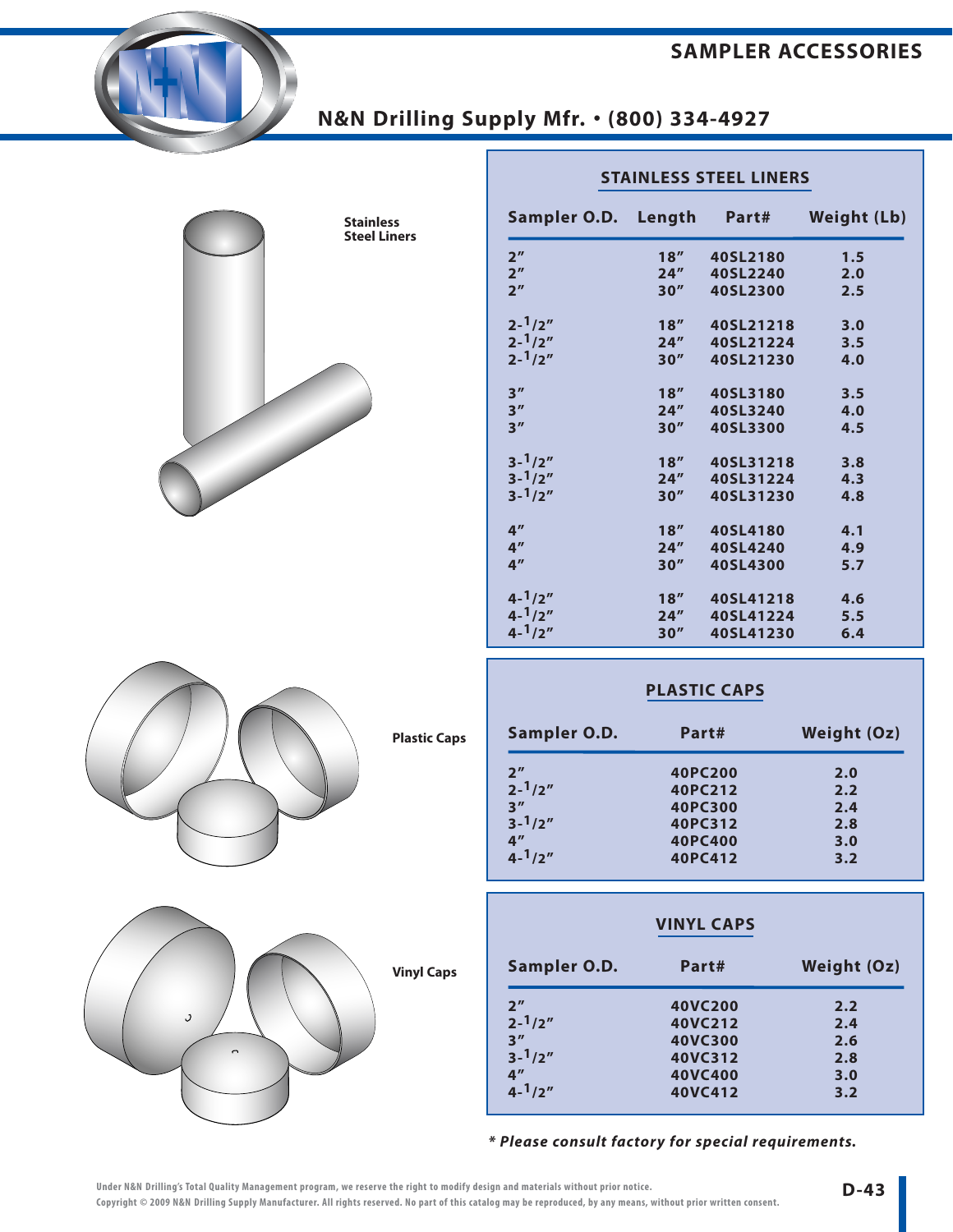# SAMPLER ACCESSORIES

## N&N Drilling Supply Mfr. • (800) 334-4927

Stainless Steel Liners

### STAINLESS STEEL LINERS

| Sampler O.D. | Length | Part# | Weight (Lb) |
|---|---|---|---|
| 2″ | 18″ | 40SL2180 | 1.5 |
| 2″ | 24″ | 40SL2240 | 2.0 |
| 2″ | 30″ | 40SL2300 | 2.5 |
| 2-1/2″ | 18″ | 40SL21218 | 3.0 |
| 2-1/2″ | 24″ | 40SL21224 | 3.5 |
| 2-1/2″ | 30″ | 40SL21230 | 4.0 |
| 3″ | 18″ | 40SL3180 | 3.5 |
| 3″ | 24″ | 40SL3240 | 4.0 |
| 3″ | 30″ | 40SL3300 | 4.5 |
| 3-1/2″ | 18″ | 40SL31218 | 3.8 |
| 3-1/2″ | 24″ | 40SL31224 | 4.3 |
| 3-1/2″ | 30″ | 40SL31230 | 4.8 |
| 4″ | 18″ | 40SL4180 | 4.1 |
| 4″ | 24″ | 40SL4240 | 4.9 |
| 4″ | 30″ | 40SL4300 | 5.7 |
| 4-1/2″ | 18″ | 40SL41218 | 4.6 |
| 4-1/2″ | 24″ | 40SL41224 | 5.5 |
| 4-1/2″ | 30″ | 40SL41230 | 6.4 |

Plastic Caps

### PLASTIC CAPS

| Sampler O.D. | Part# | Weight (Oz) |
|---|---|---|
| 2″ | 40PC200 | 2.0 |
| 2-1/2″ | 40PC212 | 2.2 |
| 3″ | 40PC300 | 2.4 |
| 3-1/2″ | 40PC312 | 2.8 |
| 4″ | 40PC400 | 3.0 |
| 4-1/2″ | 40PC412 | 3.2 |

Vinyl Caps

### VINYL CAPS

| Sampler O.D. | Part# | Weight (Oz) |
|---|---|---|
| 2″ | 40VC200 | 2.2 |
| 2-1/2″ | 40VC212 | 2.4 |
| 3″ | 40VC300 | 2.6 |
| 3-1/2″ | 40VC312 | 2.8 |
| 4″ | 40VC400 | 3.0 |
| 4-1/2″ | 40VC412 | 3.2 |

***Please consult factory for special requirements.***

Under N&N Drilling's Total Quality Management program, we reserve the right to modify design and materials without prior notice.
Copyright © 2009 N&N Drilling Supply Manufacturer. All rights reserved. No part of this catalog may be reproduced, by any means, without prior written consent.